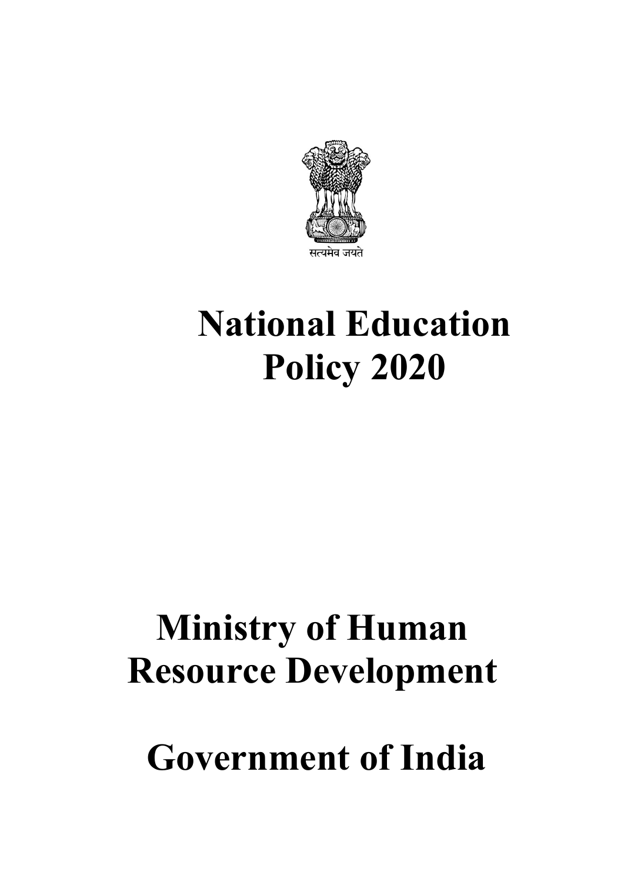सत्यमेव जयते

# National Education Policy 2020

# Ministry of Human Resource Development

# Government of India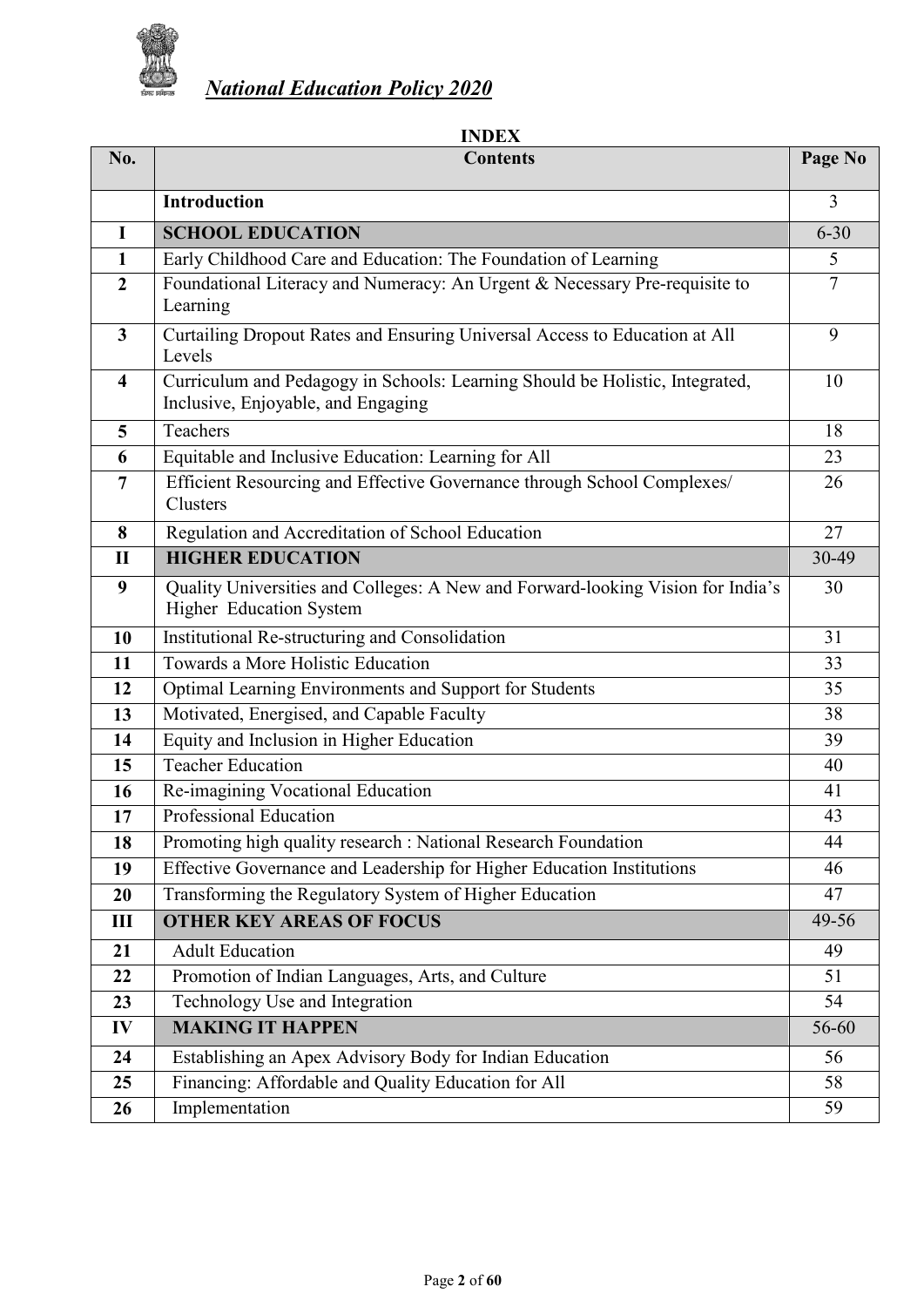# *National Education Policy 2020*

## INDEX

| No. | Contents | Page No |
|---|---|---|
| | **Introduction** | 3 |
| **I** | **SCHOOL EDUCATION** | 6-30 |
| **1** | Early Childhood Care and Education: The Foundation of Learning | 5 |
| **2** | Foundational Literacy and Numeracy: An Urgent & Necessary Pre-requisite to Learning | 7 |
| **3** | Curtailing Dropout Rates and Ensuring Universal Access to Education at All Levels | 9 |
| **4** | Curriculum and Pedagogy in Schools: Learning Should be Holistic, Integrated, Inclusive, Enjoyable, and Engaging | 10 |
| **5** | Teachers | 18 |
| **6** | Equitable and Inclusive Education: Learning for All | 23 |
| **7** | Efficient Resourcing and Effective Governance through School Complexes/ Clusters | 26 |
| **8** | Regulation and Accreditation of School Education | 27 |
| **II** | **HIGHER EDUCATION** | 30-49 |
| **9** | Quality Universities and Colleges: A New and Forward-looking Vision for India's Higher Education System | 30 |
| **10** | Institutional Re-structuring and Consolidation | 31 |
| **11** | Towards a More Holistic Education | 33 |
| **12** | Optimal Learning Environments and Support for Students | 35 |
| **13** | Motivated, Energised, and Capable Faculty | 38 |
| **14** | Equity and Inclusion in Higher Education | 39 |
| **15** | Teacher Education | 40 |
| **16** | Re-imagining Vocational Education | 41 |
| **17** | Professional Education | 43 |
| **18** | Promoting high quality research : National Research Foundation | 44 |
| **19** | Effective Governance and Leadership for Higher Education Institutions | 46 |
| **20** | Transforming the Regulatory System of Higher Education | 47 |
| **III** | **OTHER KEY AREAS OF FOCUS** | 49-56 |
| **21** | Adult Education | 49 |
| **22** | Promotion of Indian Languages, Arts, and Culture | 51 |
| **23** | Technology Use and Integration | 54 |
| **IV** | **MAKING IT HAPPEN** | 56-60 |
| **24** | Establishing an Apex Advisory Body for Indian Education | 56 |
| **25** | Financing: Affordable and Quality Education for All | 58 |
| **26** | Implementation | 59 |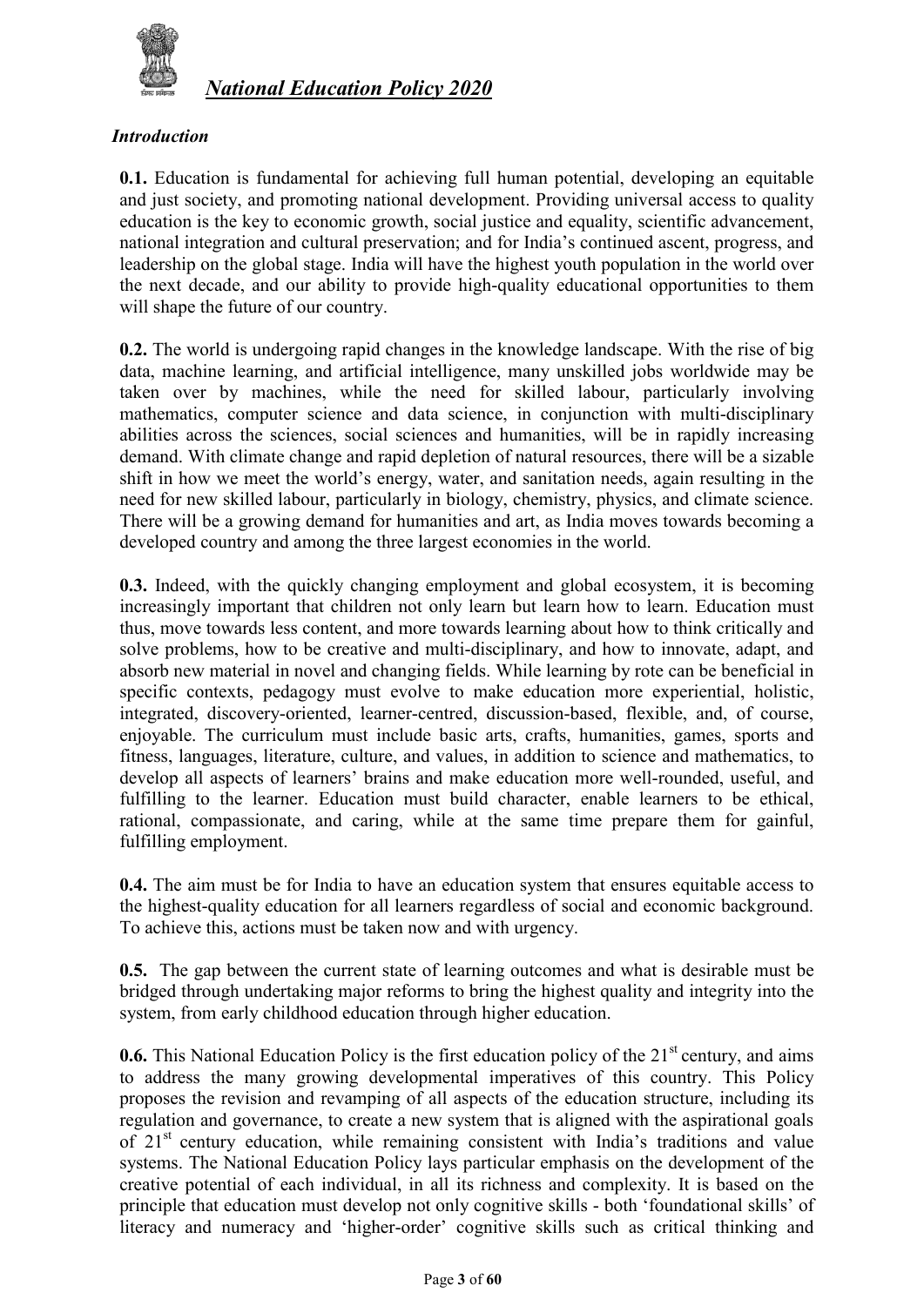## *Introduction*

**0.1.** Education is fundamental for achieving full human potential, developing an equitable and just society, and promoting national development. Providing universal access to quality education is the key to economic growth, social justice and equality, scientific advancement, national integration and cultural preservation; and for India's continued ascent, progress, and leadership on the global stage. India will have the highest youth population in the world over the next decade, and our ability to provide high-quality educational opportunities to them will shape the future of our country.

**0.2.** The world is undergoing rapid changes in the knowledge landscape. With the rise of big data, machine learning, and artificial intelligence, many unskilled jobs worldwide may be taken over by machines, while the need for skilled labour, particularly involving mathematics, computer science and data science, in conjunction with multi-disciplinary abilities across the sciences, social sciences and humanities, will be in rapidly increasing demand. With climate change and rapid depletion of natural resources, there will be a sizable shift in how we meet the world's energy, water, and sanitation needs, again resulting in the need for new skilled labour, particularly in biology, chemistry, physics, and climate science. There will be a growing demand for humanities and art, as India moves towards becoming a developed country and among the three largest economies in the world.

**0.3.** Indeed, with the quickly changing employment and global ecosystem, it is becoming increasingly important that children not only learn but learn how to learn. Education must thus, move towards less content, and more towards learning about how to think critically and solve problems, how to be creative and multi-disciplinary, and how to innovate, adapt, and absorb new material in novel and changing fields. While learning by rote can be beneficial in specific contexts, pedagogy must evolve to make education more experiential, holistic, integrated, discovery-oriented, learner-centred, discussion-based, flexible, and, of course, enjoyable. The curriculum must include basic arts, crafts, humanities, games, sports and fitness, languages, literature, culture, and values, in addition to science and mathematics, to develop all aspects of learners' brains and make education more well-rounded, useful, and fulfilling to the learner. Education must build character, enable learners to be ethical, rational, compassionate, and caring, while at the same time prepare them for gainful, fulfilling employment.

**0.4.** The aim must be for India to have an education system that ensures equitable access to the highest-quality education for all learners regardless of social and economic background. To achieve this, actions must be taken now and with urgency.

**0.5.** The gap between the current state of learning outcomes and what is desirable must be bridged through undertaking major reforms to bring the highest quality and integrity into the system, from early childhood education through higher education.

**0.6.** This National Education Policy is the first education policy of the 21st century, and aims to address the many growing developmental imperatives of this country. This Policy proposes the revision and revamping of all aspects of the education structure, including its regulation and governance, to create a new system that is aligned with the aspirational goals of 21st century education, while remaining consistent with India's traditions and value systems. The National Education Policy lays particular emphasis on the development of the creative potential of each individual, in all its richness and complexity. It is based on the principle that education must develop not only cognitive skills - both 'foundational skills' of literacy and numeracy and 'higher-order' cognitive skills such as critical thinking and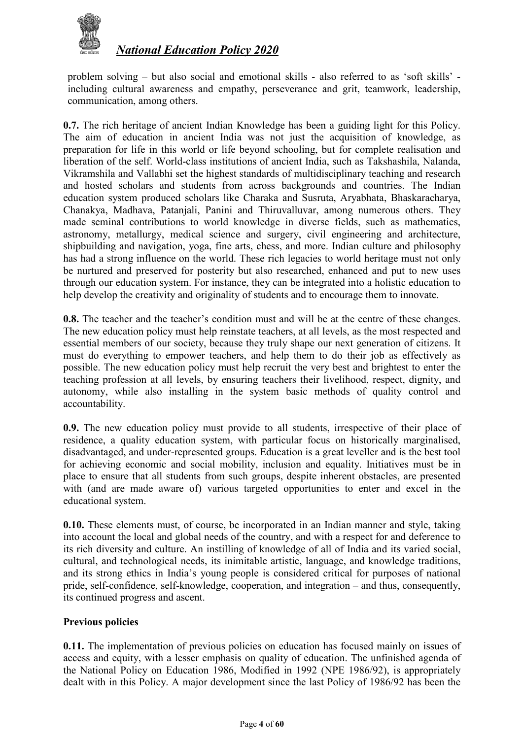problem solving – but also social and emotional skills - also referred to as 'soft skills' - including cultural awareness and empathy, perseverance and grit, teamwork, leadership, communication, among others.

**0.7.** The rich heritage of ancient Indian Knowledge has been a guiding light for this Policy. The aim of education in ancient India was not just the acquisition of knowledge, as preparation for life in this world or life beyond schooling, but for complete realisation and liberation of the self. World-class institutions of ancient India, such as Takshashila, Nalanda, Vikramshila and Vallabhi set the highest standards of multidisciplinary teaching and research and hosted scholars and students from across backgrounds and countries. The Indian education system produced scholars like Charaka and Susruta, Aryabhata, Bhaskaracharya, Chanakya, Madhava, Patanjali, Panini and Thiruvalluvar, among numerous others. They made seminal contributions to world knowledge in diverse fields, such as mathematics, astronomy, metallurgy, medical science and surgery, civil engineering and architecture, shipbuilding and navigation, yoga, fine arts, chess, and more. Indian culture and philosophy has had a strong influence on the world. These rich legacies to world heritage must not only be nurtured and preserved for posterity but also researched, enhanced and put to new uses through our education system. For instance, they can be integrated into a holistic education to help develop the creativity and originality of students and to encourage them to innovate.

**0.8.** The teacher and the teacher's condition must and will be at the centre of these changes. The new education policy must help reinstate teachers, at all levels, as the most respected and essential members of our society, because they truly shape our next generation of citizens. It must do everything to empower teachers, and help them to do their job as effectively as possible. The new education policy must help recruit the very best and brightest to enter the teaching profession at all levels, by ensuring teachers their livelihood, respect, dignity, and autonomy, while also installing in the system basic methods of quality control and accountability.

**0.9.** The new education policy must provide to all students, irrespective of their place of residence, a quality education system, with particular focus on historically marginalised, disadvantaged, and under-represented groups. Education is a great leveller and is the best tool for achieving economic and social mobility, inclusion and equality. Initiatives must be in place to ensure that all students from such groups, despite inherent obstacles, are presented with (and are made aware of) various targeted opportunities to enter and excel in the educational system.

**0.10.** These elements must, of course, be incorporated in an Indian manner and style, taking into account the local and global needs of the country, and with a respect for and deference to its rich diversity and culture. An instilling of knowledge of all of India and its varied social, cultural, and technological needs, its inimitable artistic, language, and knowledge traditions, and its strong ethics in India's young people is considered critical for purposes of national pride, self-confidence, self-knowledge, cooperation, and integration – and thus, consequently, its continued progress and ascent.

### Previous policies

**0.11.** The implementation of previous policies on education has focused mainly on issues of access and equity, with a lesser emphasis on quality of education. The unfinished agenda of the National Policy on Education 1986, Modified in 1992 (NPE 1986/92), is appropriately dealt with in this Policy. A major development since the last Policy of 1986/92 has been the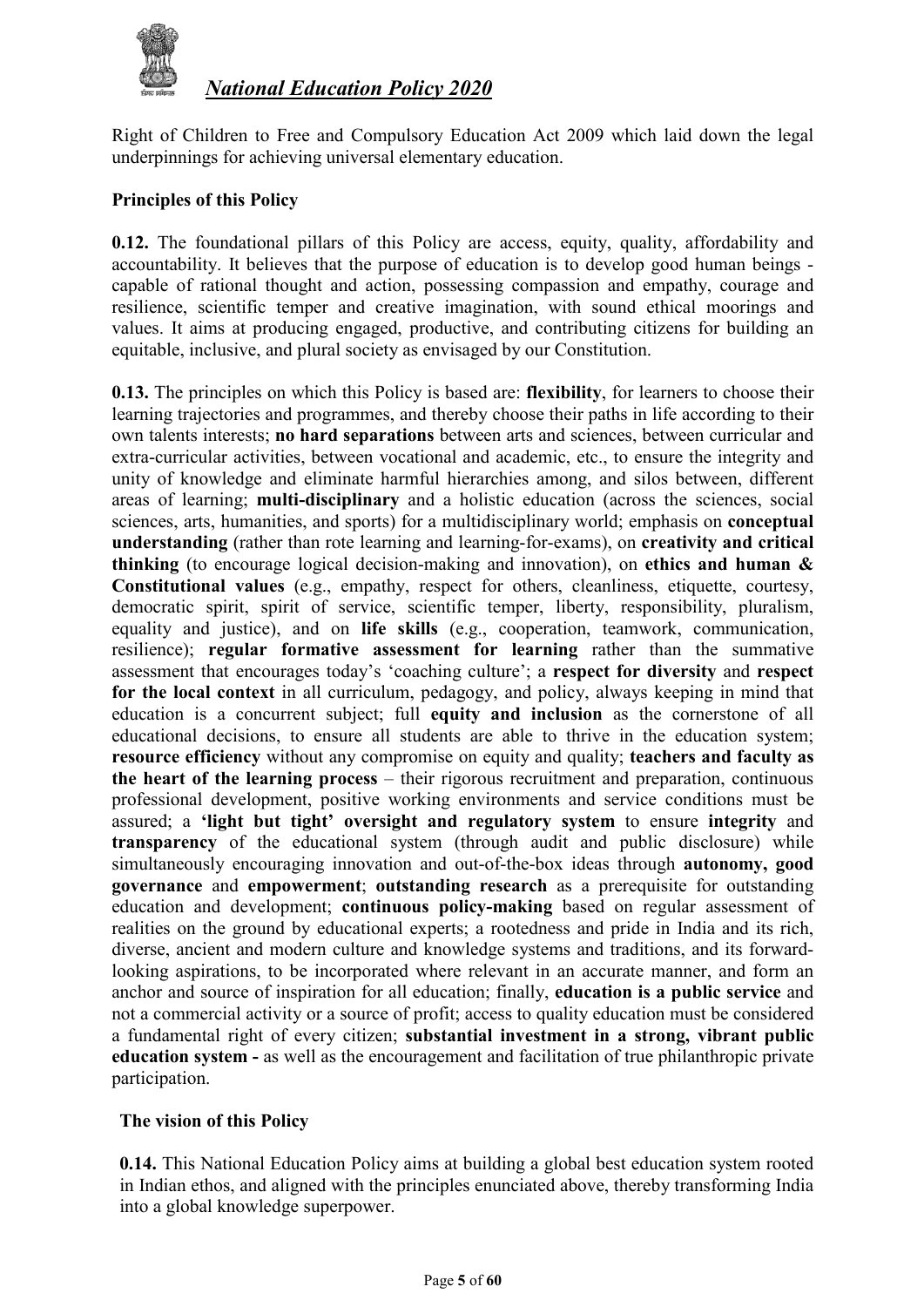Right of Children to Free and Compulsory Education Act 2009 which laid down the legal underpinnings for achieving universal elementary education.

### Principles of this Policy

**0.12.** The foundational pillars of this Policy are access, equity, quality, affordability and accountability. It believes that the purpose of education is to develop good human beings - capable of rational thought and action, possessing compassion and empathy, courage and resilience, scientific temper and creative imagination, with sound ethical moorings and values. It aims at producing engaged, productive, and contributing citizens for building an equitable, inclusive, and plural society as envisaged by our Constitution.

**0.13.** The principles on which this Policy is based are: **flexibility**, for learners to choose their learning trajectories and programmes, and thereby choose their paths in life according to their own talents interests; **no hard separations** between arts and sciences, between curricular and extra-curricular activities, between vocational and academic, etc., to ensure the integrity and unity of knowledge and eliminate harmful hierarchies among, and silos between, different areas of learning; **multi-disciplinary** and a holistic education (across the sciences, social sciences, arts, humanities, and sports) for a multidisciplinary world; emphasis on **conceptual understanding** (rather than rote learning and learning-for-exams), on **creativity and critical thinking** (to encourage logical decision-making and innovation), on **ethics and human & Constitutional values** (e.g., empathy, respect for others, cleanliness, etiquette, courtesy, democratic spirit, spirit of service, scientific temper, liberty, responsibility, pluralism, equality and justice), and on **life skills** (e.g., cooperation, teamwork, communication, resilience); **regular formative assessment for learning** rather than the summative assessment that encourages today's 'coaching culture'; a **respect for diversity** and **respect for the local context** in all curriculum, pedagogy, and policy, always keeping in mind that education is a concurrent subject; full **equity and inclusion** as the cornerstone of all educational decisions, to ensure all students are able to thrive in the education system; **resource efficiency** without any compromise on equity and quality; **teachers and faculty as the heart of the learning process** – their rigorous recruitment and preparation, continuous professional development, positive working environments and service conditions must be assured; a **'light but tight' oversight and regulatory system** to ensure **integrity** and **transparency** of the educational system (through audit and public disclosure) while simultaneously encouraging innovation and out-of-the-box ideas through **autonomy, good governance** and **empowerment**; **outstanding research** as a prerequisite for outstanding education and development; **continuous policy-making** based on regular assessment of realities on the ground by educational experts; a rootedness and pride in India and its rich, diverse, ancient and modern culture and knowledge systems and traditions, and its forward-looking aspirations, to be incorporated where relevant in an accurate manner, and form an anchor and source of inspiration for all education; finally, **education is a public service** and not a commercial activity or a source of profit; access to quality education must be considered a fundamental right of every citizen; **substantial investment in a strong, vibrant public education system -** as well as the encouragement and facilitation of true philanthropic private participation.

### The vision of this Policy

**0.14.** This National Education Policy aims at building a global best education system rooted in Indian ethos, and aligned with the principles enunciated above, thereby transforming India into a global knowledge superpower.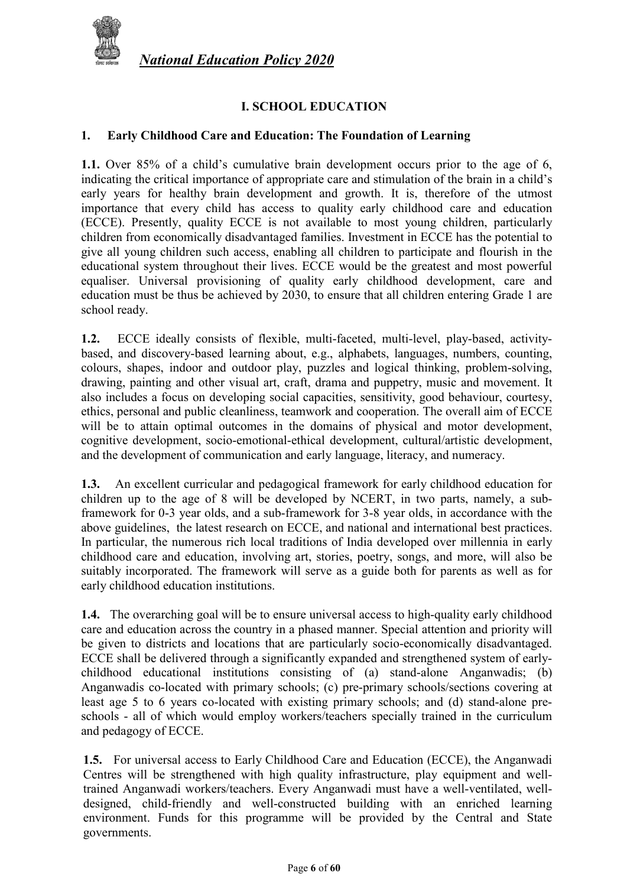# I. SCHOOL EDUCATION

## 1. Early Childhood Care and Education: The Foundation of Learning

**1.1.** Over 85% of a child's cumulative brain development occurs prior to the age of 6, indicating the critical importance of appropriate care and stimulation of the brain in a child's early years for healthy brain development and growth. It is, therefore of the utmost importance that every child has access to quality early childhood care and education (ECCE). Presently, quality ECCE is not available to most young children, particularly children from economically disadvantaged families. Investment in ECCE has the potential to give all young children such access, enabling all children to participate and flourish in the educational system throughout their lives. ECCE would be the greatest and most powerful equaliser. Universal provisioning of quality early childhood development, care and education must be thus be achieved by 2030, to ensure that all children entering Grade 1 are school ready.

**1.2.** ECCE ideally consists of flexible, multi-faceted, multi-level, play-based, activity-based, and discovery-based learning about, e.g., alphabets, languages, numbers, counting, colours, shapes, indoor and outdoor play, puzzles and logical thinking, problem-solving, drawing, painting and other visual art, craft, drama and puppetry, music and movement. It also includes a focus on developing social capacities, sensitivity, good behaviour, courtesy, ethics, personal and public cleanliness, teamwork and cooperation. The overall aim of ECCE will be to attain optimal outcomes in the domains of physical and motor development, cognitive development, socio-emotional-ethical development, cultural/artistic development, and the development of communication and early language, literacy, and numeracy.

**1.3.** An excellent curricular and pedagogical framework for early childhood education for children up to the age of 8 will be developed by NCERT, in two parts, namely, a sub-framework for 0-3 year olds, and a sub-framework for 3-8 year olds, in accordance with the above guidelines, the latest research on ECCE, and national and international best practices. In particular, the numerous rich local traditions of India developed over millennia in early childhood care and education, involving art, stories, poetry, songs, and more, will also be suitably incorporated. The framework will serve as a guide both for parents as well as for early childhood education institutions.

**1.4.** The overarching goal will be to ensure universal access to high-quality early childhood care and education across the country in a phased manner. Special attention and priority will be given to districts and locations that are particularly socio-economically disadvantaged. ECCE shall be delivered through a significantly expanded and strengthened system of early-childhood educational institutions consisting of (a) stand-alone Anganwadis; (b) Anganwadis co-located with primary schools; (c) pre-primary schools/sections covering at least age 5 to 6 years co-located with existing primary schools; and (d) stand-alone pre-schools - all of which would employ workers/teachers specially trained in the curriculum and pedagogy of ECCE.

**1.5.** For universal access to Early Childhood Care and Education (ECCE), the Anganwadi Centres will be strengthened with high quality infrastructure, play equipment and well-trained Anganwadi workers/teachers. Every Anganwadi must have a well-ventilated, well-designed, child-friendly and well-constructed building with an enriched learning environment. Funds for this programme will be provided by the Central and State governments.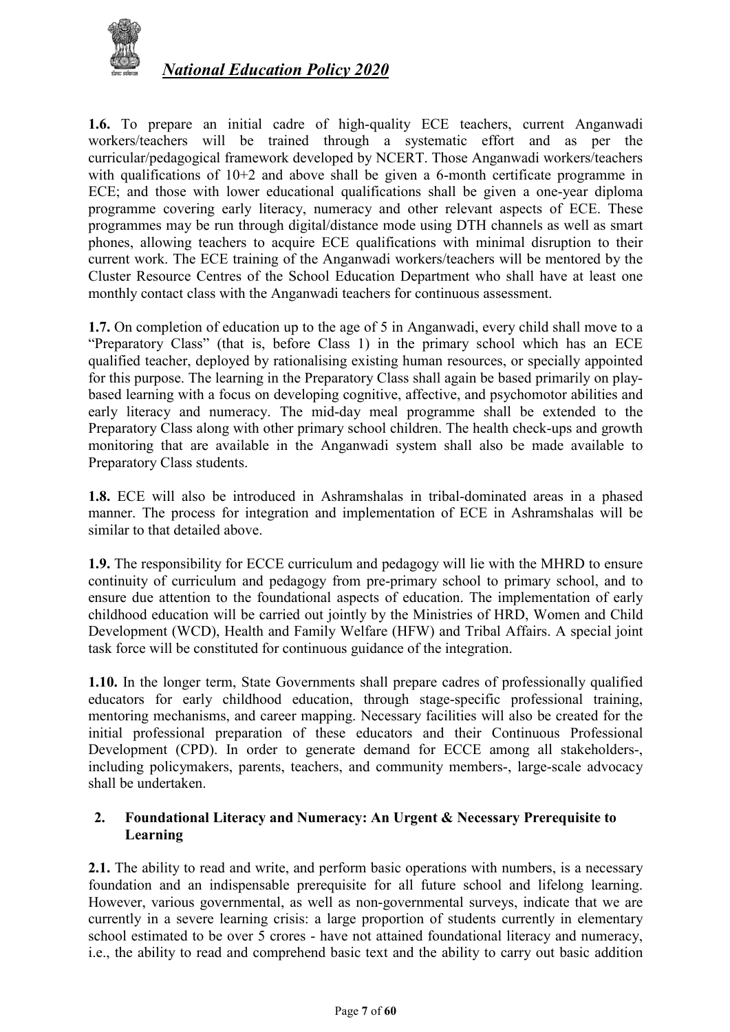**1.6.** To prepare an initial cadre of high-quality ECE teachers, current Anganwadi workers/teachers will be trained through a systematic effort and as per the curricular/pedagogical framework developed by NCERT. Those Anganwadi workers/teachers with qualifications of 10+2 and above shall be given a 6-month certificate programme in ECE; and those with lower educational qualifications shall be given a one-year diploma programme covering early literacy, numeracy and other relevant aspects of ECE. These programmes may be run through digital/distance mode using DTH channels as well as smart phones, allowing teachers to acquire ECE qualifications with minimal disruption to their current work. The ECE training of the Anganwadi workers/teachers will be mentored by the Cluster Resource Centres of the School Education Department who shall have at least one monthly contact class with the Anganwadi teachers for continuous assessment.

**1.7.** On completion of education up to the age of 5 in Anganwadi, every child shall move to a "Preparatory Class" (that is, before Class 1) in the primary school which has an ECE qualified teacher, deployed by rationalising existing human resources, or specially appointed for this purpose. The learning in the Preparatory Class shall again be based primarily on play-based learning with a focus on developing cognitive, affective, and psychomotor abilities and early literacy and numeracy. The mid-day meal programme shall be extended to the Preparatory Class along with other primary school children. The health check-ups and growth monitoring that are available in the Anganwadi system shall also be made available to Preparatory Class students.

**1.8.** ECE will also be introduced in Ashramshalas in tribal-dominated areas in a phased manner. The process for integration and implementation of ECE in Ashramshalas will be similar to that detailed above.

**1.9.** The responsibility for ECCE curriculum and pedagogy will lie with the MHRD to ensure continuity of curriculum and pedagogy from pre-primary school to primary school, and to ensure due attention to the foundational aspects of education. The implementation of early childhood education will be carried out jointly by the Ministries of HRD, Women and Child Development (WCD), Health and Family Welfare (HFW) and Tribal Affairs. A special joint task force will be constituted for continuous guidance of the integration.

**1.10.** In the longer term, State Governments shall prepare cadres of professionally qualified educators for early childhood education, through stage-specific professional training, mentoring mechanisms, and career mapping. Necessary facilities will also be created for the initial professional preparation of these educators and their Continuous Professional Development (CPD). In order to generate demand for ECCE among all stakeholders-, including policymakers, parents, teachers, and community members-, large-scale advocacy shall be undertaken.

## 2. Foundational Literacy and Numeracy: An Urgent & Necessary Prerequisite to Learning

**2.1.** The ability to read and write, and perform basic operations with numbers, is a necessary foundation and an indispensable prerequisite for all future school and lifelong learning. However, various governmental, as well as non-governmental surveys, indicate that we are currently in a severe learning crisis: a large proportion of students currently in elementary school estimated to be over 5 crores - have not attained foundational literacy and numeracy, i.e., the ability to read and comprehend basic text and the ability to carry out basic addition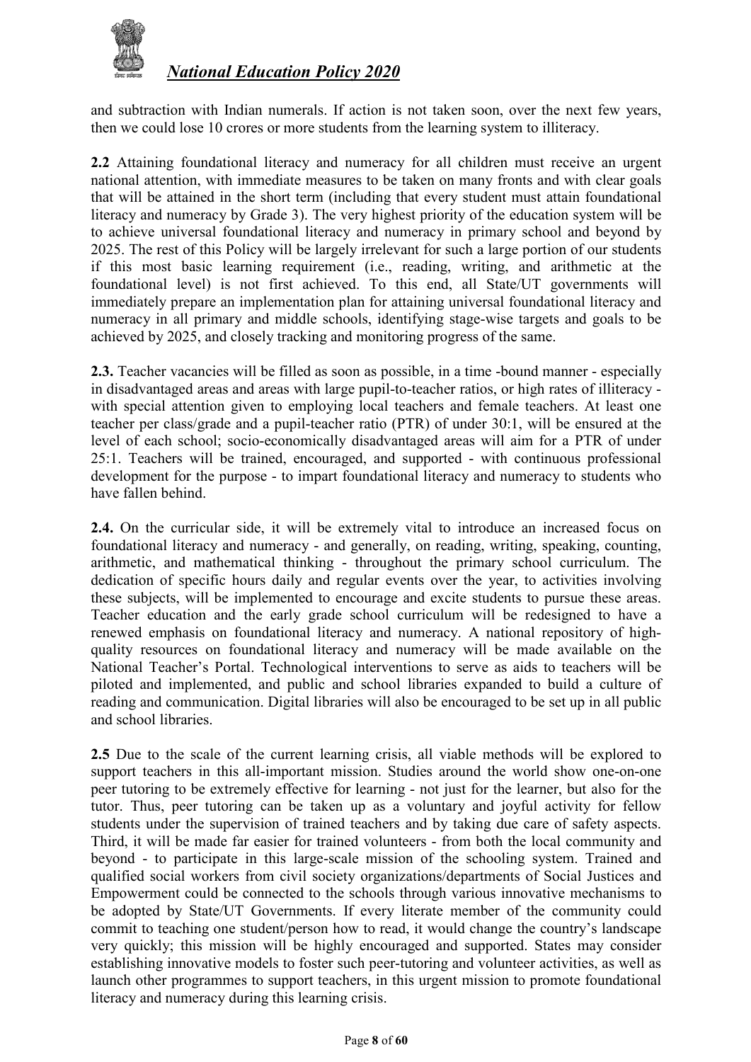and subtraction with Indian numerals. If action is not taken soon, over the next few years, then we could lose 10 crores or more students from the learning system to illiteracy.

**2.2** Attaining foundational literacy and numeracy for all children must receive an urgent national attention, with immediate measures to be taken on many fronts and with clear goals that will be attained in the short term (including that every student must attain foundational literacy and numeracy by Grade 3). The very highest priority of the education system will be to achieve universal foundational literacy and numeracy in primary school and beyond by 2025. The rest of this Policy will be largely irrelevant for such a large portion of our students if this most basic learning requirement (i.e., reading, writing, and arithmetic at the foundational level) is not first achieved. To this end, all State/UT governments will immediately prepare an implementation plan for attaining universal foundational literacy and numeracy in all primary and middle schools, identifying stage-wise targets and goals to be achieved by 2025, and closely tracking and monitoring progress of the same.

**2.3.** Teacher vacancies will be filled as soon as possible, in a time -bound manner - especially in disadvantaged areas and areas with large pupil-to-teacher ratios, or high rates of illiteracy - with special attention given to employing local teachers and female teachers. At least one teacher per class/grade and a pupil-teacher ratio (PTR) of under 30:1, will be ensured at the level of each school; socio-economically disadvantaged areas will aim for a PTR of under 25:1. Teachers will be trained, encouraged, and supported - with continuous professional development for the purpose - to impart foundational literacy and numeracy to students who have fallen behind.

**2.4.** On the curricular side, it will be extremely vital to introduce an increased focus on foundational literacy and numeracy - and generally, on reading, writing, speaking, counting, arithmetic, and mathematical thinking - throughout the primary school curriculum. The dedication of specific hours daily and regular events over the year, to activities involving these subjects, will be implemented to encourage and excite students to pursue these areas. Teacher education and the early grade school curriculum will be redesigned to have a renewed emphasis on foundational literacy and numeracy. A national repository of high-quality resources on foundational literacy and numeracy will be made available on the National Teacher's Portal. Technological interventions to serve as aids to teachers will be piloted and implemented, and public and school libraries expanded to build a culture of reading and communication. Digital libraries will also be encouraged to be set up in all public and school libraries.

**2.5** Due to the scale of the current learning crisis, all viable methods will be explored to support teachers in this all-important mission. Studies around the world show one-on-one peer tutoring to be extremely effective for learning - not just for the learner, but also for the tutor. Thus, peer tutoring can be taken up as a voluntary and joyful activity for fellow students under the supervision of trained teachers and by taking due care of safety aspects. Third, it will be made far easier for trained volunteers - from both the local community and beyond - to participate in this large-scale mission of the schooling system. Trained and qualified social workers from civil society organizations/departments of Social Justices and Empowerment could be connected to the schools through various innovative mechanisms to be adopted by State/UT Governments. If every literate member of the community could commit to teaching one student/person how to read, it would change the country's landscape very quickly; this mission will be highly encouraged and supported. States may consider establishing innovative models to foster such peer-tutoring and volunteer activities, as well as launch other programmes to support teachers, in this urgent mission to promote foundational literacy and numeracy during this learning crisis.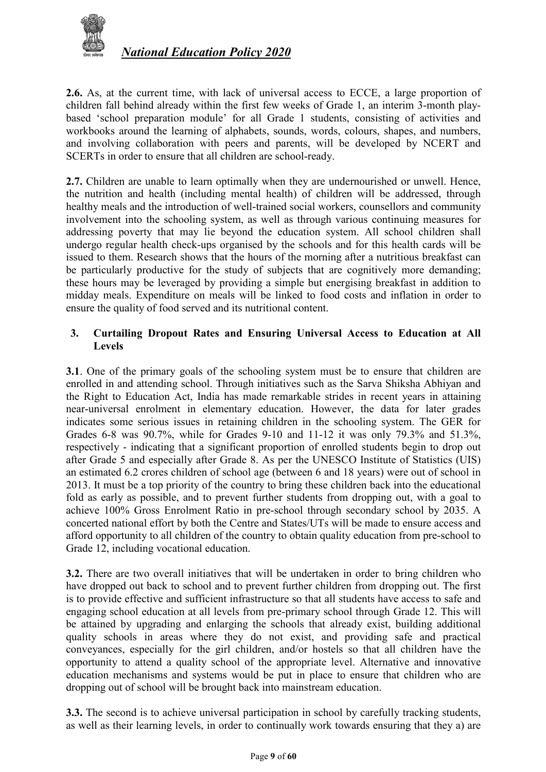**2.6.** As, at the current time, with lack of universal access to ECCE, a large proportion of children fall behind already within the first few weeks of Grade 1, an interim 3-month play-based 'school preparation module' for all Grade 1 students, consisting of activities and workbooks around the learning of alphabets, sounds, words, colours, shapes, and numbers, and involving collaboration with peers and parents, will be developed by NCERT and SCERTs in order to ensure that all children are school-ready.

**2.7.** Children are unable to learn optimally when they are undernourished or unwell. Hence, the nutrition and health (including mental health) of children will be addressed, through healthy meals and the introduction of well-trained social workers, counsellors and community involvement into the schooling system, as well as through various continuing measures for addressing poverty that may lie beyond the education system. All school children shall undergo regular health check-ups organised by the schools and for this health cards will be issued to them. Research shows that the hours of the morning after a nutritious breakfast can be particularly productive for the study of subjects that are cognitively more demanding; these hours may be leveraged by providing a simple but energising breakfast in addition to midday meals. Expenditure on meals will be linked to food costs and inflation in order to ensure the quality of food served and its nutritional content.

## 3. Curtailing Dropout Rates and Ensuring Universal Access to Education at All Levels

**3.1**. One of the primary goals of the schooling system must be to ensure that children are enrolled in and attending school. Through initiatives such as the Sarva Shiksha Abhiyan and the Right to Education Act, India has made remarkable strides in recent years in attaining near-universal enrolment in elementary education. However, the data for later grades indicates some serious issues in retaining children in the schooling system. The GER for Grades 6-8 was 90.7%, while for Grades 9-10 and 11-12 it was only 79.3% and 51.3%, respectively - indicating that a significant proportion of enrolled students begin to drop out after Grade 5 and especially after Grade 8. As per the UNESCO Institute of Statistics (UIS) an estimated 6.2 crores children of school age (between 6 and 18 years) were out of school in 2013. It must be a top priority of the country to bring these children back into the educational fold as early as possible, and to prevent further students from dropping out, with a goal to achieve 100% Gross Enrolment Ratio in pre-school through secondary school by 2035. A concerted national effort by both the Centre and States/UTs will be made to ensure access and afford opportunity to all children of the country to obtain quality education from pre-school to Grade 12, including vocational education.

**3.2.** There are two overall initiatives that will be undertaken in order to bring children who have dropped out back to school and to prevent further children from dropping out. The first is to provide effective and sufficient infrastructure so that all students have access to safe and engaging school education at all levels from pre-primary school through Grade 12. This will be attained by upgrading and enlarging the schools that already exist, building additional quality schools in areas where they do not exist, and providing safe and practical conveyances, especially for the girl children, and/or hostels so that all children have the opportunity to attend a quality school of the appropriate level. Alternative and innovative education mechanisms and systems would be put in place to ensure that children who are dropping out of school will be brought back into mainstream education.

**3.3.** The second is to achieve universal participation in school by carefully tracking students, as well as their learning levels, in order to continually work towards ensuring that they a) are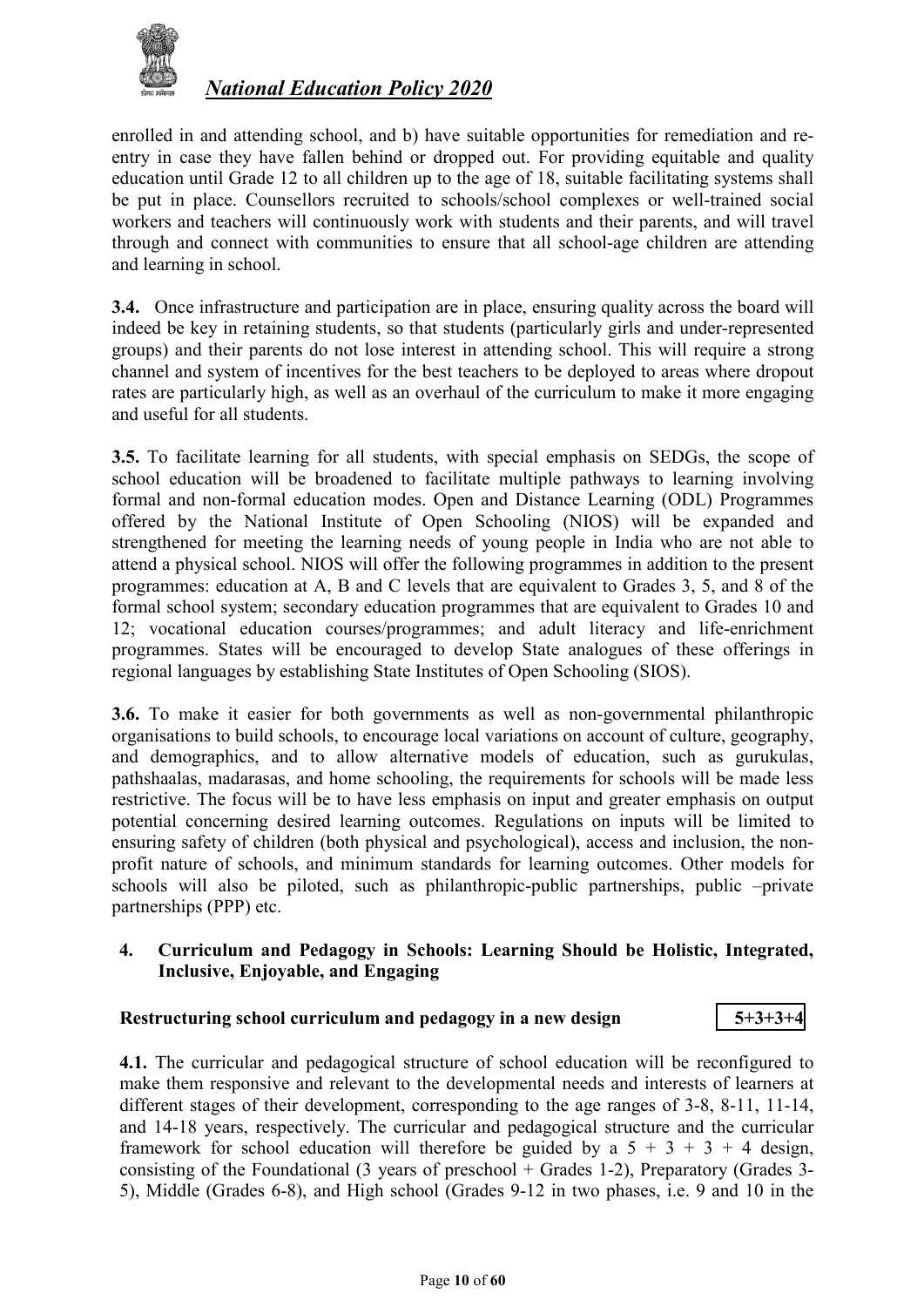enrolled in and attending school, and b) have suitable opportunities for remediation and re-entry in case they have fallen behind or dropped out. For providing equitable and quality education until Grade 12 to all children up to the age of 18, suitable facilitating systems shall be put in place. Counsellors recruited to schools/school complexes or well-trained social workers and teachers will continuously work with students and their parents, and will travel through and connect with communities to ensure that all school-age children are attending and learning in school.

**3.4.** Once infrastructure and participation are in place, ensuring quality across the board will indeed be key in retaining students, so that students (particularly girls and under-represented groups) and their parents do not lose interest in attending school. This will require a strong channel and system of incentives for the best teachers to be deployed to areas where dropout rates are particularly high, as well as an overhaul of the curriculum to make it more engaging and useful for all students.

**3.5.** To facilitate learning for all students, with special emphasis on SEDGs, the scope of school education will be broadened to facilitate multiple pathways to learning involving formal and non-formal education modes. Open and Distance Learning (ODL) Programmes offered by the National Institute of Open Schooling (NIOS) will be expanded and strengthened for meeting the learning needs of young people in India who are not able to attend a physical school. NIOS will offer the following programmes in addition to the present programmes: education at A, B and C levels that are equivalent to Grades 3, 5, and 8 of the formal school system; secondary education programmes that are equivalent to Grades 10 and 12; vocational education courses/programmes; and adult literacy and life-enrichment programmes. States will be encouraged to develop State analogues of these offerings in regional languages by establishing State Institutes of Open Schooling (SIOS).

**3.6.** To make it easier for both governments as well as non-governmental philanthropic organisations to build schools, to encourage local variations on account of culture, geography, and demographics, and to allow alternative models of education, such as gurukulas, pathshaalas, madarasas, and home schooling, the requirements for schools will be made less restrictive. The focus will be to have less emphasis on input and greater emphasis on output potential concerning desired learning outcomes. Regulations on inputs will be limited to ensuring safety of children (both physical and psychological), access and inclusion, the non-profit nature of schools, and minimum standards for learning outcomes. Other models for schools will also be piloted, such as philanthropic-public partnerships, public –private partnerships (PPP) etc.

## 4. Curriculum and Pedagogy in Schools: Learning Should be Holistic, Integrated, Inclusive, Enjoyable, and Engaging

### Restructuring school curriculum and pedagogy in a new design 5+3+3+4

**4.1.** The curricular and pedagogical structure of school education will be reconfigured to make them responsive and relevant to the developmental needs and interests of learners at different stages of their development, corresponding to the age ranges of 3-8, 8-11, 11-14, and 14-18 years, respectively. The curricular and pedagogical structure and the curricular framework for school education will therefore be guided by a 5 + 3 + 3 + 4 design, consisting of the Foundational (3 years of preschool + Grades 1-2), Preparatory (Grades 3-5), Middle (Grades 6-8), and High school (Grades 9-12 in two phases, i.e. 9 and 10 in the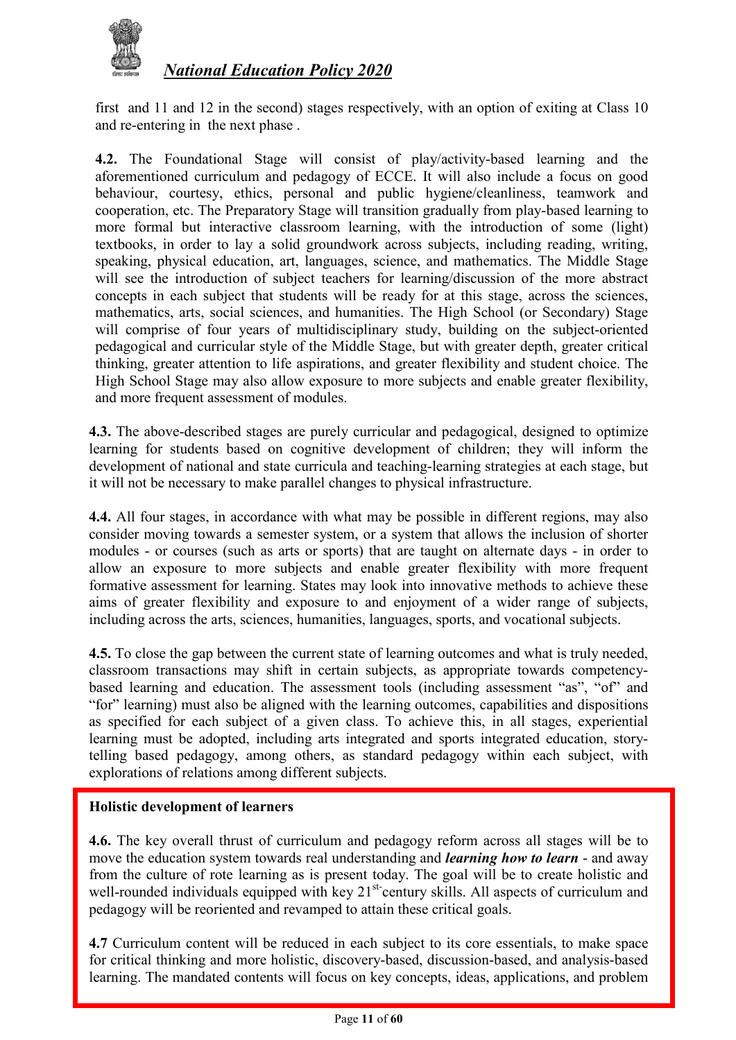first and 11 and 12 in the second) stages respectively, with an option of exiting at Class 10 and re-entering in the next phase .

**4.2.** The Foundational Stage will consist of play/activity-based learning and the aforementioned curriculum and pedagogy of ECCE. It will also include a focus on good behaviour, courtesy, ethics, personal and public hygiene/cleanliness, teamwork and cooperation, etc. The Preparatory Stage will transition gradually from play-based learning to more formal but interactive classroom learning, with the introduction of some (light) textbooks, in order to lay a solid groundwork across subjects, including reading, writing, speaking, physical education, art, languages, science, and mathematics. The Middle Stage will see the introduction of subject teachers for learning/discussion of the more abstract concepts in each subject that students will be ready for at this stage, across the sciences, mathematics, arts, social sciences, and humanities. The High School (or Secondary) Stage will comprise of four years of multidisciplinary study, building on the subject-oriented pedagogical and curricular style of the Middle Stage, but with greater depth, greater critical thinking, greater attention to life aspirations, and greater flexibility and student choice. The High School Stage may also allow exposure to more subjects and enable greater flexibility, and more frequent assessment of modules.

**4.3.** The above-described stages are purely curricular and pedagogical, designed to optimize learning for students based on cognitive development of children; they will inform the development of national and state curricula and teaching-learning strategies at each stage, but it will not be necessary to make parallel changes to physical infrastructure.

**4.4.** All four stages, in accordance with what may be possible in different regions, may also consider moving towards a semester system, or a system that allows the inclusion of shorter modules - or courses (such as arts or sports) that are taught on alternate days - in order to allow an exposure to more subjects and enable greater flexibility with more frequent formative assessment for learning. States may look into innovative methods to achieve these aims of greater flexibility and exposure to and enjoyment of a wider range of subjects, including across the arts, sciences, humanities, languages, sports, and vocational subjects.

**4.5.** To close the gap between the current state of learning outcomes and what is truly needed, classroom transactions may shift in certain subjects, as appropriate towards competency-based learning and education. The assessment tools (including assessment "as", "of" and "for" learning) must also be aligned with the learning outcomes, capabilities and dispositions as specified for each subject of a given class. To achieve this, in all stages, experiential learning must be adopted, including arts integrated and sports integrated education, story-telling based pedagogy, among others, as standard pedagogy within each subject, with explorations of relations among different subjects.

**Holistic development of learners**

**4.6.** The key overall thrust of curriculum and pedagogy reform across all stages will be to move the education system towards real understanding and ***learning how to learn*** - and away from the culture of rote learning as is present today. The goal will be to create holistic and well-rounded individuals equipped with key 21st century skills. All aspects of curriculum and pedagogy will be reoriented and revamped to attain these critical goals.

**4.7** Curriculum content will be reduced in each subject to its core essentials, to make space for critical thinking and more holistic, discovery-based, discussion-based, and analysis-based learning. The mandated contents will focus on key concepts, ideas, applications, and problem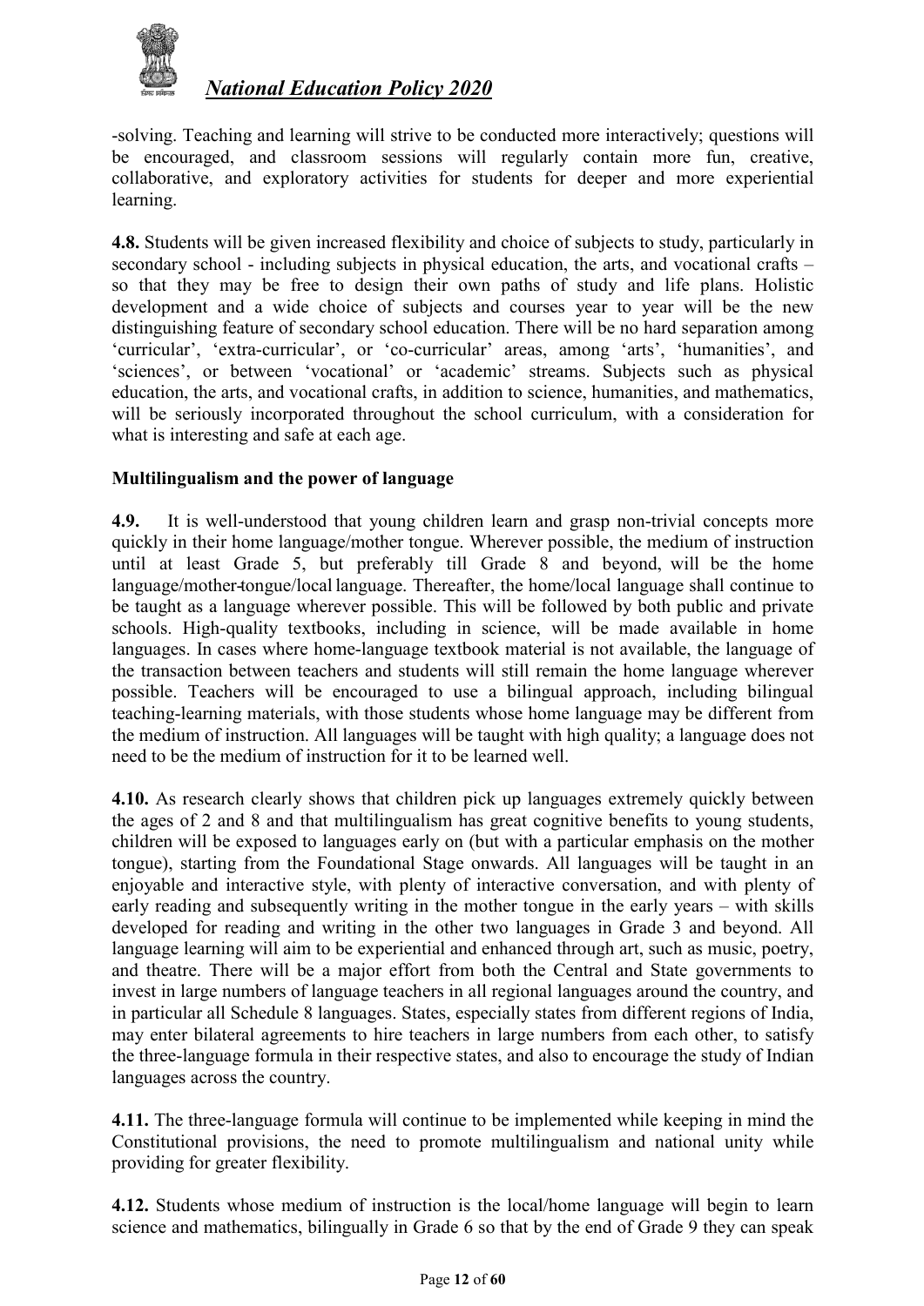-solving. Teaching and learning will strive to be conducted more interactively; questions will be encouraged, and classroom sessions will regularly contain more fun, creative, collaborative, and exploratory activities for students for deeper and more experiential learning.

**4.8.** Students will be given increased flexibility and choice of subjects to study, particularly in secondary school - including subjects in physical education, the arts, and vocational crafts – so that they may be free to design their own paths of study and life plans. Holistic development and a wide choice of subjects and courses year to year will be the new distinguishing feature of secondary school education. There will be no hard separation among 'curricular', 'extra-curricular', or 'co-curricular' areas, among 'arts', 'humanities', and 'sciences', or between 'vocational' or 'academic' streams. Subjects such as physical education, the arts, and vocational crafts, in addition to science, humanities, and mathematics, will be seriously incorporated throughout the school curriculum, with a consideration for what is interesting and safe at each age.

**Multilingualism and the power of language**

**4.9.** It is well-understood that young children learn and grasp non-trivial concepts more quickly in their home language/mother tongue. Wherever possible, the medium of instruction until at least Grade 5, but preferably till Grade 8 and beyond, will be the home language/mother-tongue/local language. Thereafter, the home/local language shall continue to be taught as a language wherever possible. This will be followed by both public and private schools. High-quality textbooks, including in science, will be made available in home languages. In cases where home-language textbook material is not available, the language of the transaction between teachers and students will still remain the home language wherever possible. Teachers will be encouraged to use a bilingual approach, including bilingual teaching-learning materials, with those students whose home language may be different from the medium of instruction. All languages will be taught with high quality; a language does not need to be the medium of instruction for it to be learned well.

**4.10.** As research clearly shows that children pick up languages extremely quickly between the ages of 2 and 8 and that multilingualism has great cognitive benefits to young students, children will be exposed to languages early on (but with a particular emphasis on the mother tongue), starting from the Foundational Stage onwards. All languages will be taught in an enjoyable and interactive style, with plenty of interactive conversation, and with plenty of early reading and subsequently writing in the mother tongue in the early years – with skills developed for reading and writing in the other two languages in Grade 3 and beyond. All language learning will aim to be experiential and enhanced through art, such as music, poetry, and theatre. There will be a major effort from both the Central and State governments to invest in large numbers of language teachers in all regional languages around the country, and in particular all Schedule 8 languages. States, especially states from different regions of India, may enter bilateral agreements to hire teachers in large numbers from each other, to satisfy the three-language formula in their respective states, and also to encourage the study of Indian languages across the country.

**4.11.** The three-language formula will continue to be implemented while keeping in mind the Constitutional provisions, the need to promote multilingualism and national unity while providing for greater flexibility.

**4.12.** Students whose medium of instruction is the local/home language will begin to learn science and mathematics, bilingually in Grade 6 so that by the end of Grade 9 they can speak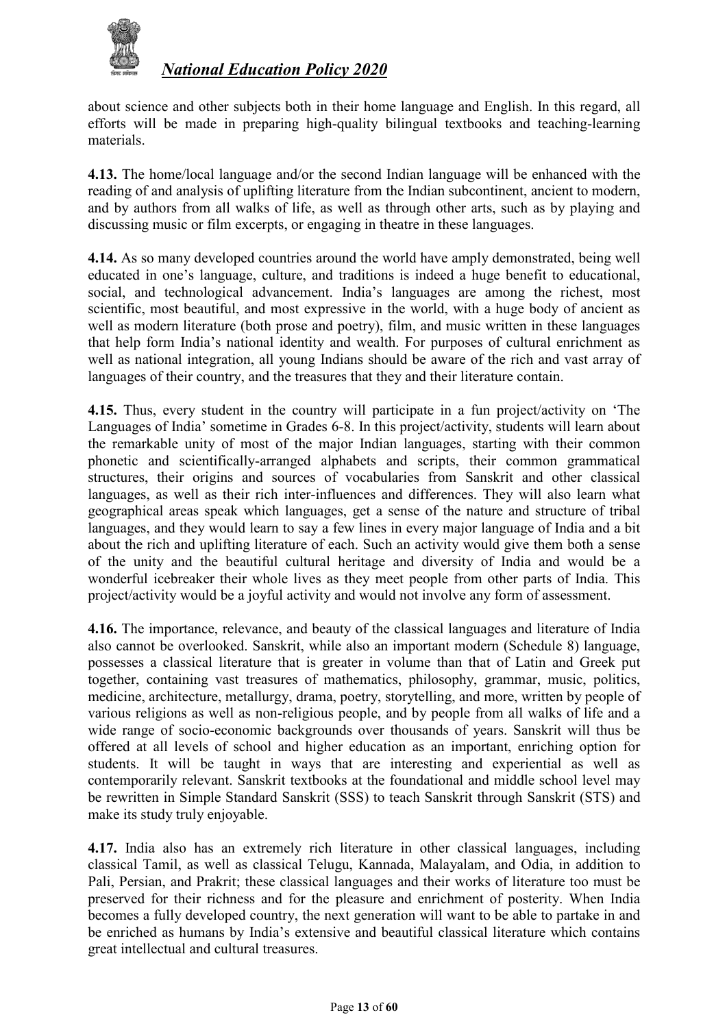about science and other subjects both in their home language and English. In this regard, all efforts will be made in preparing high-quality bilingual textbooks and teaching-learning materials.

**4.13.** The home/local language and/or the second Indian language will be enhanced with the reading of and analysis of uplifting literature from the Indian subcontinent, ancient to modern, and by authors from all walks of life, as well as through other arts, such as by playing and discussing music or film excerpts, or engaging in theatre in these languages.

**4.14.** As so many developed countries around the world have amply demonstrated, being well educated in one's language, culture, and traditions is indeed a huge benefit to educational, social, and technological advancement. India's languages are among the richest, most scientific, most beautiful, and most expressive in the world, with a huge body of ancient as well as modern literature (both prose and poetry), film, and music written in these languages that help form India's national identity and wealth. For purposes of cultural enrichment as well as national integration, all young Indians should be aware of the rich and vast array of languages of their country, and the treasures that they and their literature contain.

**4.15.** Thus, every student in the country will participate in a fun project/activity on 'The Languages of India' sometime in Grades 6-8. In this project/activity, students will learn about the remarkable unity of most of the major Indian languages, starting with their common phonetic and scientifically-arranged alphabets and scripts, their common grammatical structures, their origins and sources of vocabularies from Sanskrit and other classical languages, as well as their rich inter-influences and differences. They will also learn what geographical areas speak which languages, get a sense of the nature and structure of tribal languages, and they would learn to say a few lines in every major language of India and a bit about the rich and uplifting literature of each. Such an activity would give them both a sense of the unity and the beautiful cultural heritage and diversity of India and would be a wonderful icebreaker their whole lives as they meet people from other parts of India. This project/activity would be a joyful activity and would not involve any form of assessment.

**4.16.** The importance, relevance, and beauty of the classical languages and literature of India also cannot be overlooked. Sanskrit, while also an important modern (Schedule 8) language, possesses a classical literature that is greater in volume than that of Latin and Greek put together, containing vast treasures of mathematics, philosophy, grammar, music, politics, medicine, architecture, metallurgy, drama, poetry, storytelling, and more, written by people of various religions as well as non-religious people, and by people from all walks of life and a wide range of socio-economic backgrounds over thousands of years. Sanskrit will thus be offered at all levels of school and higher education as an important, enriching option for students. It will be taught in ways that are interesting and experiential as well as contemporarily relevant. Sanskrit textbooks at the foundational and middle school level may be rewritten in Simple Standard Sanskrit (SSS) to teach Sanskrit through Sanskrit (STS) and make its study truly enjoyable.

**4.17.** India also has an extremely rich literature in other classical languages, including classical Tamil, as well as classical Telugu, Kannada, Malayalam, and Odia, in addition to Pali, Persian, and Prakrit; these classical languages and their works of literature too must be preserved for their richness and for the pleasure and enrichment of posterity. When India becomes a fully developed country, the next generation will want to be able to partake in and be enriched as humans by India's extensive and beautiful classical literature which contains great intellectual and cultural treasures.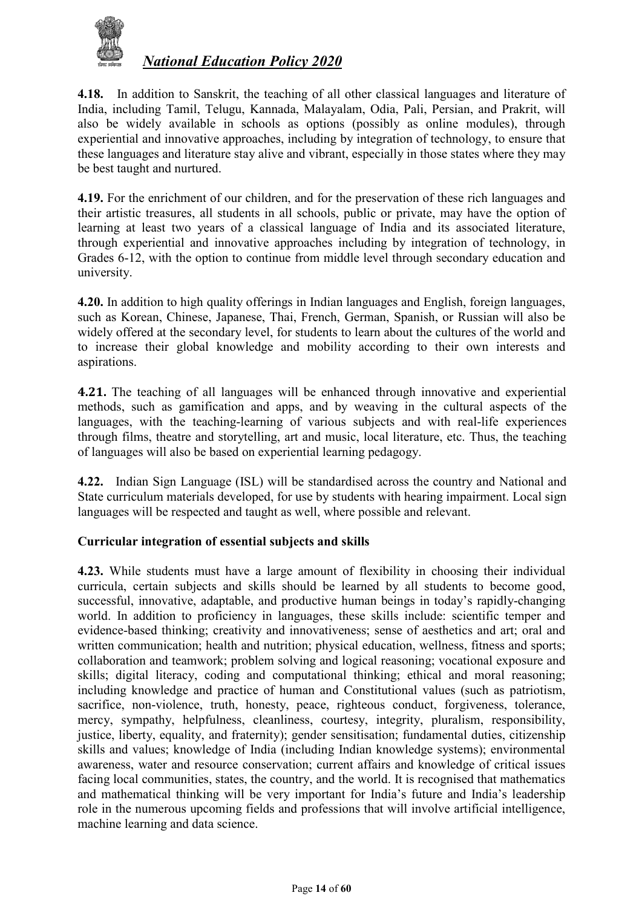**4.18.** In addition to Sanskrit, the teaching of all other classical languages and literature of India, including Tamil, Telugu, Kannada, Malayalam, Odia, Pali, Persian, and Prakrit, will also be widely available in schools as options (possibly as online modules), through experiential and innovative approaches, including by integration of technology, to ensure that these languages and literature stay alive and vibrant, especially in those states where they may be best taught and nurtured.

**4.19.** For the enrichment of our children, and for the preservation of these rich languages and their artistic treasures, all students in all schools, public or private, may have the option of learning at least two years of a classical language of India and its associated literature, through experiential and innovative approaches including by integration of technology, in Grades 6-12, with the option to continue from middle level through secondary education and university.

**4.20.** In addition to high quality offerings in Indian languages and English, foreign languages, such as Korean, Chinese, Japanese, Thai, French, German, Spanish, or Russian will also be widely offered at the secondary level, for students to learn about the cultures of the world and to increase their global knowledge and mobility according to their own interests and aspirations.

**4.21.** The teaching of all languages will be enhanced through innovative and experiential methods, such as gamification and apps, and by weaving in the cultural aspects of the languages, with the teaching-learning of various subjects and with real-life experiences through films, theatre and storytelling, art and music, local literature, etc. Thus, the teaching of languages will also be based on experiential learning pedagogy.

**4.22.** Indian Sign Language (ISL) will be standardised across the country and National and State curriculum materials developed, for use by students with hearing impairment. Local sign languages will be respected and taught as well, where possible and relevant.

**Curricular integration of essential subjects and skills**

**4.23.** While students must have a large amount of flexibility in choosing their individual curricula, certain subjects and skills should be learned by all students to become good, successful, innovative, adaptable, and productive human beings in today's rapidly-changing world. In addition to proficiency in languages, these skills include: scientific temper and evidence-based thinking; creativity and innovativeness; sense of aesthetics and art; oral and written communication; health and nutrition; physical education, wellness, fitness and sports; collaboration and teamwork; problem solving and logical reasoning; vocational exposure and skills; digital literacy, coding and computational thinking; ethical and moral reasoning; including knowledge and practice of human and Constitutional values (such as patriotism, sacrifice, non-violence, truth, honesty, peace, righteous conduct, forgiveness, tolerance, mercy, sympathy, helpfulness, cleanliness, courtesy, integrity, pluralism, responsibility, justice, liberty, equality, and fraternity); gender sensitisation; fundamental duties, citizenship skills and values; knowledge of India (including Indian knowledge systems); environmental awareness, water and resource conservation; current affairs and knowledge of critical issues facing local communities, states, the country, and the world. It is recognised that mathematics and mathematical thinking will be very important for India's future and India's leadership role in the numerous upcoming fields and professions that will involve artificial intelligence, machine learning and data science.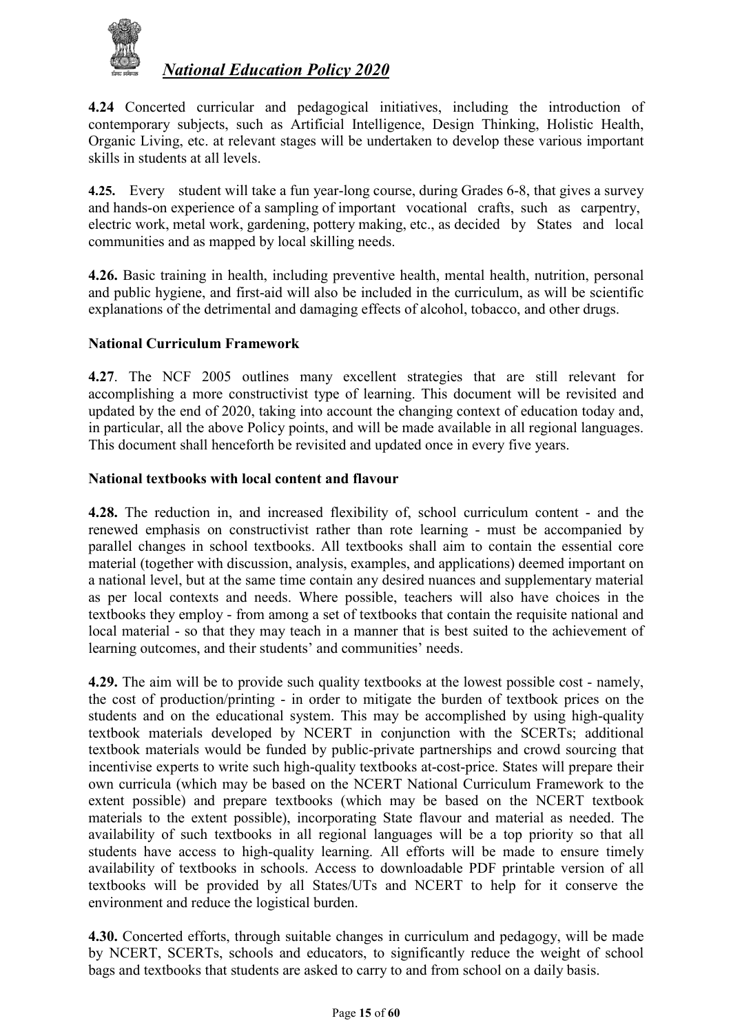**4.24** Concerted curricular and pedagogical initiatives, including the introduction of contemporary subjects, such as Artificial Intelligence, Design Thinking, Holistic Health, Organic Living, etc. at relevant stages will be undertaken to develop these various important skills in students at all levels.

**4.25.** Every student will take a fun year-long course, during Grades 6-8, that gives a survey and hands-on experience of a sampling of important vocational crafts, such as carpentry, electric work, metal work, gardening, pottery making, etc., as decided by States and local communities and as mapped by local skilling needs.

**4.26.** Basic training in health, including preventive health, mental health, nutrition, personal and public hygiene, and first-aid will also be included in the curriculum, as will be scientific explanations of the detrimental and damaging effects of alcohol, tobacco, and other drugs.

**National Curriculum Framework**

**4.27**. The NCF 2005 outlines many excellent strategies that are still relevant for accomplishing a more constructivist type of learning. This document will be revisited and updated by the end of 2020, taking into account the changing context of education today and, in particular, all the above Policy points, and will be made available in all regional languages. This document shall henceforth be revisited and updated once in every five years.

**National textbooks with local content and flavour**

**4.28.** The reduction in, and increased flexibility of, school curriculum content - and the renewed emphasis on constructivist rather than rote learning - must be accompanied by parallel changes in school textbooks. All textbooks shall aim to contain the essential core material (together with discussion, analysis, examples, and applications) deemed important on a national level, but at the same time contain any desired nuances and supplementary material as per local contexts and needs. Where possible, teachers will also have choices in the textbooks they employ - from among a set of textbooks that contain the requisite national and local material - so that they may teach in a manner that is best suited to the achievement of learning outcomes, and their students' and communities' needs.

**4.29.** The aim will be to provide such quality textbooks at the lowest possible cost - namely, the cost of production/printing - in order to mitigate the burden of textbook prices on the students and on the educational system. This may be accomplished by using high-quality textbook materials developed by NCERT in conjunction with the SCERTs; additional textbook materials would be funded by public-private partnerships and crowd sourcing that incentivise experts to write such high-quality textbooks at-cost-price. States will prepare their own curricula (which may be based on the NCERT National Curriculum Framework to the extent possible) and prepare textbooks (which may be based on the NCERT textbook materials to the extent possible), incorporating State flavour and material as needed. The availability of such textbooks in all regional languages will be a top priority so that all students have access to high-quality learning. All efforts will be made to ensure timely availability of textbooks in schools. Access to downloadable PDF printable version of all textbooks will be provided by all States/UTs and NCERT to help for it conserve the environment and reduce the logistical burden.

**4.30.** Concerted efforts, through suitable changes in curriculum and pedagogy, will be made by NCERT, SCERTs, schools and educators, to significantly reduce the weight of school bags and textbooks that students are asked to carry to and from school on a daily basis.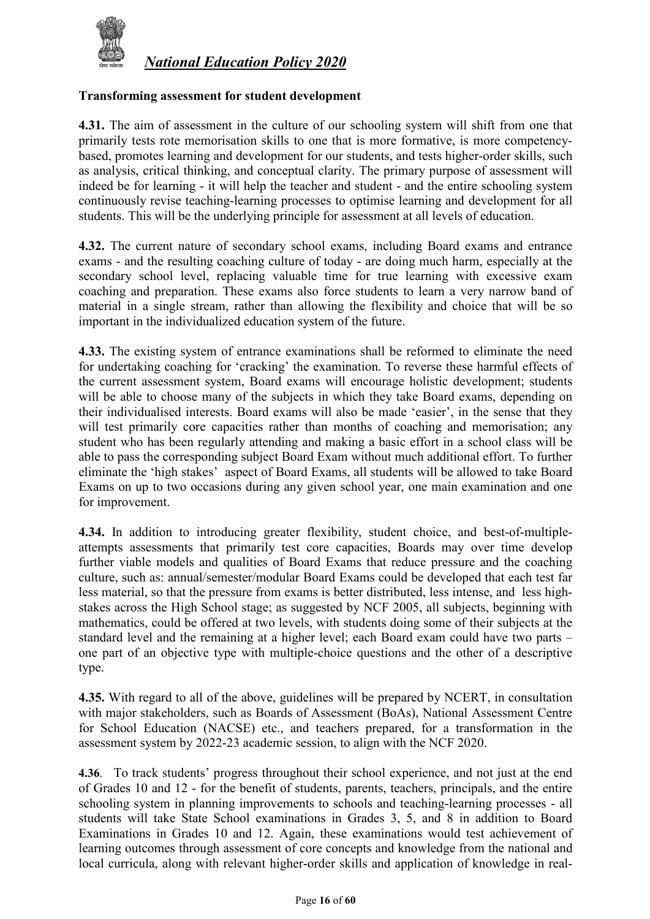**Transforming assessment for student development**

**4.31.** The aim of assessment in the culture of our schooling system will shift from one that primarily tests rote memorisation skills to one that is more formative, is more competency-based, promotes learning and development for our students, and tests higher-order skills, such as analysis, critical thinking, and conceptual clarity. The primary purpose of assessment will indeed be for learning - it will help the teacher and student - and the entire schooling system continuously revise teaching-learning processes to optimise learning and development for all students. This will be the underlying principle for assessment at all levels of education.

**4.32.** The current nature of secondary school exams, including Board exams and entrance exams - and the resulting coaching culture of today - are doing much harm, especially at the secondary school level, replacing valuable time for true learning with excessive exam coaching and preparation. These exams also force students to learn a very narrow band of material in a single stream, rather than allowing the flexibility and choice that will be so important in the individualized education system of the future.

**4.33.** The existing system of entrance examinations shall be reformed to eliminate the need for undertaking coaching for 'cracking' the examination. To reverse these harmful effects of the current assessment system, Board exams will encourage holistic development; students will be able to choose many of the subjects in which they take Board exams, depending on their individualised interests. Board exams will also be made 'easier', in the sense that they will test primarily core capacities rather than months of coaching and memorisation; any student who has been regularly attending and making a basic effort in a school class will be able to pass the corresponding subject Board Exam without much additional effort. To further eliminate the 'high stakes' aspect of Board Exams, all students will be allowed to take Board Exams on up to two occasions during any given school year, one main examination and one for improvement.

**4.34.** In addition to introducing greater flexibility, student choice, and best-of-multiple-attempts assessments that primarily test core capacities, Boards may over time develop further viable models and qualities of Board Exams that reduce pressure and the coaching culture, such as: annual/semester/modular Board Exams could be developed that each test far less material, so that the pressure from exams is better distributed, less intense, and less high-stakes across the High School stage; as suggested by NCF 2005, all subjects, beginning with mathematics, could be offered at two levels, with students doing some of their subjects at the standard level and the remaining at a higher level; each Board exam could have two parts – one part of an objective type with multiple-choice questions and the other of a descriptive type.

**4.35.** With regard to all of the above, guidelines will be prepared by NCERT, in consultation with major stakeholders, such as Boards of Assessment (BoAs), National Assessment Centre for School Education (NACSE) etc., and teachers prepared, for a transformation in the assessment system by 2022-23 academic session, to align with the NCF 2020.

**4.36**. To track students' progress throughout their school experience, and not just at the end of Grades 10 and 12 - for the benefit of students, parents, teachers, principals, and the entire schooling system in planning improvements to schools and teaching-learning processes - all students will take State School examinations in Grades 3, 5, and 8 in addition to Board Examinations in Grades 10 and 12. Again, these examinations would test achievement of learning outcomes through assessment of core concepts and knowledge from the national and local curricula, along with relevant higher-order skills and application of knowledge in real-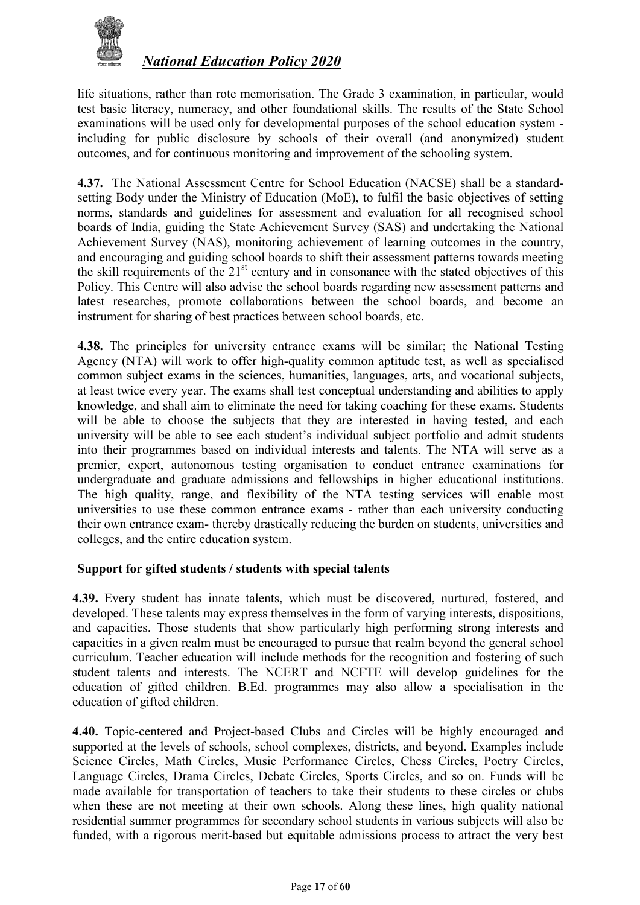life situations, rather than rote memorisation. The Grade 3 examination, in particular, would test basic literacy, numeracy, and other foundational skills. The results of the State School examinations will be used only for developmental purposes of the school education system - including for public disclosure by schools of their overall (and anonymized) student outcomes, and for continuous monitoring and improvement of the schooling system.

**4.37.** The National Assessment Centre for School Education (NACSE) shall be a standard-setting Body under the Ministry of Education (MoE), to fulfil the basic objectives of setting norms, standards and guidelines for assessment and evaluation for all recognised school boards of India, guiding the State Achievement Survey (SAS) and undertaking the National Achievement Survey (NAS), monitoring achievement of learning outcomes in the country, and encouraging and guiding school boards to shift their assessment patterns towards meeting the skill requirements of the 21st century and in consonance with the stated objectives of this Policy. This Centre will also advise the school boards regarding new assessment patterns and latest researches, promote collaborations between the school boards, and become an instrument for sharing of best practices between school boards, etc.

**4.38.** The principles for university entrance exams will be similar; the National Testing Agency (NTA) will work to offer high-quality common aptitude test, as well as specialised common subject exams in the sciences, humanities, languages, arts, and vocational subjects, at least twice every year. The exams shall test conceptual understanding and abilities to apply knowledge, and shall aim to eliminate the need for taking coaching for these exams. Students will be able to choose the subjects that they are interested in having tested, and each university will be able to see each student's individual subject portfolio and admit students into their programmes based on individual interests and talents. The NTA will serve as a premier, expert, autonomous testing organisation to conduct entrance examinations for undergraduate and graduate admissions and fellowships in higher educational institutions. The high quality, range, and flexibility of the NTA testing services will enable most universities to use these common entrance exams - rather than each university conducting their own entrance exam- thereby drastically reducing the burden on students, universities and colleges, and the entire education system.

### Support for gifted students / students with special talents

**4.39.** Every student has innate talents, which must be discovered, nurtured, fostered, and developed. These talents may express themselves in the form of varying interests, dispositions, and capacities. Those students that show particularly high performing strong interests and capacities in a given realm must be encouraged to pursue that realm beyond the general school curriculum. Teacher education will include methods for the recognition and fostering of such student talents and interests. The NCERT and NCFTE will develop guidelines for the education of gifted children. B.Ed. programmes may also allow a specialisation in the education of gifted children.

**4.40.** Topic-centered and Project-based Clubs and Circles will be highly encouraged and supported at the levels of schools, school complexes, districts, and beyond. Examples include Science Circles, Math Circles, Music Performance Circles, Chess Circles, Poetry Circles, Language Circles, Drama Circles, Debate Circles, Sports Circles, and so on. Funds will be made available for transportation of teachers to take their students to these circles or clubs when these are not meeting at their own schools. Along these lines, high quality national residential summer programmes for secondary school students in various subjects will also be funded, with a rigorous merit-based but equitable admissions process to attract the very best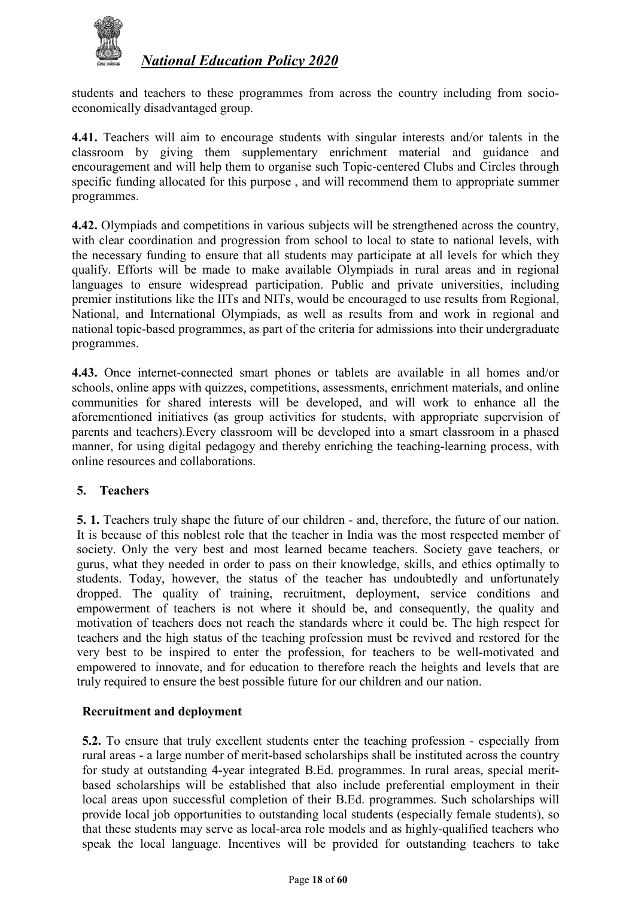students and teachers to these programmes from across the country including from socio-economically disadvantaged group.

**4.41.** Teachers will aim to encourage students with singular interests and/or talents in the classroom by giving them supplementary enrichment material and guidance and encouragement and will help them to organise such Topic-centered Clubs and Circles through specific funding allocated for this purpose , and will recommend them to appropriate summer programmes.

**4.42.** Olympiads and competitions in various subjects will be strengthened across the country, with clear coordination and progression from school to local to state to national levels, with the necessary funding to ensure that all students may participate at all levels for which they qualify. Efforts will be made to make available Olympiads in rural areas and in regional languages to ensure widespread participation. Public and private universities, including premier institutions like the IITs and NITs, would be encouraged to use results from Regional, National, and International Olympiads, as well as results from and work in regional and national topic-based programmes, as part of the criteria for admissions into their undergraduate programmes.

**4.43.** Once internet-connected smart phones or tablets are available in all homes and/or schools, online apps with quizzes, competitions, assessments, enrichment materials, and online communities for shared interests will be developed, and will work to enhance all the aforementioned initiatives (as group activities for students, with appropriate supervision of parents and teachers).Every classroom will be developed into a smart classroom in a phased manner, for using digital pedagogy and thereby enriching the teaching-learning process, with online resources and collaborations.

## 5. Teachers

**5. 1.** Teachers truly shape the future of our children - and, therefore, the future of our nation. It is because of this noblest role that the teacher in India was the most respected member of society. Only the very best and most learned became teachers. Society gave teachers, or gurus, what they needed in order to pass on their knowledge, skills, and ethics optimally to students. Today, however, the status of the teacher has undoubtedly and unfortunately dropped. The quality of training, recruitment, deployment, service conditions and empowerment of teachers is not where it should be, and consequently, the quality and motivation of teachers does not reach the standards where it could be. The high respect for teachers and the high status of the teaching profession must be revived and restored for the very best to be inspired to enter the profession, for teachers to be well-motivated and empowered to innovate, and for education to therefore reach the heights and levels that are truly required to ensure the best possible future for our children and our nation.

### Recruitment and deployment

**5.2.** To ensure that truly excellent students enter the teaching profession - especially from rural areas - a large number of merit-based scholarships shall be instituted across the country for study at outstanding 4-year integrated B.Ed. programmes. In rural areas, special merit-based scholarships will be established that also include preferential employment in their local areas upon successful completion of their B.Ed. programmes. Such scholarships will provide local job opportunities to outstanding local students (especially female students), so that these students may serve as local-area role models and as highly-qualified teachers who speak the local language. Incentives will be provided for outstanding teachers to take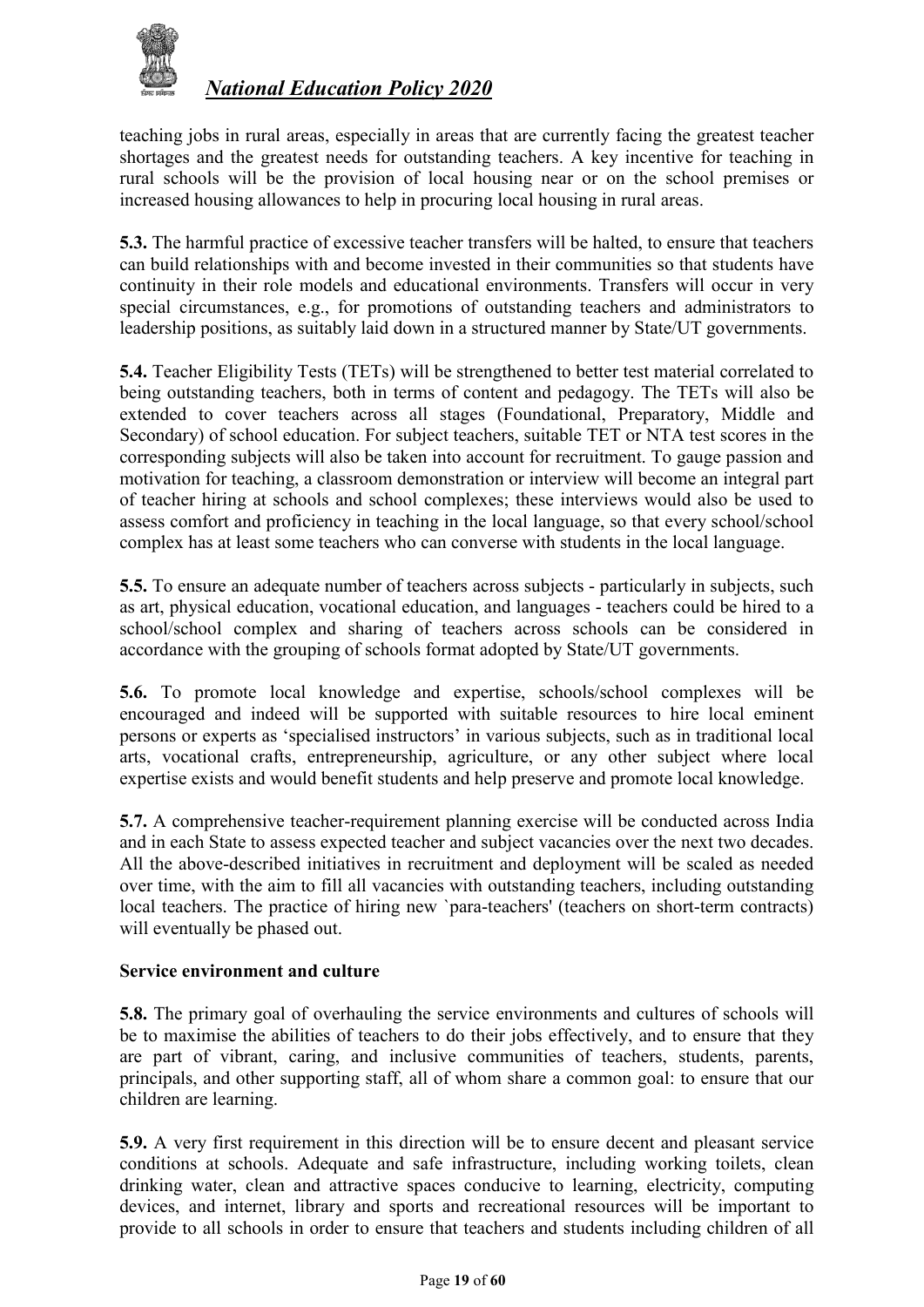teaching jobs in rural areas, especially in areas that are currently facing the greatest teacher shortages and the greatest needs for outstanding teachers. A key incentive for teaching in rural schools will be the provision of local housing near or on the school premises or increased housing allowances to help in procuring local housing in rural areas.

**5.3.** The harmful practice of excessive teacher transfers will be halted, to ensure that teachers can build relationships with and become invested in their communities so that students have continuity in their role models and educational environments. Transfers will occur in very special circumstances, e.g., for promotions of outstanding teachers and administrators to leadership positions, as suitably laid down in a structured manner by State/UT governments.

**5.4.** Teacher Eligibility Tests (TETs) will be strengthened to better test material correlated to being outstanding teachers, both in terms of content and pedagogy. The TETs will also be extended to cover teachers across all stages (Foundational, Preparatory, Middle and Secondary) of school education. For subject teachers, suitable TET or NTA test scores in the corresponding subjects will also be taken into account for recruitment. To gauge passion and motivation for teaching, a classroom demonstration or interview will become an integral part of teacher hiring at schools and school complexes; these interviews would also be used to assess comfort and proficiency in teaching in the local language, so that every school/school complex has at least some teachers who can converse with students in the local language.

**5.5.** To ensure an adequate number of teachers across subjects - particularly in subjects, such as art, physical education, vocational education, and languages - teachers could be hired to a school/school complex and sharing of teachers across schools can be considered in accordance with the grouping of schools format adopted by State/UT governments.

**5.6.** To promote local knowledge and expertise, schools/school complexes will be encouraged and indeed will be supported with suitable resources to hire local eminent persons or experts as 'specialised instructors' in various subjects, such as in traditional local arts, vocational crafts, entrepreneurship, agriculture, or any other subject where local expertise exists and would benefit students and help preserve and promote local knowledge.

**5.7.** A comprehensive teacher-requirement planning exercise will be conducted across India and in each State to assess expected teacher and subject vacancies over the next two decades. All the above-described initiatives in recruitment and deployment will be scaled as needed over time, with the aim to fill all vacancies with outstanding teachers, including outstanding local teachers. The practice of hiring new `para-teachers' (teachers on short-term contracts) will eventually be phased out.

**Service environment and culture**

**5.8.** The primary goal of overhauling the service environments and cultures of schools will be to maximise the abilities of teachers to do their jobs effectively, and to ensure that they are part of vibrant, caring, and inclusive communities of teachers, students, parents, principals, and other supporting staff, all of whom share a common goal: to ensure that our children are learning.

**5.9.** A very first requirement in this direction will be to ensure decent and pleasant service conditions at schools. Adequate and safe infrastructure, including working toilets, clean drinking water, clean and attractive spaces conducive to learning, electricity, computing devices, and internet, library and sports and recreational resources will be important to provide to all schools in order to ensure that teachers and students including children of all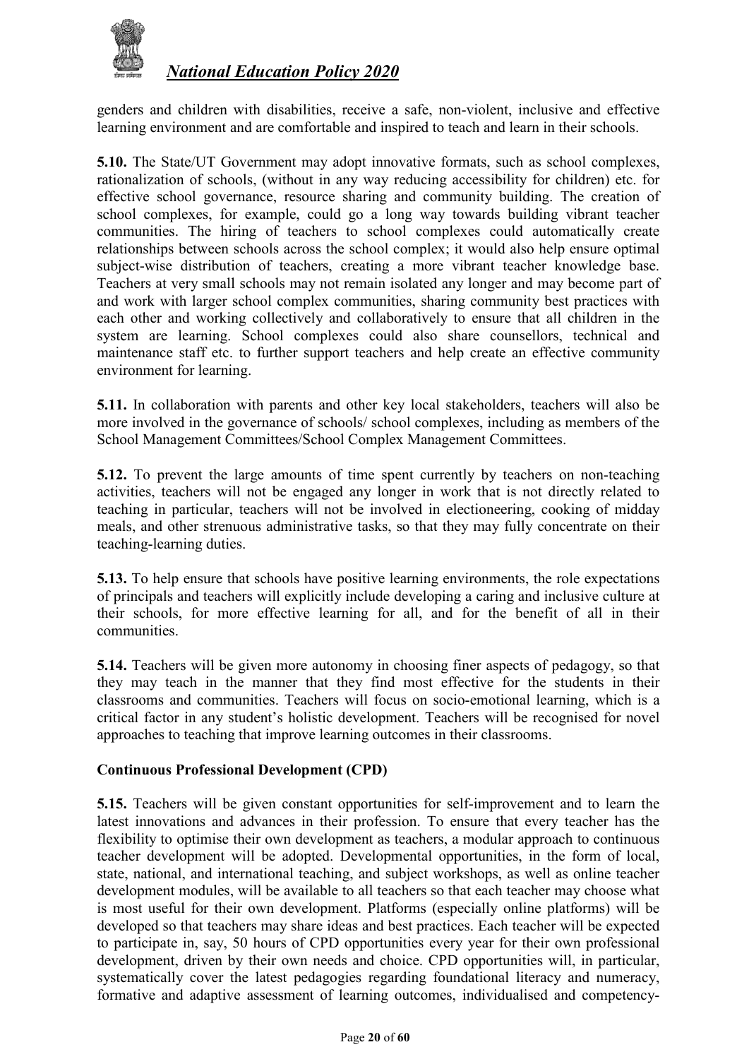genders and children with disabilities, receive a safe, non-violent, inclusive and effective learning environment and are comfortable and inspired to teach and learn in their schools.

**5.10.** The State/UT Government may adopt innovative formats, such as school complexes, rationalization of schools, (without in any way reducing accessibility for children) etc. for effective school governance, resource sharing and community building. The creation of school complexes, for example, could go a long way towards building vibrant teacher communities. The hiring of teachers to school complexes could automatically create relationships between schools across the school complex; it would also help ensure optimal subject-wise distribution of teachers, creating a more vibrant teacher knowledge base. Teachers at very small schools may not remain isolated any longer and may become part of and work with larger school complex communities, sharing community best practices with each other and working collectively and collaboratively to ensure that all children in the system are learning. School complexes could also share counsellors, technical and maintenance staff etc. to further support teachers and help create an effective community environment for learning.

**5.11.** In collaboration with parents and other key local stakeholders, teachers will also be more involved in the governance of schools/ school complexes, including as members of the School Management Committees/School Complex Management Committees.

**5.12.** To prevent the large amounts of time spent currently by teachers on non-teaching activities, teachers will not be engaged any longer in work that is not directly related to teaching in particular, teachers will not be involved in electioneering, cooking of midday meals, and other strenuous administrative tasks, so that they may fully concentrate on their teaching-learning duties.

**5.13.** To help ensure that schools have positive learning environments, the role expectations of principals and teachers will explicitly include developing a caring and inclusive culture at their schools, for more effective learning for all, and for the benefit of all in their communities.

**5.14.** Teachers will be given more autonomy in choosing finer aspects of pedagogy, so that they may teach in the manner that they find most effective for the students in their classrooms and communities. Teachers will focus on socio-emotional learning, which is a critical factor in any student's holistic development. Teachers will be recognised for novel approaches to teaching that improve learning outcomes in their classrooms.

### Continuous Professional Development (CPD)

**5.15.** Teachers will be given constant opportunities for self-improvement and to learn the latest innovations and advances in their profession. To ensure that every teacher has the flexibility to optimise their own development as teachers, a modular approach to continuous teacher development will be adopted. Developmental opportunities, in the form of local, state, national, and international teaching, and subject workshops, as well as online teacher development modules, will be available to all teachers so that each teacher may choose what is most useful for their own development. Platforms (especially online platforms) will be developed so that teachers may share ideas and best practices. Each teacher will be expected to participate in, say, 50 hours of CPD opportunities every year for their own professional development, driven by their own needs and choice. CPD opportunities will, in particular, systematically cover the latest pedagogies regarding foundational literacy and numeracy, formative and adaptive assessment of learning outcomes, individualised and competency-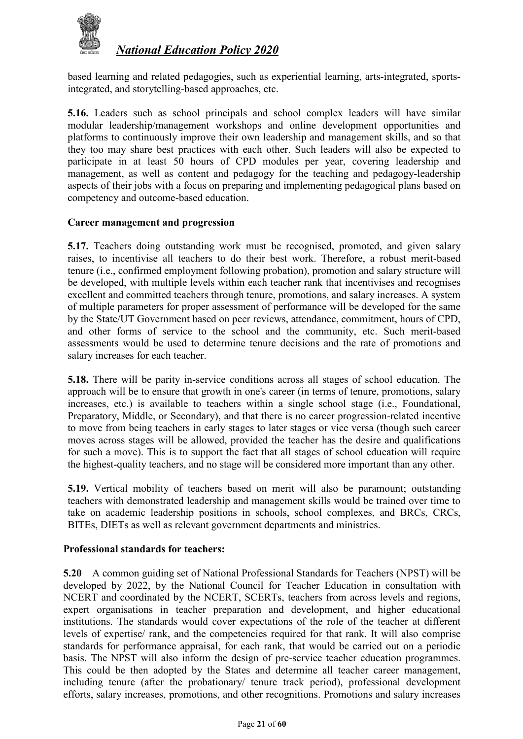based learning and related pedagogies, such as experiential learning, arts-integrated, sports-integrated, and storytelling-based approaches, etc.

**5.16.** Leaders such as school principals and school complex leaders will have similar modular leadership/management workshops and online development opportunities and platforms to continuously improve their own leadership and management skills, and so that they too may share best practices with each other. Such leaders will also be expected to participate in at least 50 hours of CPD modules per year, covering leadership and management, as well as content and pedagogy for the teaching and pedagogy-leadership aspects of their jobs with a focus on preparing and implementing pedagogical plans based on competency and outcome-based education.

### Career management and progression

**5.17.** Teachers doing outstanding work must be recognised, promoted, and given salary raises, to incentivise all teachers to do their best work. Therefore, a robust merit-based tenure (i.e., confirmed employment following probation), promotion and salary structure will be developed, with multiple levels within each teacher rank that incentivises and recognises excellent and committed teachers through tenure, promotions, and salary increases. A system of multiple parameters for proper assessment of performance will be developed for the same by the State/UT Government based on peer reviews, attendance, commitment, hours of CPD, and other forms of service to the school and the community, etc. Such merit-based assessments would be used to determine tenure decisions and the rate of promotions and salary increases for each teacher.

**5.18.** There will be parity in-service conditions across all stages of school education. The approach will be to ensure that growth in one's career (in terms of tenure, promotions, salary increases, etc.) is available to teachers within a single school stage (i.e., Foundational, Preparatory, Middle, or Secondary), and that there is no career progression-related incentive to move from being teachers in early stages to later stages or vice versa (though such career moves across stages will be allowed, provided the teacher has the desire and qualifications for such a move). This is to support the fact that all stages of school education will require the highest-quality teachers, and no stage will be considered more important than any other.

**5.19.** Vertical mobility of teachers based on merit will also be paramount; outstanding teachers with demonstrated leadership and management skills would be trained over time to take on academic leadership positions in schools, school complexes, and BRCs, CRCs, BITEs, DIETs as well as relevant government departments and ministries.

### Professional standards for teachers:

**5.20** A common guiding set of National Professional Standards for Teachers (NPST) will be developed by 2022, by the National Council for Teacher Education in consultation with NCERT and coordinated by the NCERT, SCERTs, teachers from across levels and regions, expert organisations in teacher preparation and development, and higher educational institutions. The standards would cover expectations of the role of the teacher at different levels of expertise/ rank, and the competencies required for that rank. It will also comprise standards for performance appraisal, for each rank, that would be carried out on a periodic basis. The NPST will also inform the design of pre-service teacher education programmes. This could be then adopted by the States and determine all teacher career management, including tenure (after the probationary/ tenure track period), professional development efforts, salary increases, promotions, and other recognitions. Promotions and salary increases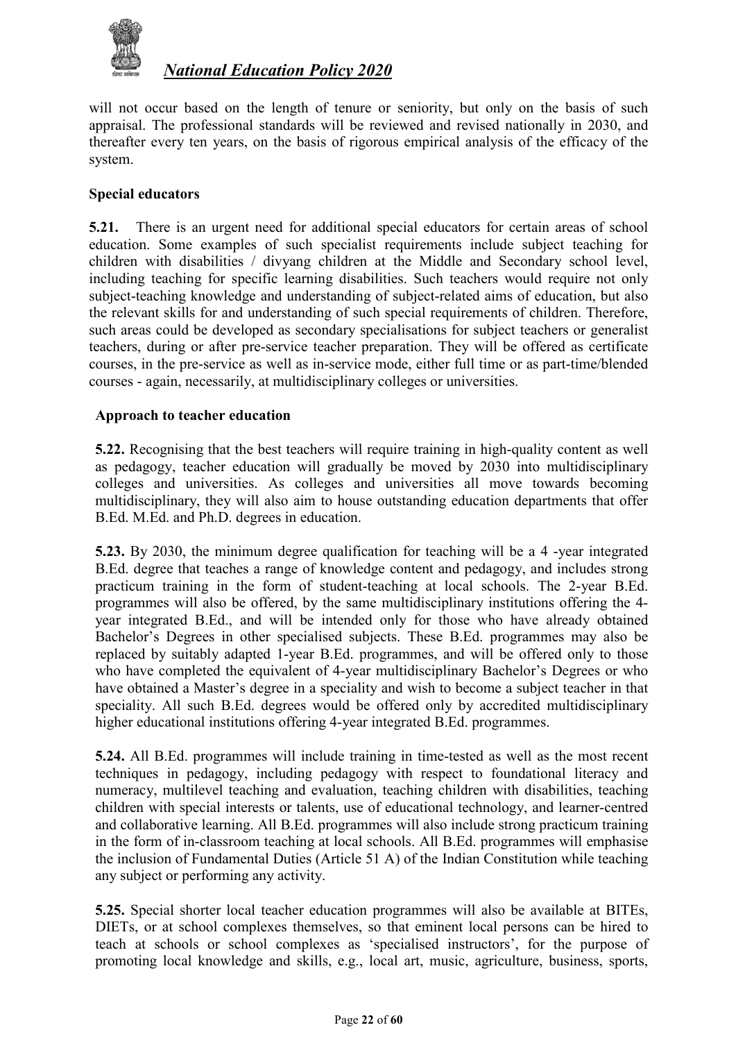will not occur based on the length of tenure or seniority, but only on the basis of such appraisal. The professional standards will be reviewed and revised nationally in 2030, and thereafter every ten years, on the basis of rigorous empirical analysis of the efficacy of the system.

### Special educators

**5.21.** There is an urgent need for additional special educators for certain areas of school education. Some examples of such specialist requirements include subject teaching for children with disabilities / divyang children at the Middle and Secondary school level, including teaching for specific learning disabilities. Such teachers would require not only subject-teaching knowledge and understanding of subject-related aims of education, but also the relevant skills for and understanding of such special requirements of children. Therefore, such areas could be developed as secondary specialisations for subject teachers or generalist teachers, during or after pre-service teacher preparation. They will be offered as certificate courses, in the pre-service as well as in-service mode, either full time or as part-time/blended courses - again, necessarily, at multidisciplinary colleges or universities.

### Approach to teacher education

**5.22.** Recognising that the best teachers will require training in high-quality content as well as pedagogy, teacher education will gradually be moved by 2030 into multidisciplinary colleges and universities. As colleges and universities all move towards becoming multidisciplinary, they will also aim to house outstanding education departments that offer B.Ed. M.Ed. and Ph.D. degrees in education.

**5.23.** By 2030, the minimum degree qualification for teaching will be a 4 -year integrated B.Ed. degree that teaches a range of knowledge content and pedagogy, and includes strong practicum training in the form of student-teaching at local schools. The 2-year B.Ed. programmes will also be offered, by the same multidisciplinary institutions offering the 4-year integrated B.Ed., and will be intended only for those who have already obtained Bachelor's Degrees in other specialised subjects. These B.Ed. programmes may also be replaced by suitably adapted 1-year B.Ed. programmes, and will be offered only to those who have completed the equivalent of 4-year multidisciplinary Bachelor's Degrees or who have obtained a Master's degree in a speciality and wish to become a subject teacher in that speciality. All such B.Ed. degrees would be offered only by accredited multidisciplinary higher educational institutions offering 4-year integrated B.Ed. programmes.

**5.24.** All B.Ed. programmes will include training in time-tested as well as the most recent techniques in pedagogy, including pedagogy with respect to foundational literacy and numeracy, multilevel teaching and evaluation, teaching children with disabilities, teaching children with special interests or talents, use of educational technology, and learner-centred and collaborative learning. All B.Ed. programmes will also include strong practicum training in the form of in-classroom teaching at local schools. All B.Ed. programmes will emphasise the inclusion of Fundamental Duties (Article 51 A) of the Indian Constitution while teaching any subject or performing any activity.

**5.25.** Special shorter local teacher education programmes will also be available at BITEs, DIETs, or at school complexes themselves, so that eminent local persons can be hired to teach at schools or school complexes as 'specialised instructors', for the purpose of promoting local knowledge and skills, e.g., local art, music, agriculture, business, sports,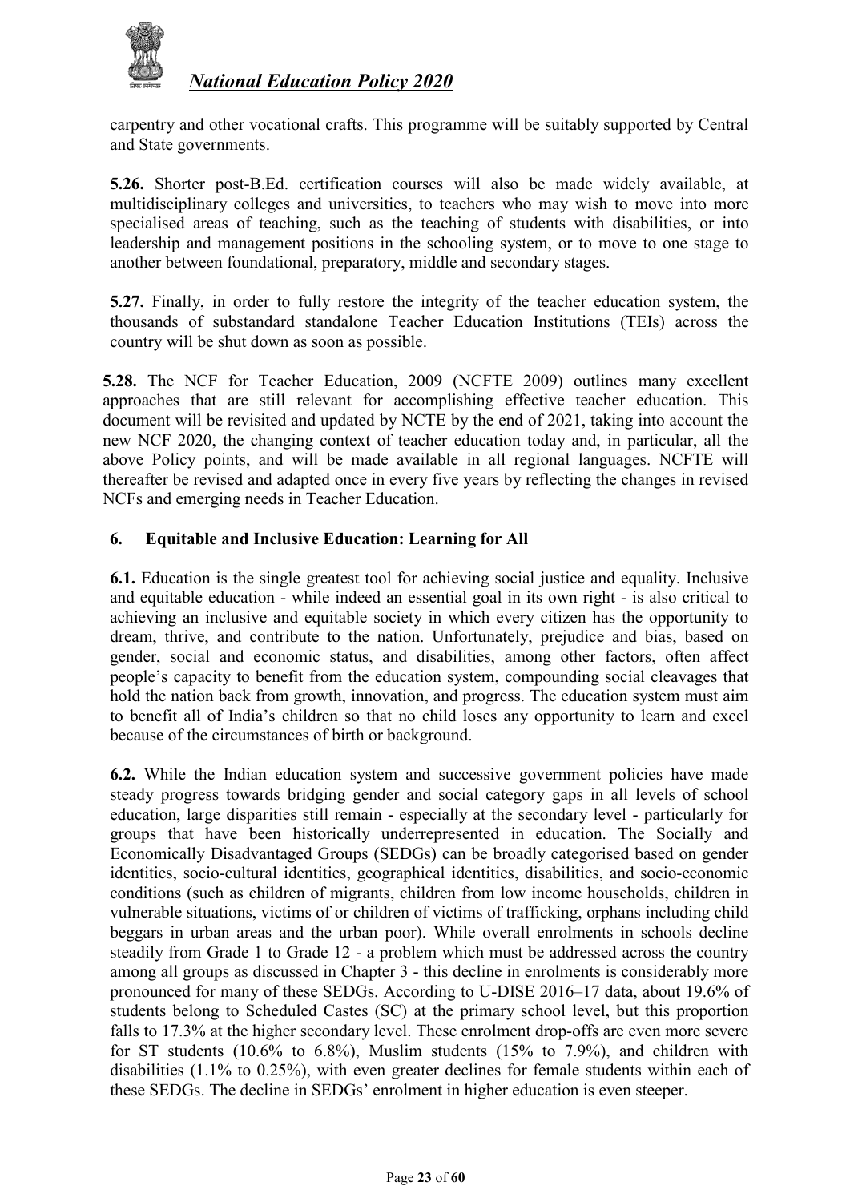carpentry and other vocational crafts. This programme will be suitably supported by Central and State governments.

**5.26.** Shorter post-B.Ed. certification courses will also be made widely available, at multidisciplinary colleges and universities, to teachers who may wish to move into more specialised areas of teaching, such as the teaching of students with disabilities, or into leadership and management positions in the schooling system, or to move to one stage to another between foundational, preparatory, middle and secondary stages.

**5.27.** Finally, in order to fully restore the integrity of the teacher education system, the thousands of substandard standalone Teacher Education Institutions (TEIs) across the country will be shut down as soon as possible.

**5.28.** The NCF for Teacher Education, 2009 (NCFTE 2009) outlines many excellent approaches that are still relevant for accomplishing effective teacher education. This document will be revisited and updated by NCTE by the end of 2021, taking into account the new NCF 2020, the changing context of teacher education today and, in particular, all the above Policy points, and will be made available in all regional languages. NCFTE will thereafter be revised and adapted once in every five years by reflecting the changes in revised NCFs and emerging needs in Teacher Education.

## 6. Equitable and Inclusive Education: Learning for All

**6.1.** Education is the single greatest tool for achieving social justice and equality. Inclusive and equitable education - while indeed an essential goal in its own right - is also critical to achieving an inclusive and equitable society in which every citizen has the opportunity to dream, thrive, and contribute to the nation. Unfortunately, prejudice and bias, based on gender, social and economic status, and disabilities, among other factors, often affect people's capacity to benefit from the education system, compounding social cleavages that hold the nation back from growth, innovation, and progress. The education system must aim to benefit all of India's children so that no child loses any opportunity to learn and excel because of the circumstances of birth or background.

**6.2.** While the Indian education system and successive government policies have made steady progress towards bridging gender and social category gaps in all levels of school education, large disparities still remain - especially at the secondary level - particularly for groups that have been historically underrepresented in education. The Socially and Economically Disadvantaged Groups (SEDGs) can be broadly categorised based on gender identities, socio-cultural identities, geographical identities, disabilities, and socio-economic conditions (such as children of migrants, children from low income households, children in vulnerable situations, victims of or children of victims of trafficking, orphans including child beggars in urban areas and the urban poor). While overall enrolments in schools decline steadily from Grade 1 to Grade 12 - a problem which must be addressed across the country among all groups as discussed in Chapter 3 - this decline in enrolments is considerably more pronounced for many of these SEDGs. According to U-DISE 2016–17 data, about 19.6% of students belong to Scheduled Castes (SC) at the primary school level, but this proportion falls to 17.3% at the higher secondary level. These enrolment drop-offs are even more severe for ST students (10.6% to 6.8%), Muslim students (15% to 7.9%), and children with disabilities (1.1% to 0.25%), with even greater declines for female students within each of these SEDGs. The decline in SEDGs' enrolment in higher education is even steeper.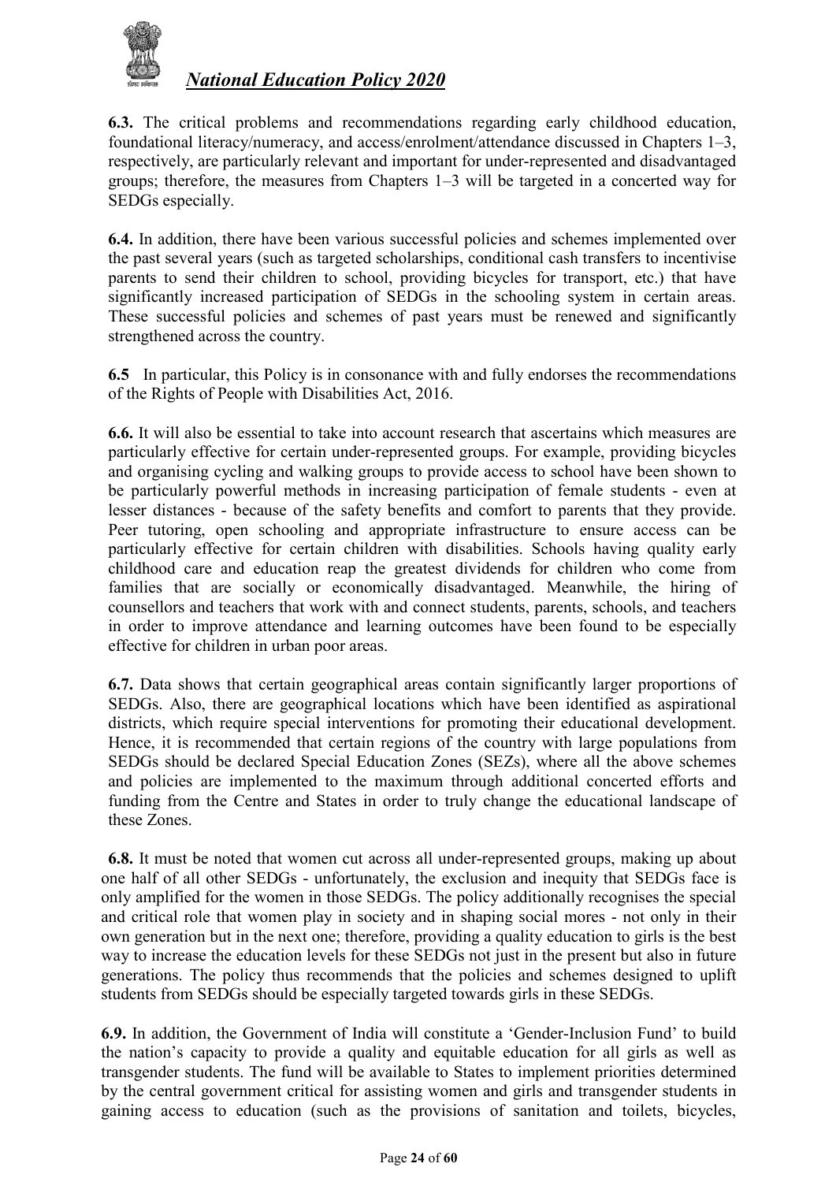**6.3.** The critical problems and recommendations regarding early childhood education, foundational literacy/numeracy, and access/enrolment/attendance discussed in Chapters 1–3, respectively, are particularly relevant and important for under-represented and disadvantaged groups; therefore, the measures from Chapters 1–3 will be targeted in a concerted way for SEDGs especially.

**6.4.** In addition, there have been various successful policies and schemes implemented over the past several years (such as targeted scholarships, conditional cash transfers to incentivise parents to send their children to school, providing bicycles for transport, etc.) that have significantly increased participation of SEDGs in the schooling system in certain areas. These successful policies and schemes of past years must be renewed and significantly strengthened across the country.

**6.5** In particular, this Policy is in consonance with and fully endorses the recommendations of the Rights of People with Disabilities Act, 2016.

**6.6.** It will also be essential to take into account research that ascertains which measures are particularly effective for certain under-represented groups. For example, providing bicycles and organising cycling and walking groups to provide access to school have been shown to be particularly powerful methods in increasing participation of female students - even at lesser distances - because of the safety benefits and comfort to parents that they provide. Peer tutoring, open schooling and appropriate infrastructure to ensure access can be particularly effective for certain children with disabilities. Schools having quality early childhood care and education reap the greatest dividends for children who come from families that are socially or economically disadvantaged. Meanwhile, the hiring of counsellors and teachers that work with and connect students, parents, schools, and teachers in order to improve attendance and learning outcomes have been found to be especially effective for children in urban poor areas.

**6.7.** Data shows that certain geographical areas contain significantly larger proportions of SEDGs. Also, there are geographical locations which have been identified as aspirational districts, which require special interventions for promoting their educational development. Hence, it is recommended that certain regions of the country with large populations from SEDGs should be declared Special Education Zones (SEZs), where all the above schemes and policies are implemented to the maximum through additional concerted efforts and funding from the Centre and States in order to truly change the educational landscape of these Zones.

**6.8.** It must be noted that women cut across all under-represented groups, making up about one half of all other SEDGs - unfortunately, the exclusion and inequity that SEDGs face is only amplified for the women in those SEDGs. The policy additionally recognises the special and critical role that women play in society and in shaping social mores - not only in their own generation but in the next one; therefore, providing a quality education to girls is the best way to increase the education levels for these SEDGs not just in the present but also in future generations. The policy thus recommends that the policies and schemes designed to uplift students from SEDGs should be especially targeted towards girls in these SEDGs.

**6.9.** In addition, the Government of India will constitute a 'Gender-Inclusion Fund' to build the nation's capacity to provide a quality and equitable education for all girls as well as transgender students. The fund will be available to States to implement priorities determined by the central government critical for assisting women and girls and transgender students in gaining access to education (such as the provisions of sanitation and toilets, bicycles,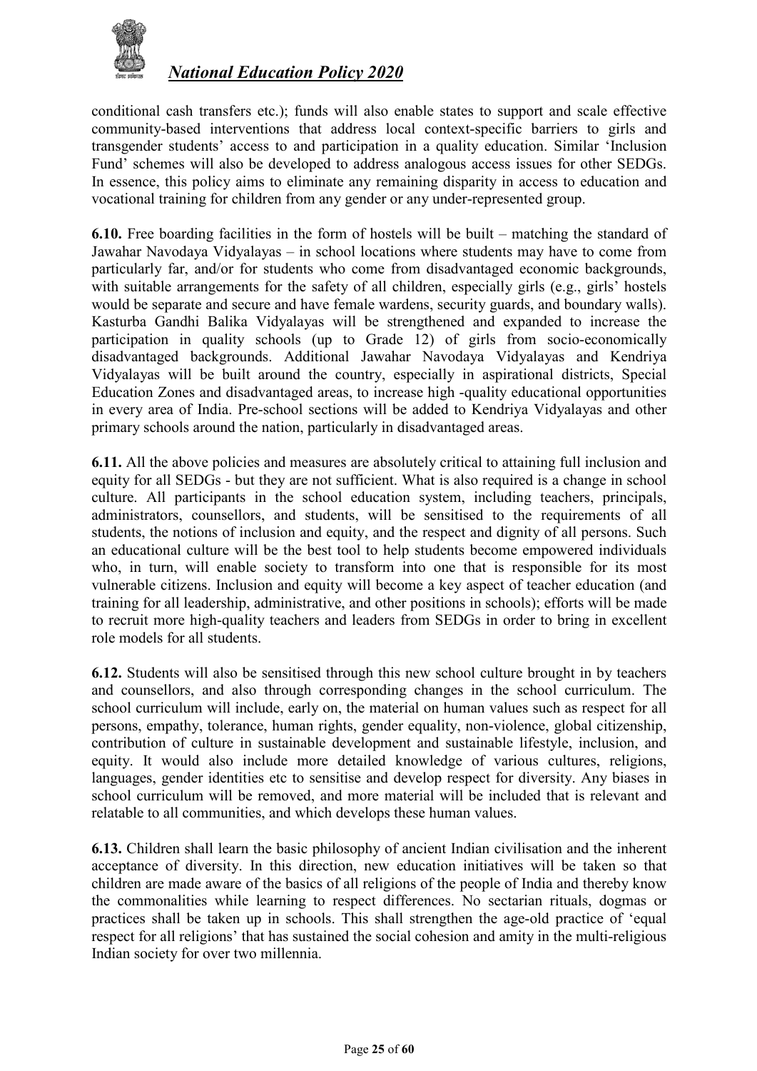conditional cash transfers etc.); funds will also enable states to support and scale effective community-based interventions that address local context-specific barriers to girls and transgender students' access to and participation in a quality education. Similar 'Inclusion Fund' schemes will also be developed to address analogous access issues for other SEDGs. In essence, this policy aims to eliminate any remaining disparity in access to education and vocational training for children from any gender or any under-represented group.

**6.10.** Free boarding facilities in the form of hostels will be built – matching the standard of Jawahar Navodaya Vidyalayas – in school locations where students may have to come from particularly far, and/or for students who come from disadvantaged economic backgrounds, with suitable arrangements for the safety of all children, especially girls (e.g., girls' hostels would be separate and secure and have female wardens, security guards, and boundary walls). Kasturba Gandhi Balika Vidyalayas will be strengthened and expanded to increase the participation in quality schools (up to Grade 12) of girls from socio-economically disadvantaged backgrounds. Additional Jawahar Navodaya Vidyalayas and Kendriya Vidyalayas will be built around the country, especially in aspirational districts, Special Education Zones and disadvantaged areas, to increase high -quality educational opportunities in every area of India. Pre-school sections will be added to Kendriya Vidyalayas and other primary schools around the nation, particularly in disadvantaged areas.

**6.11.** All the above policies and measures are absolutely critical to attaining full inclusion and equity for all SEDGs - but they are not sufficient. What is also required is a change in school culture. All participants in the school education system, including teachers, principals, administrators, counsellors, and students, will be sensitised to the requirements of all students, the notions of inclusion and equity, and the respect and dignity of all persons. Such an educational culture will be the best tool to help students become empowered individuals who, in turn, will enable society to transform into one that is responsible for its most vulnerable citizens. Inclusion and equity will become a key aspect of teacher education (and training for all leadership, administrative, and other positions in schools); efforts will be made to recruit more high-quality teachers and leaders from SEDGs in order to bring in excellent role models for all students.

**6.12.** Students will also be sensitised through this new school culture brought in by teachers and counsellors, and also through corresponding changes in the school curriculum. The school curriculum will include, early on, the material on human values such as respect for all persons, empathy, tolerance, human rights, gender equality, non-violence, global citizenship, contribution of culture in sustainable development and sustainable lifestyle, inclusion, and equity. It would also include more detailed knowledge of various cultures, religions, languages, gender identities etc to sensitise and develop respect for diversity. Any biases in school curriculum will be removed, and more material will be included that is relevant and relatable to all communities, and which develops these human values.

**6.13.** Children shall learn the basic philosophy of ancient Indian civilisation and the inherent acceptance of diversity. In this direction, new education initiatives will be taken so that children are made aware of the basics of all religions of the people of India and thereby know the commonalities while learning to respect differences. No sectarian rituals, dogmas or practices shall be taken up in schools. This shall strengthen the age-old practice of 'equal respect for all religions' that has sustained the social cohesion and amity in the multi-religious Indian society for over two millennia.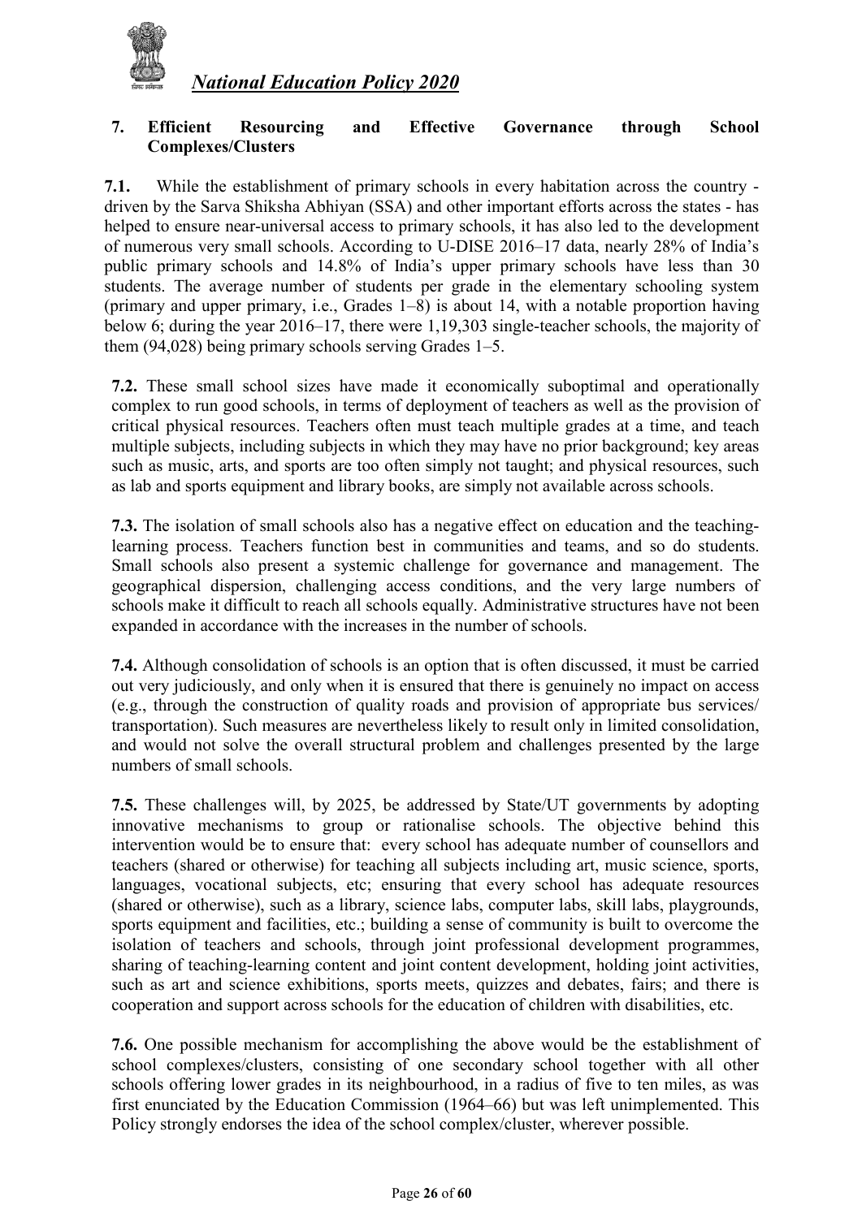## 7. Efficient Resourcing and Effective Governance through School Complexes/Clusters

**7.1.** While the establishment of primary schools in every habitation across the country - driven by the Sarva Shiksha Abhiyan (SSA) and other important efforts across the states - has helped to ensure near-universal access to primary schools, it has also led to the development of numerous very small schools. According to U-DISE 2016–17 data, nearly 28% of India's public primary schools and 14.8% of India's upper primary schools have less than 30 students. The average number of students per grade in the elementary schooling system (primary and upper primary, i.e., Grades 1–8) is about 14, with a notable proportion having below 6; during the year 2016–17, there were 1,19,303 single-teacher schools, the majority of them (94,028) being primary schools serving Grades 1–5.

**7.2.** These small school sizes have made it economically suboptimal and operationally complex to run good schools, in terms of deployment of teachers as well as the provision of critical physical resources. Teachers often must teach multiple grades at a time, and teach multiple subjects, including subjects in which they may have no prior background; key areas such as music, arts, and sports are too often simply not taught; and physical resources, such as lab and sports equipment and library books, are simply not available across schools.

**7.3.** The isolation of small schools also has a negative effect on education and the teaching-learning process. Teachers function best in communities and teams, and so do students. Small schools also present a systemic challenge for governance and management. The geographical dispersion, challenging access conditions, and the very large numbers of schools make it difficult to reach all schools equally. Administrative structures have not been expanded in accordance with the increases in the number of schools.

**7.4.** Although consolidation of schools is an option that is often discussed, it must be carried out very judiciously, and only when it is ensured that there is genuinely no impact on access (e.g., through the construction of quality roads and provision of appropriate bus services/ transportation). Such measures are nevertheless likely to result only in limited consolidation, and would not solve the overall structural problem and challenges presented by the large numbers of small schools.

**7.5.** These challenges will, by 2025, be addressed by State/UT governments by adopting innovative mechanisms to group or rationalise schools. The objective behind this intervention would be to ensure that: every school has adequate number of counsellors and teachers (shared or otherwise) for teaching all subjects including art, music science, sports, languages, vocational subjects, etc; ensuring that every school has adequate resources (shared or otherwise), such as a library, science labs, computer labs, skill labs, playgrounds, sports equipment and facilities, etc.; building a sense of community is built to overcome the isolation of teachers and schools, through joint professional development programmes, sharing of teaching-learning content and joint content development, holding joint activities, such as art and science exhibitions, sports meets, quizzes and debates, fairs; and there is cooperation and support across schools for the education of children with disabilities, etc.

**7.6.** One possible mechanism for accomplishing the above would be the establishment of school complexes/clusters, consisting of one secondary school together with all other schools offering lower grades in its neighbourhood, in a radius of five to ten miles, as was first enunciated by the Education Commission (1964–66) but was left unimplemented. This Policy strongly endorses the idea of the school complex/cluster, wherever possible.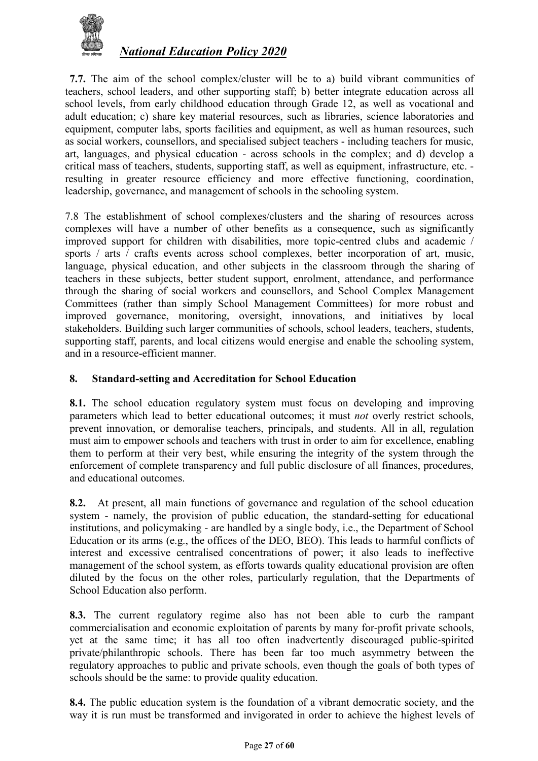**7.7.** The aim of the school complex/cluster will be to a) build vibrant communities of teachers, school leaders, and other supporting staff; b) better integrate education across all school levels, from early childhood education through Grade 12, as well as vocational and adult education; c) share key material resources, such as libraries, science laboratories and equipment, computer labs, sports facilities and equipment, as well as human resources, such as social workers, counsellors, and specialised subject teachers - including teachers for music, art, languages, and physical education - across schools in the complex; and d) develop a critical mass of teachers, students, supporting staff, as well as equipment, infrastructure, etc. - resulting in greater resource efficiency and more effective functioning, coordination, leadership, governance, and management of schools in the schooling system.

7.8 The establishment of school complexes/clusters and the sharing of resources across complexes will have a number of other benefits as a consequence, such as significantly improved support for children with disabilities, more topic-centred clubs and academic / sports / arts / crafts events across school complexes, better incorporation of art, music, language, physical education, and other subjects in the classroom through the sharing of teachers in these subjects, better student support, enrolment, attendance, and performance through the sharing of social workers and counsellors, and School Complex Management Committees (rather than simply School Management Committees) for more robust and improved governance, monitoring, oversight, innovations, and initiatives by local stakeholders. Building such larger communities of schools, school leaders, teachers, students, supporting staff, parents, and local citizens would energise and enable the schooling system, and in a resource-efficient manner.

## 8. Standard-setting and Accreditation for School Education

**8.1.** The school education regulatory system must focus on developing and improving parameters which lead to better educational outcomes; it must *not* overly restrict schools, prevent innovation, or demoralise teachers, principals, and students. All in all, regulation must aim to empower schools and teachers with trust in order to aim for excellence, enabling them to perform at their very best, while ensuring the integrity of the system through the enforcement of complete transparency and full public disclosure of all finances, procedures, and educational outcomes.

**8.2.** At present, all main functions of governance and regulation of the school education system - namely, the provision of public education, the standard-setting for educational institutions, and policymaking - are handled by a single body, i.e., the Department of School Education or its arms (e.g., the offices of the DEO, BEO). This leads to harmful conflicts of interest and excessive centralised concentrations of power; it also leads to ineffective management of the school system, as efforts towards quality educational provision are often diluted by the focus on the other roles, particularly regulation, that the Departments of School Education also perform.

**8.3.** The current regulatory regime also has not been able to curb the rampant commercialisation and economic exploitation of parents by many for-profit private schools, yet at the same time; it has all too often inadvertently discouraged public-spirited private/philanthropic schools. There has been far too much asymmetry between the regulatory approaches to public and private schools, even though the goals of both types of schools should be the same: to provide quality education.

**8.4.** The public education system is the foundation of a vibrant democratic society, and the way it is run must be transformed and invigorated in order to achieve the highest levels of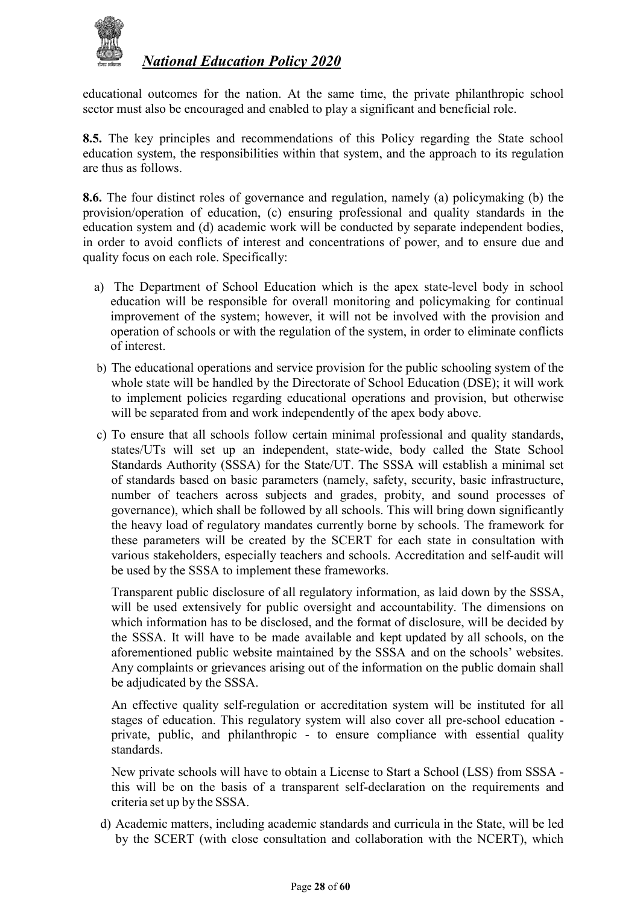educational outcomes for the nation. At the same time, the private philanthropic school sector must also be encouraged and enabled to play a significant and beneficial role.

**8.5.** The key principles and recommendations of this Policy regarding the State school education system, the responsibilities within that system, and the approach to its regulation are thus as follows.

**8.6.** The four distinct roles of governance and regulation, namely (a) policymaking (b) the provision/operation of education, (c) ensuring professional and quality standards in the education system and (d) academic work will be conducted by separate independent bodies, in order to avoid conflicts of interest and concentrations of power, and to ensure due and quality focus on each role. Specifically:

a) The Department of School Education which is the apex state-level body in school education will be responsible for overall monitoring and policymaking for continual improvement of the system; however, it will not be involved with the provision and operation of schools or with the regulation of the system, in order to eliminate conflicts of interest.

b) The educational operations and service provision for the public schooling system of the whole state will be handled by the Directorate of School Education (DSE); it will work to implement policies regarding educational operations and provision, but otherwise will be separated from and work independently of the apex body above.

c) To ensure that all schools follow certain minimal professional and quality standards, states/UTs will set up an independent, state-wide, body called the State School Standards Authority (SSSA) for the State/UT. The SSSA will establish a minimal set of standards based on basic parameters (namely, safety, security, basic infrastructure, number of teachers across subjects and grades, probity, and sound processes of governance), which shall be followed by all schools. This will bring down significantly the heavy load of regulatory mandates currently borne by schools. The framework for these parameters will be created by the SCERT for each state in consultation with various stakeholders, especially teachers and schools. Accreditation and self-audit will be used by the SSSA to implement these frameworks.

   Transparent public disclosure of all regulatory information, as laid down by the SSSA, will be used extensively for public oversight and accountability. The dimensions on which information has to be disclosed, and the format of disclosure, will be decided by the SSSA. It will have to be made available and kept updated by all schools, on the aforementioned public website maintained by the SSSA and on the schools' websites. Any complaints or grievances arising out of the information on the public domain shall be adjudicated by the SSSA.

   An effective quality self-regulation or accreditation system will be instituted for all stages of education. This regulatory system will also cover all pre-school education - private, public, and philanthropic - to ensure compliance with essential quality standards.

   New private schools will have to obtain a License to Start a School (LSS) from SSSA - this will be on the basis of a transparent self-declaration on the requirements and criteria set up by the SSSA.

d) Academic matters, including academic standards and curricula in the State, will be led by the SCERT (with close consultation and collaboration with the NCERT), which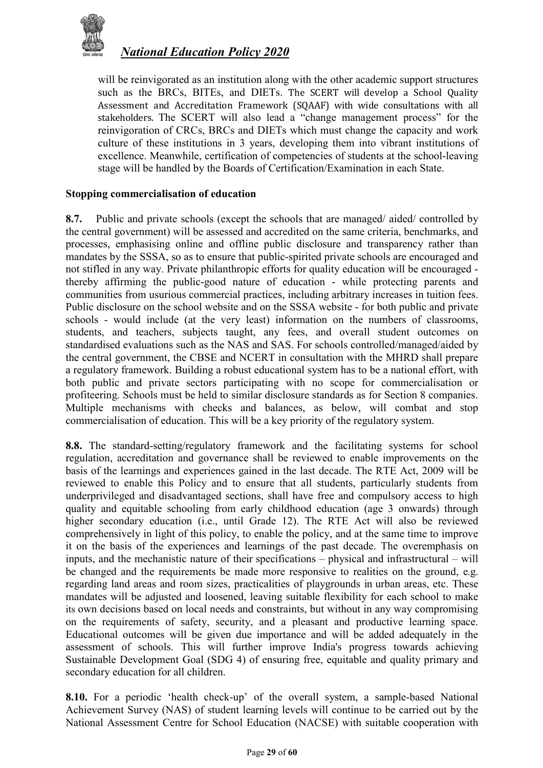will be reinvigorated as an institution along with the other academic support structures such as the BRCs, BITEs, and DIETs. The SCERT will develop a School Quality Assessment and Accreditation Framework (SQAAF) with wide consultations with all stakeholders. The SCERT will also lead a "change management process" for the reinvigoration of CRCs, BRCs and DIETs which must change the capacity and work culture of these institutions in 3 years, developing them into vibrant institutions of excellence. Meanwhile, certification of competencies of students at the school-leaving stage will be handled by the Boards of Certification/Examination in each State.

**Stopping commercialisation of education**

**8.7.** Public and private schools (except the schools that are managed/ aided/ controlled by the central government) will be assessed and accredited on the same criteria, benchmarks, and processes, emphasising online and offline public disclosure and transparency rather than mandates by the SSSA, so as to ensure that public-spirited private schools are encouraged and not stifled in any way. Private philanthropic efforts for quality education will be encouraged - thereby affirming the public-good nature of education - while protecting parents and communities from usurious commercial practices, including arbitrary increases in tuition fees. Public disclosure on the school website and on the SSSA website - for both public and private schools - would include (at the very least) information on the numbers of classrooms, students, and teachers, subjects taught, any fees, and overall student outcomes on standardised evaluations such as the NAS and SAS. For schools controlled/managed/aided by the central government, the CBSE and NCERT in consultation with the MHRD shall prepare a regulatory framework. Building a robust educational system has to be a national effort, with both public and private sectors participating with no scope for commercialisation or profiteering. Schools must be held to similar disclosure standards as for Section 8 companies. Multiple mechanisms with checks and balances, as below, will combat and stop commercialisation of education. This will be a key priority of the regulatory system.

**8.8.** The standard-setting/regulatory framework and the facilitating systems for school regulation, accreditation and governance shall be reviewed to enable improvements on the basis of the learnings and experiences gained in the last decade. The RTE Act, 2009 will be reviewed to enable this Policy and to ensure that all students, particularly students from underprivileged and disadvantaged sections, shall have free and compulsory access to high quality and equitable schooling from early childhood education (age 3 onwards) through higher secondary education (i.e., until Grade 12). The RTE Act will also be reviewed comprehensively in light of this policy, to enable the policy, and at the same time to improve it on the basis of the experiences and learnings of the past decade. The overemphasis on inputs, and the mechanistic nature of their specifications – physical and infrastructural – will be changed and the requirements be made more responsive to realities on the ground, e.g. regarding land areas and room sizes, practicalities of playgrounds in urban areas, etc. These mandates will be adjusted and loosened, leaving suitable flexibility for each school to make its own decisions based on local needs and constraints, but without in any way compromising on the requirements of safety, security, and a pleasant and productive learning space. Educational outcomes will be given due importance and will be added adequately in the assessment of schools. This will further improve India's progress towards achieving Sustainable Development Goal (SDG 4) of ensuring free, equitable and quality primary and secondary education for all children.

**8.10.** For a periodic 'health check-up' of the overall system, a sample-based National Achievement Survey (NAS) of student learning levels will continue to be carried out by the National Assessment Centre for School Education (NACSE) with suitable cooperation with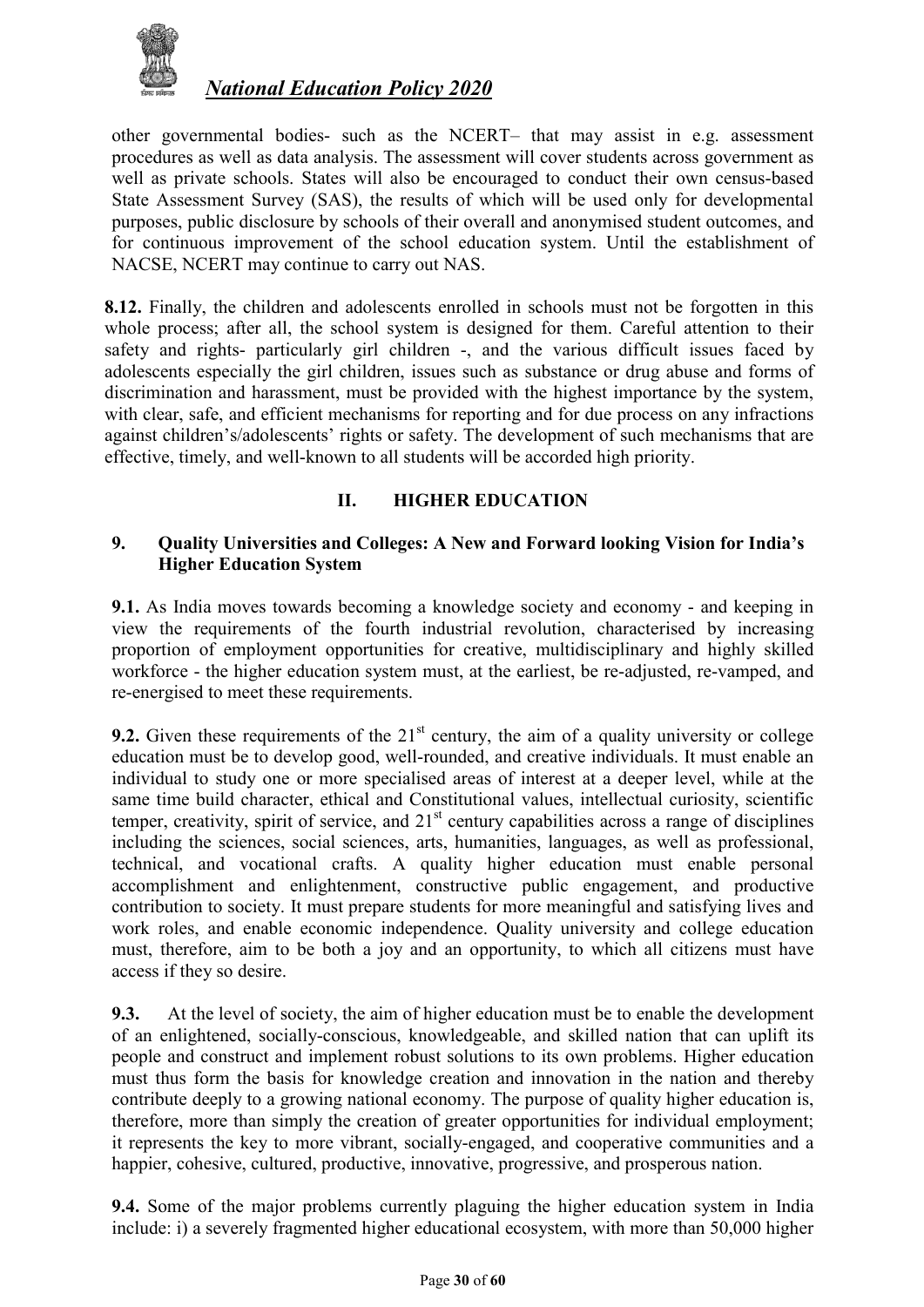other governmental bodies- such as the NCERT– that may assist in e.g. assessment procedures as well as data analysis. The assessment will cover students across government as well as private schools. States will also be encouraged to conduct their own census-based State Assessment Survey (SAS), the results of which will be used only for developmental purposes, public disclosure by schools of their overall and anonymised student outcomes, and for continuous improvement of the school education system. Until the establishment of NACSE, NCERT may continue to carry out NAS.

**8.12.** Finally, the children and adolescents enrolled in schools must not be forgotten in this whole process; after all, the school system is designed for them. Careful attention to their safety and rights- particularly girl children -, and the various difficult issues faced by adolescents especially the girl children, issues such as substance or drug abuse and forms of discrimination and harassment, must be provided with the highest importance by the system, with clear, safe, and efficient mechanisms for reporting and for due process on any infractions against children's/adolescents' rights or safety. The development of such mechanisms that are effective, timely, and well-known to all students will be accorded high priority.

## II. HIGHER EDUCATION

### 9. Quality Universities and Colleges: A New and Forward looking Vision for India's Higher Education System

**9.1.** As India moves towards becoming a knowledge society and economy - and keeping in view the requirements of the fourth industrial revolution, characterised by increasing proportion of employment opportunities for creative, multidisciplinary and highly skilled workforce - the higher education system must, at the earliest, be re-adjusted, re-vamped, and re-energised to meet these requirements.

**9.2.** Given these requirements of the 21st century, the aim of a quality university or college education must be to develop good, well-rounded, and creative individuals. It must enable an individual to study one or more specialised areas of interest at a deeper level, while at the same time build character, ethical and Constitutional values, intellectual curiosity, scientific temper, creativity, spirit of service, and 21st century capabilities across a range of disciplines including the sciences, social sciences, arts, humanities, languages, as well as professional, technical, and vocational crafts. A quality higher education must enable personal accomplishment and enlightenment, constructive public engagement, and productive contribution to society. It must prepare students for more meaningful and satisfying lives and work roles, and enable economic independence. Quality university and college education must, therefore, aim to be both a joy and an opportunity, to which all citizens must have access if they so desire.

**9.3.** At the level of society, the aim of higher education must be to enable the development of an enlightened, socially-conscious, knowledgeable, and skilled nation that can uplift its people and construct and implement robust solutions to its own problems. Higher education must thus form the basis for knowledge creation and innovation in the nation and thereby contribute deeply to a growing national economy. The purpose of quality higher education is, therefore, more than simply the creation of greater opportunities for individual employment; it represents the key to more vibrant, socially-engaged, and cooperative communities and a happier, cohesive, cultured, productive, innovative, progressive, and prosperous nation.

**9.4.** Some of the major problems currently plaguing the higher education system in India include: i) a severely fragmented higher educational ecosystem, with more than 50,000 higher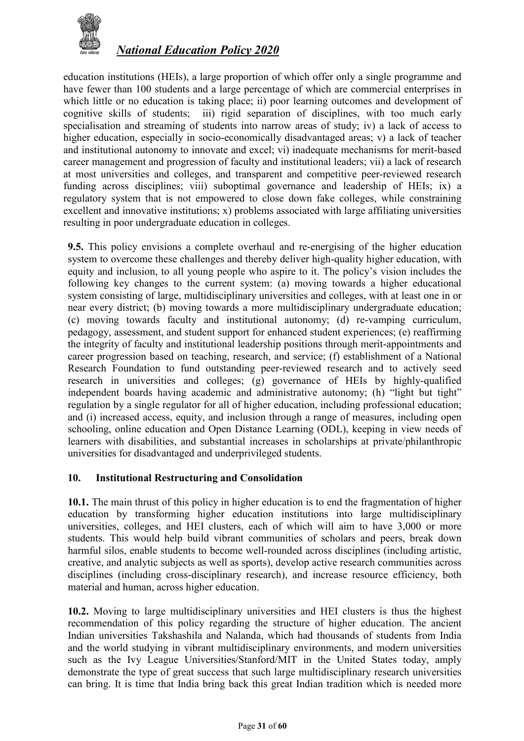education institutions (HEIs), a large proportion of which offer only a single programme and have fewer than 100 students and a large percentage of which are commercial enterprises in which little or no education is taking place; ii) poor learning outcomes and development of cognitive skills of students; iii) rigid separation of disciplines, with too much early specialisation and streaming of students into narrow areas of study; iv) a lack of access to higher education, especially in socio-economically disadvantaged areas; v) a lack of teacher and institutional autonomy to innovate and excel; vi) inadequate mechanisms for merit-based career management and progression of faculty and institutional leaders; vii) a lack of research at most universities and colleges, and transparent and competitive peer-reviewed research funding across disciplines; viii) suboptimal governance and leadership of HEIs; ix) a regulatory system that is not empowered to close down fake colleges, while constraining excellent and innovative institutions; x) problems associated with large affiliating universities resulting in poor undergraduate education in colleges.

**9.5.** This policy envisions a complete overhaul and re-energising of the higher education system to overcome these challenges and thereby deliver high-quality higher education, with equity and inclusion, to all young people who aspire to it. The policy's vision includes the following key changes to the current system: (a) moving towards a higher educational system consisting of large, multidisciplinary universities and colleges, with at least one in or near every district; (b) moving towards a more multidisciplinary undergraduate education; (c) moving towards faculty and institutional autonomy; (d) re-vamping curriculum, pedagogy, assessment, and student support for enhanced student experiences; (e) reaffirming the integrity of faculty and institutional leadership positions through merit-appointments and career progression based on teaching, research, and service; (f) establishment of a National Research Foundation to fund outstanding peer-reviewed research and to actively seed research in universities and colleges; (g) governance of HEIs by highly-qualified independent boards having academic and administrative autonomy; (h) "light but tight" regulation by a single regulator for all of higher education, including professional education; and (i) increased access, equity, and inclusion through a range of measures, including open schooling, online education and Open Distance Learning (ODL), keeping in view needs of learners with disabilities, and substantial increases in scholarships at private/philanthropic universities for disadvantaged and underprivileged students.

## 10. Institutional Restructuring and Consolidation

**10.1.** The main thrust of this policy in higher education is to end the fragmentation of higher education by transforming higher education institutions into large multidisciplinary universities, colleges, and HEI clusters, each of which will aim to have 3,000 or more students. This would help build vibrant communities of scholars and peers, break down harmful silos, enable students to become well-rounded across disciplines (including artistic, creative, and analytic subjects as well as sports), develop active research communities across disciplines (including cross-disciplinary research), and increase resource efficiency, both material and human, across higher education.

**10.2.** Moving to large multidisciplinary universities and HEI clusters is thus the highest recommendation of this policy regarding the structure of higher education. The ancient Indian universities Takshashila and Nalanda, which had thousands of students from India and the world studying in vibrant multidisciplinary environments, and modern universities such as the Ivy League Universities/Stanford/MIT in the United States today, amply demonstrate the type of great success that such large multidisciplinary research universities can bring. It is time that India bring back this great Indian tradition which is needed more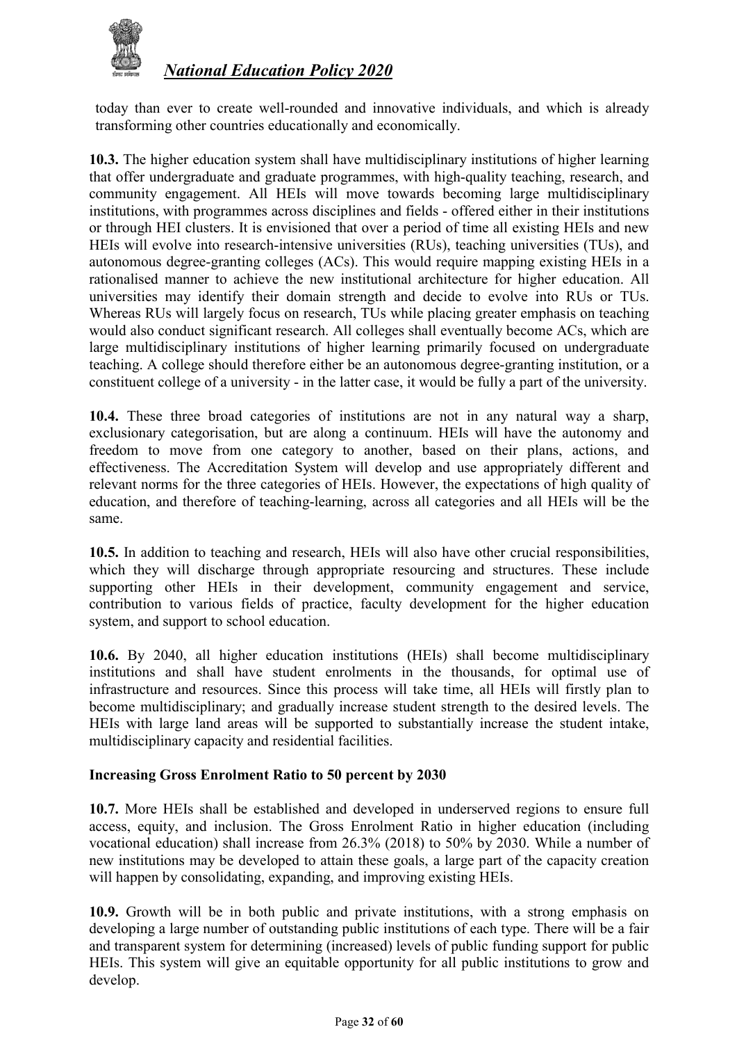today than ever to create well-rounded and innovative individuals, and which is already transforming other countries educationally and economically.

**10.3.** The higher education system shall have multidisciplinary institutions of higher learning that offer undergraduate and graduate programmes, with high-quality teaching, research, and community engagement. All HEIs will move towards becoming large multidisciplinary institutions, with programmes across disciplines and fields - offered either in their institutions or through HEI clusters. It is envisioned that over a period of time all existing HEIs and new HEIs will evolve into research-intensive universities (RUs), teaching universities (TUs), and autonomous degree-granting colleges (ACs). This would require mapping existing HEIs in a rationalised manner to achieve the new institutional architecture for higher education. All universities may identify their domain strength and decide to evolve into RUs or TUs. Whereas RUs will largely focus on research, TUs while placing greater emphasis on teaching would also conduct significant research. All colleges shall eventually become ACs, which are large multidisciplinary institutions of higher learning primarily focused on undergraduate teaching. A college should therefore either be an autonomous degree-granting institution, or a constituent college of a university - in the latter case, it would be fully a part of the university.

**10.4.** These three broad categories of institutions are not in any natural way a sharp, exclusionary categorisation, but are along a continuum. HEIs will have the autonomy and freedom to move from one category to another, based on their plans, actions, and effectiveness. The Accreditation System will develop and use appropriately different and relevant norms for the three categories of HEIs. However, the expectations of high quality of education, and therefore of teaching-learning, across all categories and all HEIs will be the same.

**10.5.** In addition to teaching and research, HEIs will also have other crucial responsibilities, which they will discharge through appropriate resourcing and structures. These include supporting other HEIs in their development, community engagement and service, contribution to various fields of practice, faculty development for the higher education system, and support to school education.

**10.6.** By 2040, all higher education institutions (HEIs) shall become multidisciplinary institutions and shall have student enrolments in the thousands, for optimal use of infrastructure and resources. Since this process will take time, all HEIs will firstly plan to become multidisciplinary; and gradually increase student strength to the desired levels. The HEIs with large land areas will be supported to substantially increase the student intake, multidisciplinary capacity and residential facilities.

### Increasing Gross Enrolment Ratio to 50 percent by 2030

**10.7.** More HEIs shall be established and developed in underserved regions to ensure full access, equity, and inclusion. The Gross Enrolment Ratio in higher education (including vocational education) shall increase from 26.3% (2018) to 50% by 2030. While a number of new institutions may be developed to attain these goals, a large part of the capacity creation will happen by consolidating, expanding, and improving existing HEIs.

**10.9.** Growth will be in both public and private institutions, with a strong emphasis on developing a large number of outstanding public institutions of each type. There will be a fair and transparent system for determining (increased) levels of public funding support for public HEIs. This system will give an equitable opportunity for all public institutions to grow and develop.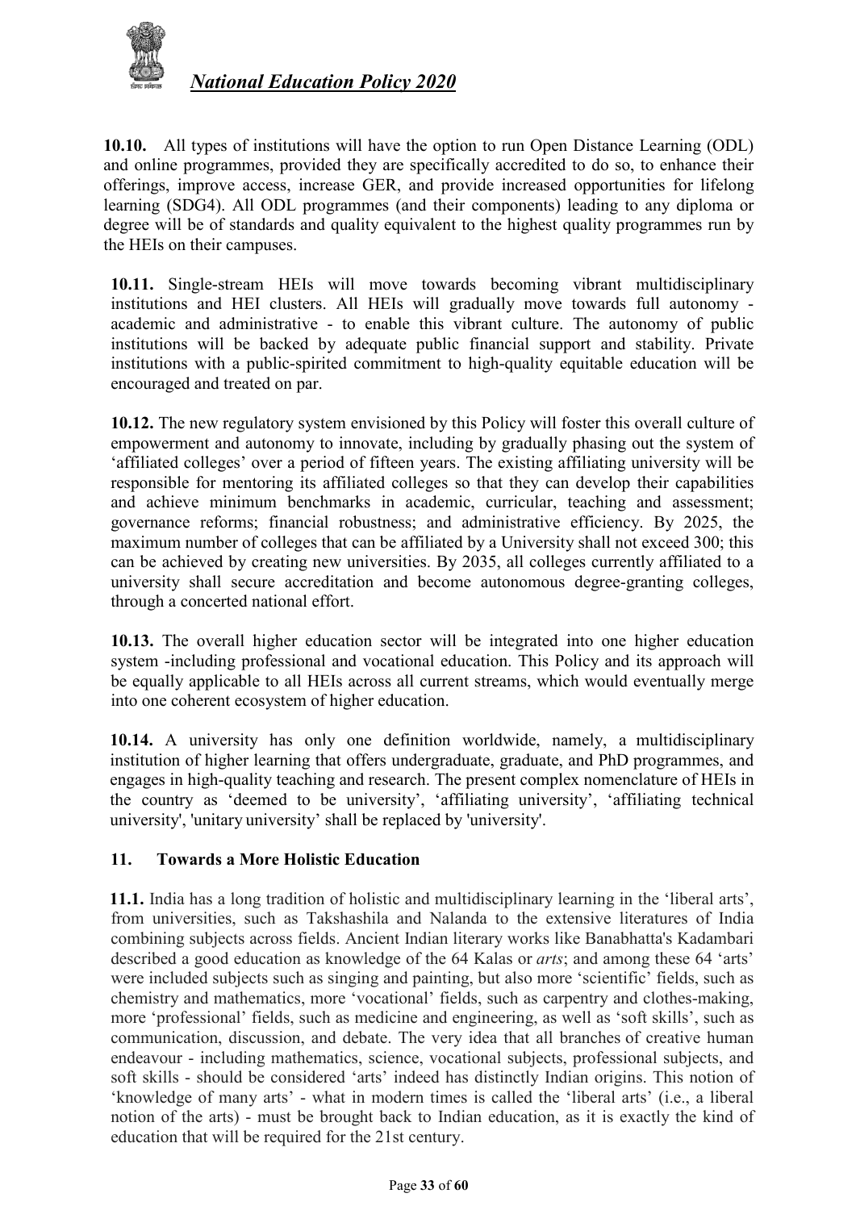**10.10.** All types of institutions will have the option to run Open Distance Learning (ODL) and online programmes, provided they are specifically accredited to do so, to enhance their offerings, improve access, increase GER, and provide increased opportunities for lifelong learning (SDG4). All ODL programmes (and their components) leading to any diploma or degree will be of standards and quality equivalent to the highest quality programmes run by the HEIs on their campuses.

**10.11.** Single-stream HEIs will move towards becoming vibrant multidisciplinary institutions and HEI clusters. All HEIs will gradually move towards full autonomy - academic and administrative - to enable this vibrant culture. The autonomy of public institutions will be backed by adequate public financial support and stability. Private institutions with a public-spirited commitment to high-quality equitable education will be encouraged and treated on par.

**10.12.** The new regulatory system envisioned by this Policy will foster this overall culture of empowerment and autonomy to innovate, including by gradually phasing out the system of 'affiliated colleges' over a period of fifteen years. The existing affiliating university will be responsible for mentoring its affiliated colleges so that they can develop their capabilities and achieve minimum benchmarks in academic, curricular, teaching and assessment; governance reforms; financial robustness; and administrative efficiency. By 2025, the maximum number of colleges that can be affiliated by a University shall not exceed 300; this can be achieved by creating new universities. By 2035, all colleges currently affiliated to a university shall secure accreditation and become autonomous degree-granting colleges, through a concerted national effort.

**10.13.** The overall higher education sector will be integrated into one higher education system -including professional and vocational education. This Policy and its approach will be equally applicable to all HEIs across all current streams, which would eventually merge into one coherent ecosystem of higher education.

**10.14.** A university has only one definition worldwide, namely, a multidisciplinary institution of higher learning that offers undergraduate, graduate, and PhD programmes, and engages in high-quality teaching and research. The present complex nomenclature of HEIs in the country as 'deemed to be university', 'affiliating university', 'affiliating technical university', 'unitary university' shall be replaced by 'university'.

## 11. Towards a More Holistic Education

**11.1.** India has a long tradition of holistic and multidisciplinary learning in the 'liberal arts', from universities, such as Takshashila and Nalanda to the extensive literatures of India combining subjects across fields. Ancient Indian literary works like Banabhatta's Kadambari described a good education as knowledge of the 64 Kalas or *arts*; and among these 64 'arts' were included subjects such as singing and painting, but also more 'scientific' fields, such as chemistry and mathematics, more 'vocational' fields, such as carpentry and clothes-making, more 'professional' fields, such as medicine and engineering, as well as 'soft skills', such as communication, discussion, and debate. The very idea that all branches of creative human endeavour - including mathematics, science, vocational subjects, professional subjects, and soft skills - should be considered 'arts' indeed has distinctly Indian origins. This notion of 'knowledge of many arts' - what in modern times is called the 'liberal arts' (i.e., a liberal notion of the arts) - must be brought back to Indian education, as it is exactly the kind of education that will be required for the 21st century.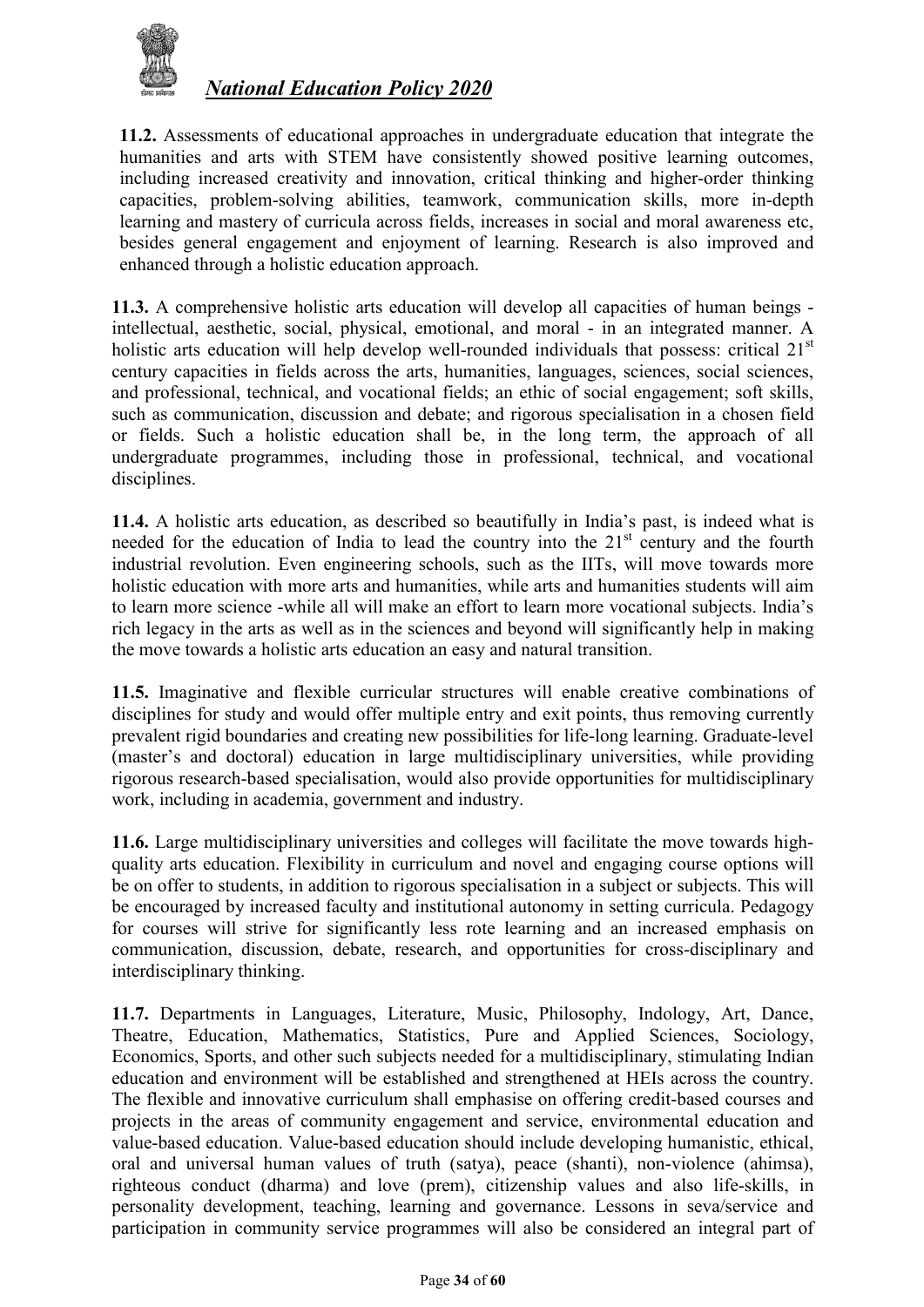**11.2.** Assessments of educational approaches in undergraduate education that integrate the humanities and arts with STEM have consistently showed positive learning outcomes, including increased creativity and innovation, critical thinking and higher-order thinking capacities, problem-solving abilities, teamwork, communication skills, more in-depth learning and mastery of curricula across fields, increases in social and moral awareness etc, besides general engagement and enjoyment of learning. Research is also improved and enhanced through a holistic education approach.

**11.3.** A comprehensive holistic arts education will develop all capacities of human beings - intellectual, aesthetic, social, physical, emotional, and moral - in an integrated manner. A holistic arts education will help develop well-rounded individuals that possess: critical 21st century capacities in fields across the arts, humanities, languages, sciences, social sciences, and professional, technical, and vocational fields; an ethic of social engagement; soft skills, such as communication, discussion and debate; and rigorous specialisation in a chosen field or fields. Such a holistic education shall be, in the long term, the approach of all undergraduate programmes, including those in professional, technical, and vocational disciplines.

**11.4.** A holistic arts education, as described so beautifully in India's past, is indeed what is needed for the education of India to lead the country into the 21st century and the fourth industrial revolution. Even engineering schools, such as the IITs, will move towards more holistic education with more arts and humanities, while arts and humanities students will aim to learn more science -while all will make an effort to learn more vocational subjects. India's rich legacy in the arts as well as in the sciences and beyond will significantly help in making the move towards a holistic arts education an easy and natural transition.

**11.5.** Imaginative and flexible curricular structures will enable creative combinations of disciplines for study and would offer multiple entry and exit points, thus removing currently prevalent rigid boundaries and creating new possibilities for life-long learning. Graduate-level (master's and doctoral) education in large multidisciplinary universities, while providing rigorous research-based specialisation, would also provide opportunities for multidisciplinary work, including in academia, government and industry.

**11.6.** Large multidisciplinary universities and colleges will facilitate the move towards high-quality arts education. Flexibility in curriculum and novel and engaging course options will be on offer to students, in addition to rigorous specialisation in a subject or subjects. This will be encouraged by increased faculty and institutional autonomy in setting curricula. Pedagogy for courses will strive for significantly less rote learning and an increased emphasis on communication, discussion, debate, research, and opportunities for cross-disciplinary and interdisciplinary thinking.

**11.7.** Departments in Languages, Literature, Music, Philosophy, Indology, Art, Dance, Theatre, Education, Mathematics, Statistics, Pure and Applied Sciences, Sociology, Economics, Sports, and other such subjects needed for a multidisciplinary, stimulating Indian education and environment will be established and strengthened at HEIs across the country. The flexible and innovative curriculum shall emphasise on offering credit-based courses and projects in the areas of community engagement and service, environmental education and value-based education. Value-based education should include developing humanistic, ethical, oral and universal human values of truth (satya), peace (shanti), non-violence (ahimsa), righteous conduct (dharma) and love (prem), citizenship values and also life-skills, in personality development, teaching, learning and governance. Lessons in seva/service and participation in community service programmes will also be considered an integral part of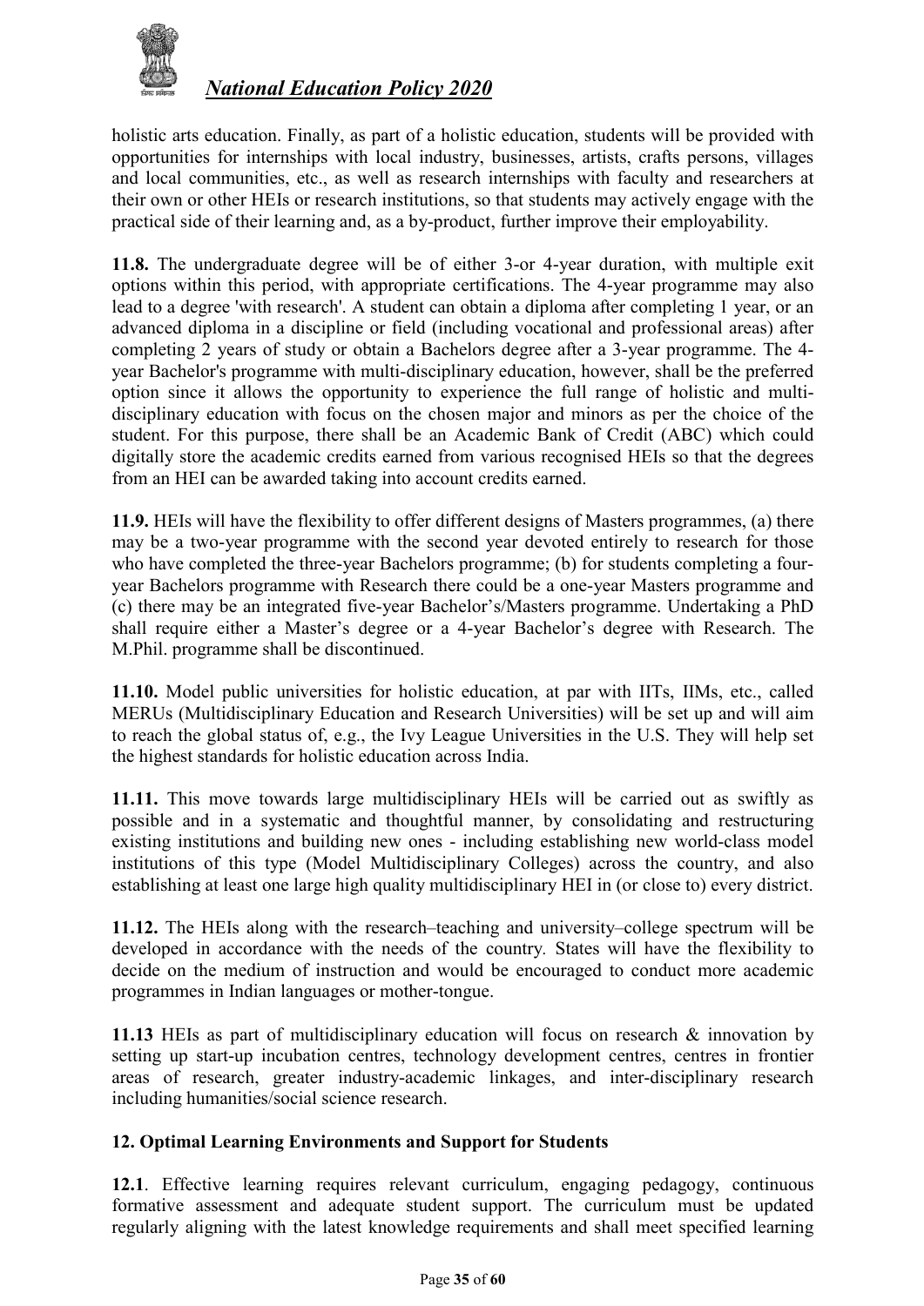holistic arts education. Finally, as part of a holistic education, students will be provided with opportunities for internships with local industry, businesses, artists, crafts persons, villages and local communities, etc., as well as research internships with faculty and researchers at their own or other HEIs or research institutions, so that students may actively engage with the practical side of their learning and, as a by-product, further improve their employability.

**11.8.** The undergraduate degree will be of either 3-or 4-year duration, with multiple exit options within this period, with appropriate certifications. The 4-year programme may also lead to a degree 'with research'. A student can obtain a diploma after completing 1 year, or an advanced diploma in a discipline or field (including vocational and professional areas) after completing 2 years of study or obtain a Bachelors degree after a 3-year programme. The 4-year Bachelor's programme with multi-disciplinary education, however, shall be the preferred option since it allows the opportunity to experience the full range of holistic and multi-disciplinary education with focus on the chosen major and minors as per the choice of the student. For this purpose, there shall be an Academic Bank of Credit (ABC) which could digitally store the academic credits earned from various recognised HEIs so that the degrees from an HEI can be awarded taking into account credits earned.

**11.9.** HEIs will have the flexibility to offer different designs of Masters programmes, (a) there may be a two-year programme with the second year devoted entirely to research for those who have completed the three-year Bachelors programme; (b) for students completing a four-year Bachelors programme with Research there could be a one-year Masters programme and (c) there may be an integrated five-year Bachelor's/Masters programme. Undertaking a PhD shall require either a Master's degree or a 4-year Bachelor's degree with Research. The M.Phil. programme shall be discontinued.

**11.10.** Model public universities for holistic education, at par with IITs, IIMs, etc., called MERUs (Multidisciplinary Education and Research Universities) will be set up and will aim to reach the global status of, e.g., the Ivy League Universities in the U.S. They will help set the highest standards for holistic education across India.

**11.11.** This move towards large multidisciplinary HEIs will be carried out as swiftly as possible and in a systematic and thoughtful manner, by consolidating and restructuring existing institutions and building new ones - including establishing new world-class model institutions of this type (Model Multidisciplinary Colleges) across the country, and also establishing at least one large high quality multidisciplinary HEI in (or close to) every district.

**11.12.** The HEIs along with the research–teaching and university–college spectrum will be developed in accordance with the needs of the country. States will have the flexibility to decide on the medium of instruction and would be encouraged to conduct more academic programmes in Indian languages or mother-tongue.

**11.13** HEIs as part of multidisciplinary education will focus on research & innovation by setting up start-up incubation centres, technology development centres, centres in frontier areas of research, greater industry-academic linkages, and inter-disciplinary research including humanities/social science research.

## 12. Optimal Learning Environments and Support for Students

**12.1**. Effective learning requires relevant curriculum, engaging pedagogy, continuous formative assessment and adequate student support. The curriculum must be updated regularly aligning with the latest knowledge requirements and shall meet specified learning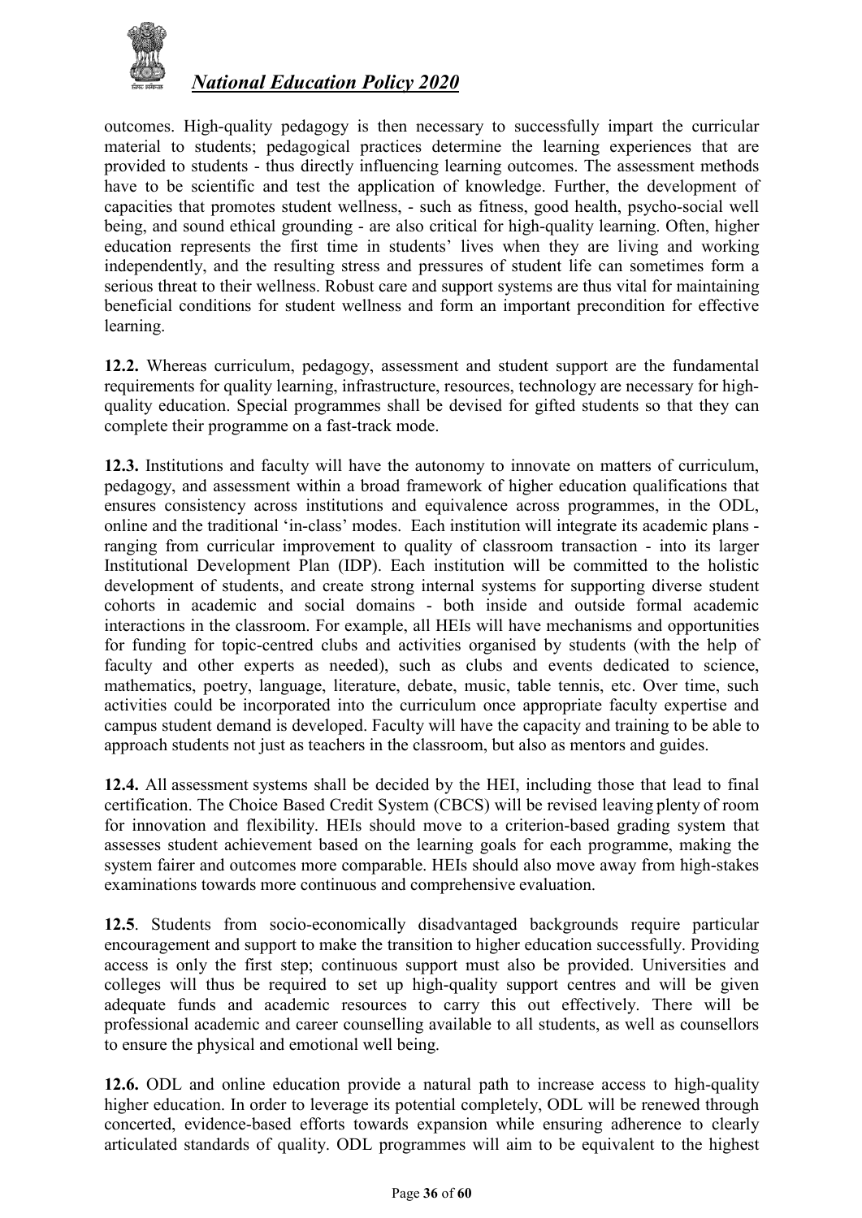outcomes. High-quality pedagogy is then necessary to successfully impart the curricular material to students; pedagogical practices determine the learning experiences that are provided to students - thus directly influencing learning outcomes. The assessment methods have to be scientific and test the application of knowledge. Further, the development of capacities that promotes student wellness, - such as fitness, good health, psycho-social well being, and sound ethical grounding - are also critical for high-quality learning. Often, higher education represents the first time in students' lives when they are living and working independently, and the resulting stress and pressures of student life can sometimes form a serious threat to their wellness. Robust care and support systems are thus vital for maintaining beneficial conditions for student wellness and form an important precondition for effective learning.

**12.2.** Whereas curriculum, pedagogy, assessment and student support are the fundamental requirements for quality learning, infrastructure, resources, technology are necessary for high-quality education. Special programmes shall be devised for gifted students so that they can complete their programme on a fast-track mode.

**12.3.** Institutions and faculty will have the autonomy to innovate on matters of curriculum, pedagogy, and assessment within a broad framework of higher education qualifications that ensures consistency across institutions and equivalence across programmes, in the ODL, online and the traditional 'in-class' modes. Each institution will integrate its academic plans - ranging from curricular improvement to quality of classroom transaction - into its larger Institutional Development Plan (IDP). Each institution will be committed to the holistic development of students, and create strong internal systems for supporting diverse student cohorts in academic and social domains - both inside and outside formal academic interactions in the classroom. For example, all HEIs will have mechanisms and opportunities for funding for topic-centred clubs and activities organised by students (with the help of faculty and other experts as needed), such as clubs and events dedicated to science, mathematics, poetry, language, literature, debate, music, table tennis, etc. Over time, such activities could be incorporated into the curriculum once appropriate faculty expertise and campus student demand is developed. Faculty will have the capacity and training to be able to approach students not just as teachers in the classroom, but also as mentors and guides.

**12.4.** All assessment systems shall be decided by the HEI, including those that lead to final certification. The Choice Based Credit System (CBCS) will be revised leaving plenty of room for innovation and flexibility. HEIs should move to a criterion-based grading system that assesses student achievement based on the learning goals for each programme, making the system fairer and outcomes more comparable. HEIs should also move away from high-stakes examinations towards more continuous and comprehensive evaluation.

**12.5**. Students from socio-economically disadvantaged backgrounds require particular encouragement and support to make the transition to higher education successfully. Providing access is only the first step; continuous support must also be provided. Universities and colleges will thus be required to set up high-quality support centres and will be given adequate funds and academic resources to carry this out effectively. There will be professional academic and career counselling available to all students, as well as counsellors to ensure the physical and emotional well being.

**12.6.** ODL and online education provide a natural path to increase access to high-quality higher education. In order to leverage its potential completely, ODL will be renewed through concerted, evidence-based efforts towards expansion while ensuring adherence to clearly articulated standards of quality. ODL programmes will aim to be equivalent to the highest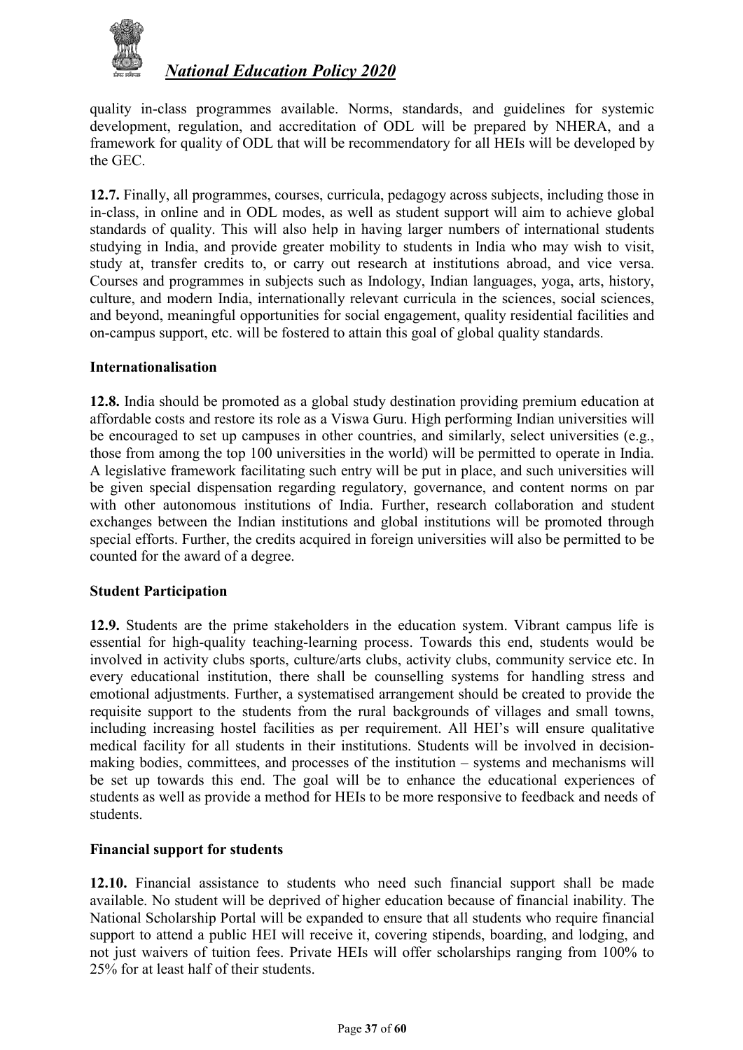quality in-class programmes available. Norms, standards, and guidelines for systemic development, regulation, and accreditation of ODL will be prepared by NHERA, and a framework for quality of ODL that will be recommendatory for all HEIs will be developed by the GEC.

**12.7.** Finally, all programmes, courses, curricula, pedagogy across subjects, including those in in-class, in online and in ODL modes, as well as student support will aim to achieve global standards of quality. This will also help in having larger numbers of international students studying in India, and provide greater mobility to students in India who may wish to visit, study at, transfer credits to, or carry out research at institutions abroad, and vice versa. Courses and programmes in subjects such as Indology, Indian languages, yoga, arts, history, culture, and modern India, internationally relevant curricula in the sciences, social sciences, and beyond, meaningful opportunities for social engagement, quality residential facilities and on-campus support, etc. will be fostered to attain this goal of global quality standards.

### Internationalisation

**12.8.** India should be promoted as a global study destination providing premium education at affordable costs and restore its role as a Viswa Guru. High performing Indian universities will be encouraged to set up campuses in other countries, and similarly, select universities (e.g., those from among the top 100 universities in the world) will be permitted to operate in India. A legislative framework facilitating such entry will be put in place, and such universities will be given special dispensation regarding regulatory, governance, and content norms on par with other autonomous institutions of India. Further, research collaboration and student exchanges between the Indian institutions and global institutions will be promoted through special efforts. Further, the credits acquired in foreign universities will also be permitted to be counted for the award of a degree.

### Student Participation

**12.9.** Students are the prime stakeholders in the education system. Vibrant campus life is essential for high-quality teaching-learning process. Towards this end, students would be involved in activity clubs sports, culture/arts clubs, activity clubs, community service etc. In every educational institution, there shall be counselling systems for handling stress and emotional adjustments. Further, a systematised arrangement should be created to provide the requisite support to the students from the rural backgrounds of villages and small towns, including increasing hostel facilities as per requirement. All HEI's will ensure qualitative medical facility for all students in their institutions. Students will be involved in decision-making bodies, committees, and processes of the institution – systems and mechanisms will be set up towards this end. The goal will be to enhance the educational experiences of students as well as provide a method for HEIs to be more responsive to feedback and needs of students.

### Financial support for students

**12.10.** Financial assistance to students who need such financial support shall be made available. No student will be deprived of higher education because of financial inability. The National Scholarship Portal will be expanded to ensure that all students who require financial support to attend a public HEI will receive it, covering stipends, boarding, and lodging, and not just waivers of tuition fees. Private HEIs will offer scholarships ranging from 100% to 25% for at least half of their students.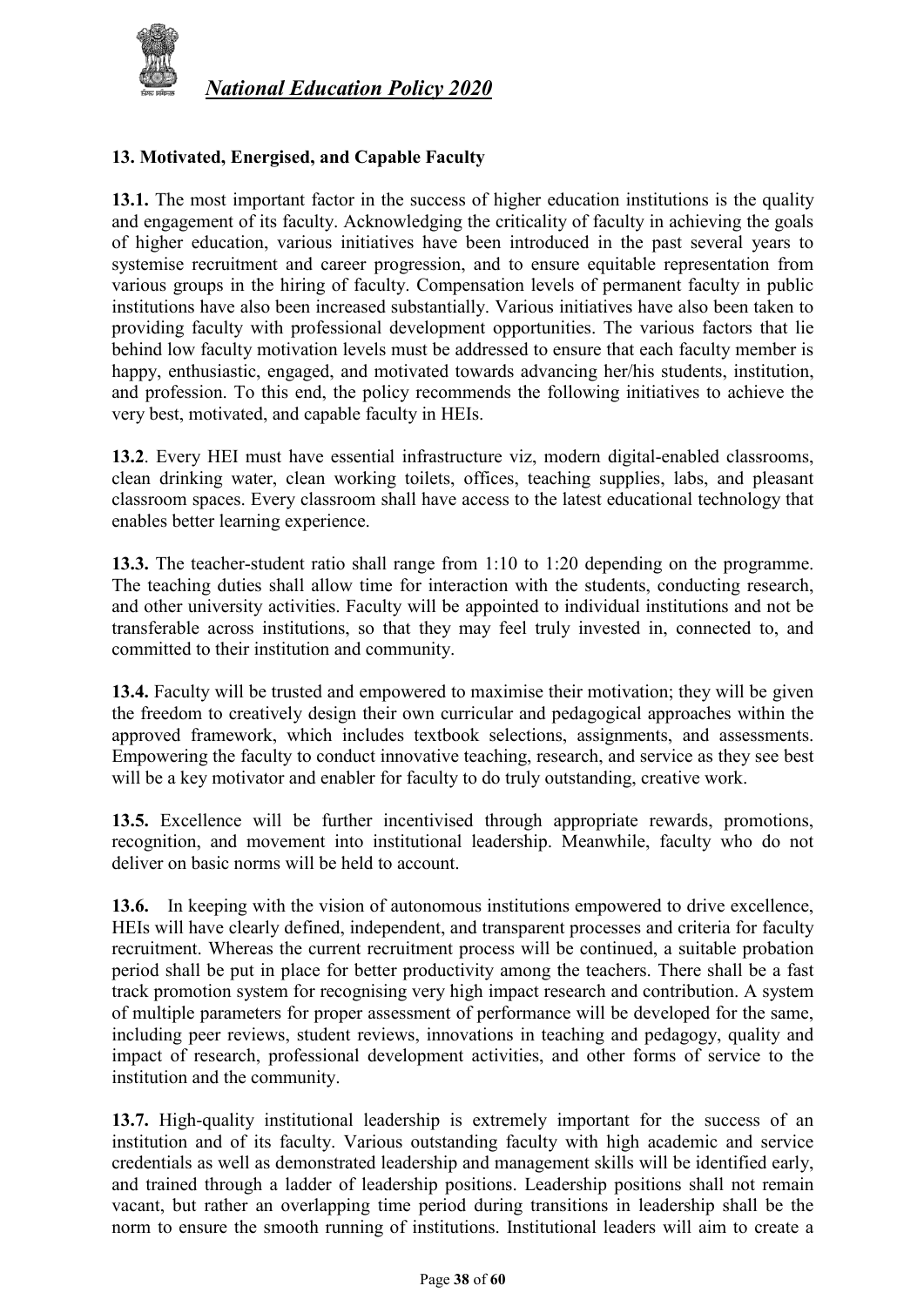## 13. Motivated, Energised, and Capable Faculty

**13.1.** The most important factor in the success of higher education institutions is the quality and engagement of its faculty. Acknowledging the criticality of faculty in achieving the goals of higher education, various initiatives have been introduced in the past several years to systemise recruitment and career progression, and to ensure equitable representation from various groups in the hiring of faculty. Compensation levels of permanent faculty in public institutions have also been increased substantially. Various initiatives have also been taken to providing faculty with professional development opportunities. The various factors that lie behind low faculty motivation levels must be addressed to ensure that each faculty member is happy, enthusiastic, engaged, and motivated towards advancing her/his students, institution, and profession. To this end, the policy recommends the following initiatives to achieve the very best, motivated, and capable faculty in HEIs.

**13.2**. Every HEI must have essential infrastructure viz, modern digital-enabled classrooms, clean drinking water, clean working toilets, offices, teaching supplies, labs, and pleasant classroom spaces. Every classroom shall have access to the latest educational technology that enables better learning experience.

**13.3.** The teacher-student ratio shall range from 1:10 to 1:20 depending on the programme. The teaching duties shall allow time for interaction with the students, conducting research, and other university activities. Faculty will be appointed to individual institutions and not be transferable across institutions, so that they may feel truly invested in, connected to, and committed to their institution and community.

**13.4.** Faculty will be trusted and empowered to maximise their motivation; they will be given the freedom to creatively design their own curricular and pedagogical approaches within the approved framework, which includes textbook selections, assignments, and assessments. Empowering the faculty to conduct innovative teaching, research, and service as they see best will be a key motivator and enabler for faculty to do truly outstanding, creative work.

**13.5.** Excellence will be further incentivised through appropriate rewards, promotions, recognition, and movement into institutional leadership. Meanwhile, faculty who do not deliver on basic norms will be held to account.

**13.6.** In keeping with the vision of autonomous institutions empowered to drive excellence, HEIs will have clearly defined, independent, and transparent processes and criteria for faculty recruitment. Whereas the current recruitment process will be continued, a suitable probation period shall be put in place for better productivity among the teachers. There shall be a fast track promotion system for recognising very high impact research and contribution. A system of multiple parameters for proper assessment of performance will be developed for the same, including peer reviews, student reviews, innovations in teaching and pedagogy, quality and impact of research, professional development activities, and other forms of service to the institution and the community.

**13.7.** High-quality institutional leadership is extremely important for the success of an institution and of its faculty. Various outstanding faculty with high academic and service credentials as well as demonstrated leadership and management skills will be identified early, and trained through a ladder of leadership positions. Leadership positions shall not remain vacant, but rather an overlapping time period during transitions in leadership shall be the norm to ensure the smooth running of institutions. Institutional leaders will aim to create a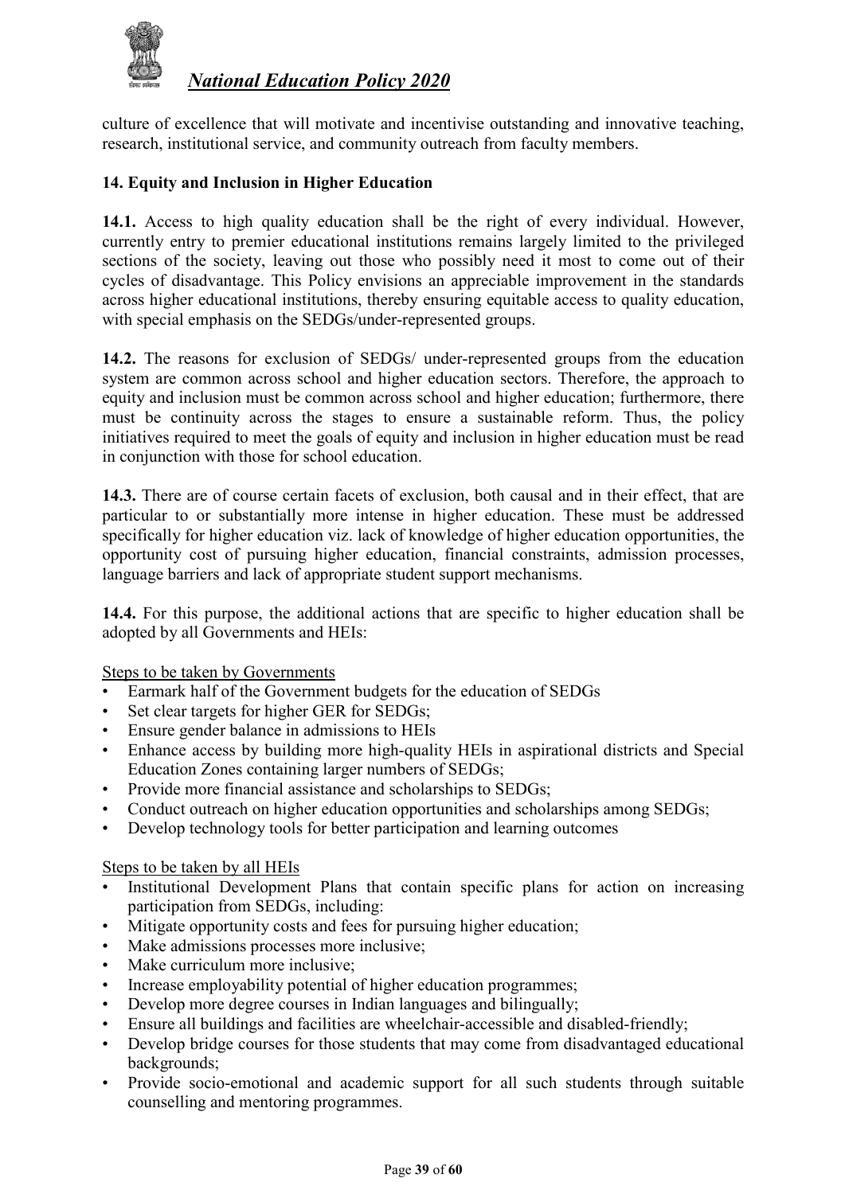culture of excellence that will motivate and incentivise outstanding and innovative teaching, research, institutional service, and community outreach from faculty members.

## 14. Equity and Inclusion in Higher Education

**14.1.** Access to high quality education shall be the right of every individual. However, currently entry to premier educational institutions remains largely limited to the privileged sections of the society, leaving out those who possibly need it most to come out of their cycles of disadvantage. This Policy envisions an appreciable improvement in the standards across higher educational institutions, thereby ensuring equitable access to quality education, with special emphasis on the SEDGs/under-represented groups.

**14.2.** The reasons for exclusion of SEDGs/ under-represented groups from the education system are common across school and higher education sectors. Therefore, the approach to equity and inclusion must be common across school and higher education; furthermore, there must be continuity across the stages to ensure a sustainable reform. Thus, the policy initiatives required to meet the goals of equity and inclusion in higher education must be read in conjunction with those for school education.

**14.3.** There are of course certain facets of exclusion, both causal and in their effect, that are particular to or substantially more intense in higher education. These must be addressed specifically for higher education viz. lack of knowledge of higher education opportunities, the opportunity cost of pursuing higher education, financial constraints, admission processes, language barriers and lack of appropriate student support mechanisms.

**14.4.** For this purpose, the additional actions that are specific to higher education shall be adopted by all Governments and HEIs:

<u>Steps to be taken by Governments</u>

- Earmark half of the Government budgets for the education of SEDGs
- Set clear targets for higher GER for SEDGs;
- Ensure gender balance in admissions to HEIs
- Enhance access by building more high-quality HEIs in aspirational districts and Special Education Zones containing larger numbers of SEDGs;
- Provide more financial assistance and scholarships to SEDGs;
- Conduct outreach on higher education opportunities and scholarships among SEDGs;
- Develop technology tools for better participation and learning outcomes

<u>Steps to be taken by all HEIs</u>

- Institutional Development Plans that contain specific plans for action on increasing participation from SEDGs, including:
- Mitigate opportunity costs and fees for pursuing higher education;
- Make admissions processes more inclusive;
- Make curriculum more inclusive;
- Increase employability potential of higher education programmes;
- Develop more degree courses in Indian languages and bilingually;
- Ensure all buildings and facilities are wheelchair-accessible and disabled-friendly;
- Develop bridge courses for those students that may come from disadvantaged educational backgrounds;
- Provide socio-emotional and academic support for all such students through suitable counselling and mentoring programmes.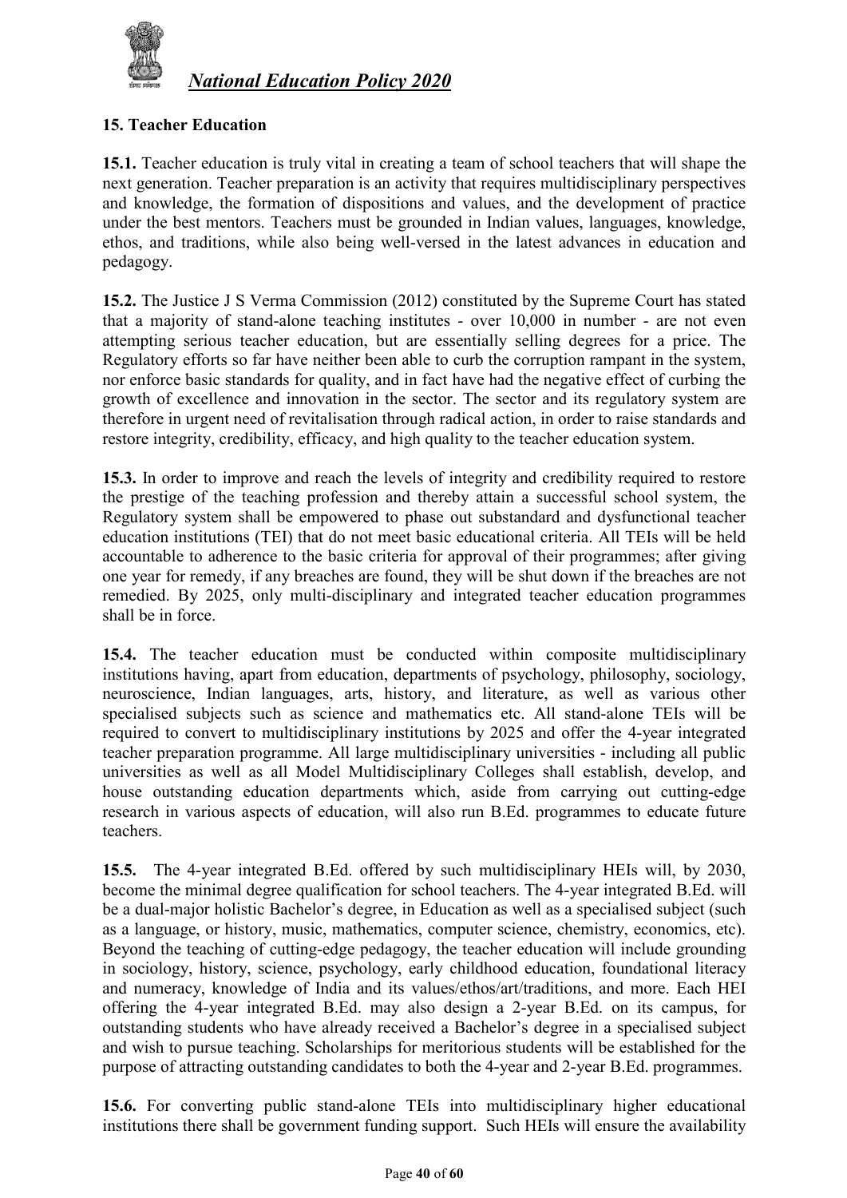## 15. Teacher Education

**15.1.** Teacher education is truly vital in creating a team of school teachers that will shape the next generation. Teacher preparation is an activity that requires multidisciplinary perspectives and knowledge, the formation of dispositions and values, and the development of practice under the best mentors. Teachers must be grounded in Indian values, languages, knowledge, ethos, and traditions, while also being well-versed in the latest advances in education and pedagogy.

**15.2.** The Justice J S Verma Commission (2012) constituted by the Supreme Court has stated that a majority of stand-alone teaching institutes - over 10,000 in number - are not even attempting serious teacher education, but are essentially selling degrees for a price. The Regulatory efforts so far have neither been able to curb the corruption rampant in the system, nor enforce basic standards for quality, and in fact have had the negative effect of curbing the growth of excellence and innovation in the sector. The sector and its regulatory system are therefore in urgent need of revitalisation through radical action, in order to raise standards and restore integrity, credibility, efficacy, and high quality to the teacher education system.

**15.3.** In order to improve and reach the levels of integrity and credibility required to restore the prestige of the teaching profession and thereby attain a successful school system, the Regulatory system shall be empowered to phase out substandard and dysfunctional teacher education institutions (TEI) that do not meet basic educational criteria. All TEIs will be held accountable to adherence to the basic criteria for approval of their programmes; after giving one year for remedy, if any breaches are found, they will be shut down if the breaches are not remedied. By 2025, only multi-disciplinary and integrated teacher education programmes shall be in force.

**15.4.** The teacher education must be conducted within composite multidisciplinary institutions having, apart from education, departments of psychology, philosophy, sociology, neuroscience, Indian languages, arts, history, and literature, as well as various other specialised subjects such as science and mathematics etc. All stand-alone TEIs will be required to convert to multidisciplinary institutions by 2025 and offer the 4-year integrated teacher preparation programme. All large multidisciplinary universities - including all public universities as well as all Model Multidisciplinary Colleges shall establish, develop, and house outstanding education departments which, aside from carrying out cutting-edge research in various aspects of education, will also run B.Ed. programmes to educate future teachers.

**15.5.** The 4-year integrated B.Ed. offered by such multidisciplinary HEIs will, by 2030, become the minimal degree qualification for school teachers. The 4-year integrated B.Ed. will be a dual-major holistic Bachelor's degree, in Education as well as a specialised subject (such as a language, or history, music, mathematics, computer science, chemistry, economics, etc). Beyond the teaching of cutting-edge pedagogy, the teacher education will include grounding in sociology, history, science, psychology, early childhood education, foundational literacy and numeracy, knowledge of India and its values/ethos/art/traditions, and more. Each HEI offering the 4-year integrated B.Ed. may also design a 2-year B.Ed. on its campus, for outstanding students who have already received a Bachelor's degree in a specialised subject and wish to pursue teaching. Scholarships for meritorious students will be established for the purpose of attracting outstanding candidates to both the 4-year and 2-year B.Ed. programmes.

**15.6.** For converting public stand-alone TEIs into multidisciplinary higher educational institutions there shall be government funding support. Such HEIs will ensure the availability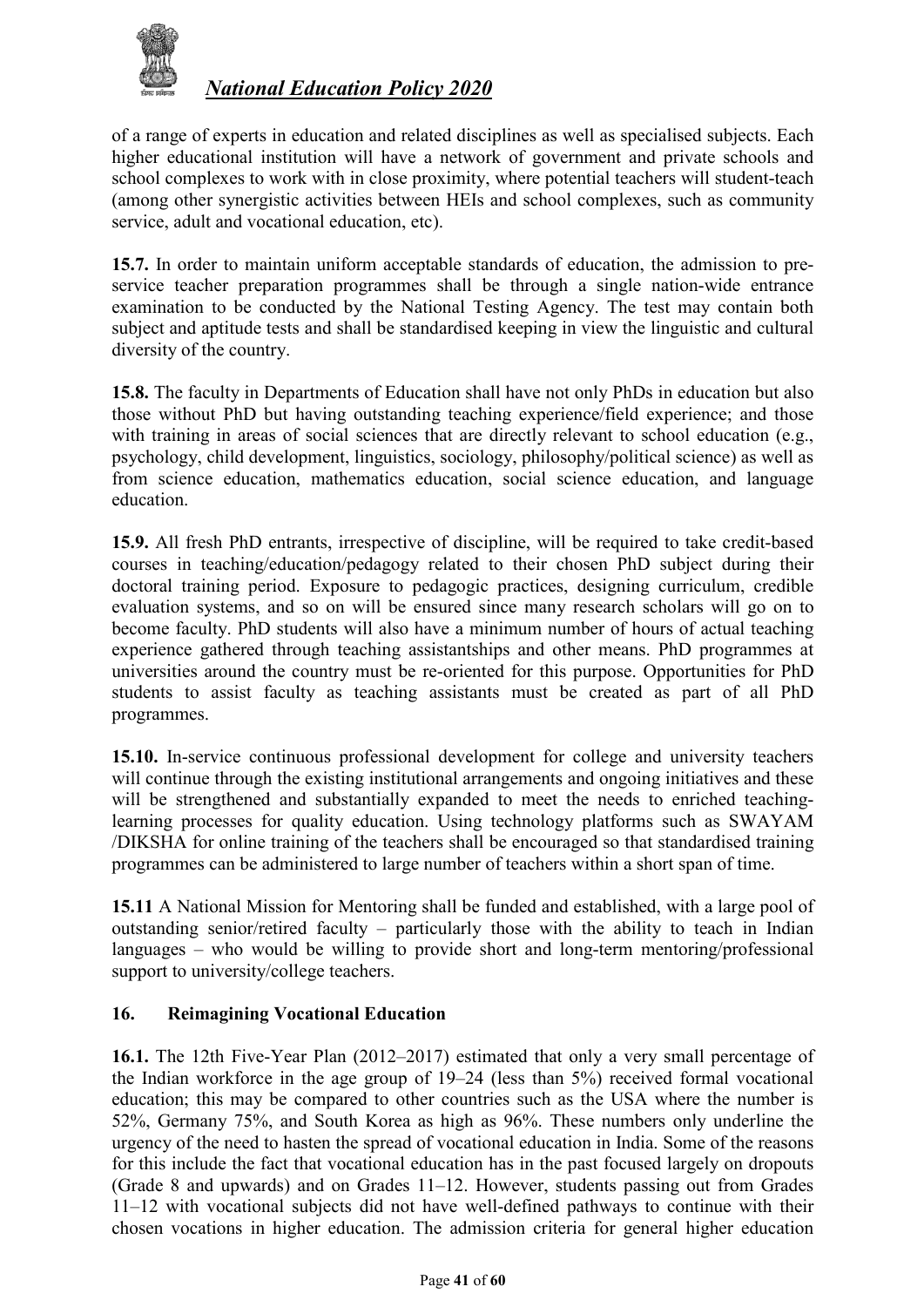of a range of experts in education and related disciplines as well as specialised subjects. Each higher educational institution will have a network of government and private schools and school complexes to work with in close proximity, where potential teachers will student-teach (among other synergistic activities between HEIs and school complexes, such as community service, adult and vocational education, etc).

**15.7.** In order to maintain uniform acceptable standards of education, the admission to pre-service teacher preparation programmes shall be through a single nation-wide entrance examination to be conducted by the National Testing Agency. The test may contain both subject and aptitude tests and shall be standardised keeping in view the linguistic and cultural diversity of the country.

**15.8.** The faculty in Departments of Education shall have not only PhDs in education but also those without PhD but having outstanding teaching experience/field experience; and those with training in areas of social sciences that are directly relevant to school education (e.g., psychology, child development, linguistics, sociology, philosophy/political science) as well as from science education, mathematics education, social science education, and language education.

**15.9.** All fresh PhD entrants, irrespective of discipline, will be required to take credit-based courses in teaching/education/pedagogy related to their chosen PhD subject during their doctoral training period. Exposure to pedagogic practices, designing curriculum, credible evaluation systems, and so on will be ensured since many research scholars will go on to become faculty. PhD students will also have a minimum number of hours of actual teaching experience gathered through teaching assistantships and other means. PhD programmes at universities around the country must be re-oriented for this purpose. Opportunities for PhD students to assist faculty as teaching assistants must be created as part of all PhD programmes.

**15.10.** In-service continuous professional development for college and university teachers will continue through the existing institutional arrangements and ongoing initiatives and these will be strengthened and substantially expanded to meet the needs to enriched teaching-learning processes for quality education. Using technology platforms such as SWAYAM /DIKSHA for online training of the teachers shall be encouraged so that standardised training programmes can be administered to large number of teachers within a short span of time.

**15.11** A National Mission for Mentoring shall be funded and established, with a large pool of outstanding senior/retired faculty – particularly those with the ability to teach in Indian languages – who would be willing to provide short and long-term mentoring/professional support to university/college teachers.

## 16. Reimagining Vocational Education

**16.1.** The 12th Five-Year Plan (2012–2017) estimated that only a very small percentage of the Indian workforce in the age group of 19–24 (less than 5%) received formal vocational education; this may be compared to other countries such as the USA where the number is 52%, Germany 75%, and South Korea as high as 96%. These numbers only underline the urgency of the need to hasten the spread of vocational education in India. Some of the reasons for this include the fact that vocational education has in the past focused largely on dropouts (Grade 8 and upwards) and on Grades 11–12. However, students passing out from Grades 11–12 with vocational subjects did not have well-defined pathways to continue with their chosen vocations in higher education. The admission criteria for general higher education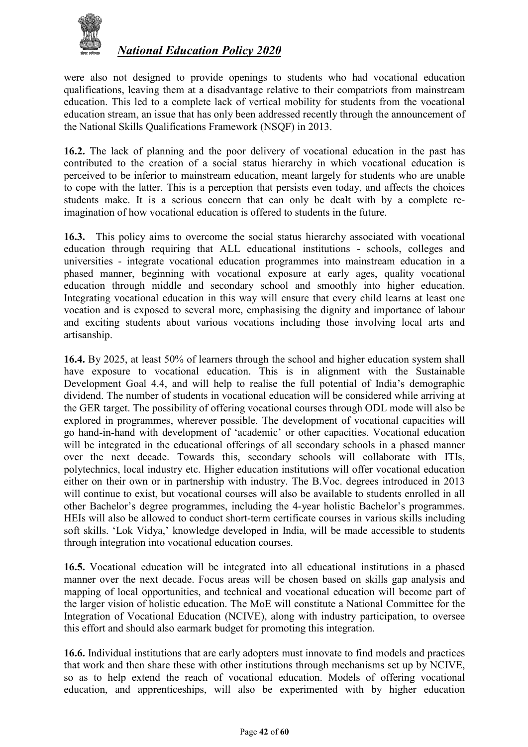were also not designed to provide openings to students who had vocational education qualifications, leaving them at a disadvantage relative to their compatriots from mainstream education. This led to a complete lack of vertical mobility for students from the vocational education stream, an issue that has only been addressed recently through the announcement of the National Skills Qualifications Framework (NSQF) in 2013.

**16.2.** The lack of planning and the poor delivery of vocational education in the past has contributed to the creation of a social status hierarchy in which vocational education is perceived to be inferior to mainstream education, meant largely for students who are unable to cope with the latter. This is a perception that persists even today, and affects the choices students make. It is a serious concern that can only be dealt with by a complete re-imagination of how vocational education is offered to students in the future.

**16.3.** This policy aims to overcome the social status hierarchy associated with vocational education through requiring that ALL educational institutions - schools, colleges and universities - integrate vocational education programmes into mainstream education in a phased manner, beginning with vocational exposure at early ages, quality vocational education through middle and secondary school and smoothly into higher education. Integrating vocational education in this way will ensure that every child learns at least one vocation and is exposed to several more, emphasising the dignity and importance of labour and exciting students about various vocations including those involving local arts and artisanship.

**16.4.** By 2025, at least 50% of learners through the school and higher education system shall have exposure to vocational education. This is in alignment with the Sustainable Development Goal 4.4, and will help to realise the full potential of India's demographic dividend. The number of students in vocational education will be considered while arriving at the GER target. The possibility of offering vocational courses through ODL mode will also be explored in programmes, wherever possible. The development of vocational capacities will go hand-in-hand with development of 'academic' or other capacities. Vocational education will be integrated in the educational offerings of all secondary schools in a phased manner over the next decade. Towards this, secondary schools will collaborate with ITIs, polytechnics, local industry etc. Higher education institutions will offer vocational education either on their own or in partnership with industry. The B.Voc. degrees introduced in 2013 will continue to exist, but vocational courses will also be available to students enrolled in all other Bachelor's degree programmes, including the 4-year holistic Bachelor's programmes. HEIs will also be allowed to conduct short-term certificate courses in various skills including soft skills. 'Lok Vidya,' knowledge developed in India, will be made accessible to students through integration into vocational education courses.

**16.5.** Vocational education will be integrated into all educational institutions in a phased manner over the next decade. Focus areas will be chosen based on skills gap analysis and mapping of local opportunities, and technical and vocational education will become part of the larger vision of holistic education. The MoE will constitute a National Committee for the Integration of Vocational Education (NCIVE), along with industry participation, to oversee this effort and should also earmark budget for promoting this integration.

**16.6.** Individual institutions that are early adopters must innovate to find models and practices that work and then share these with other institutions through mechanisms set up by NCIVE, so as to help extend the reach of vocational education. Models of offering vocational education, and apprenticeships, will also be experimented with by higher education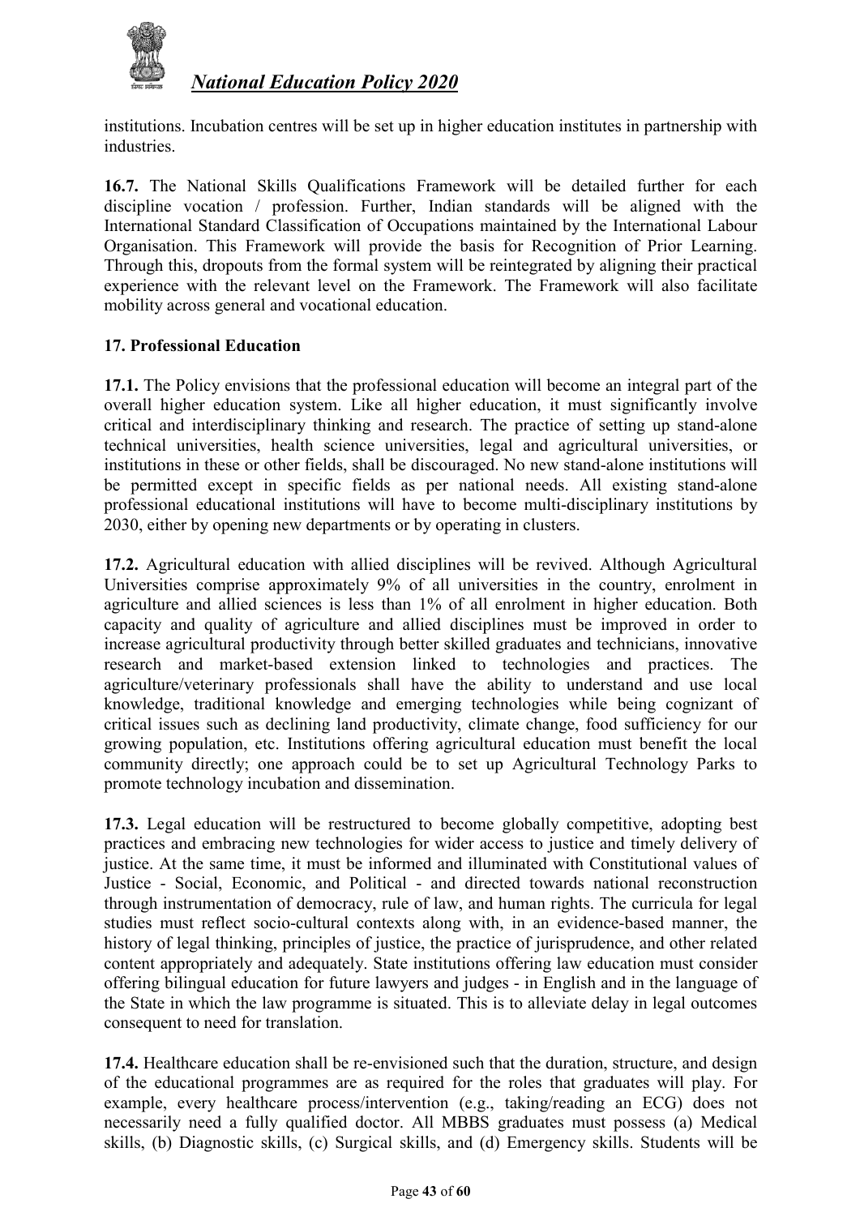institutions. Incubation centres will be set up in higher education institutes in partnership with industries.

**16.7.** The National Skills Qualifications Framework will be detailed further for each discipline vocation / profession. Further, Indian standards will be aligned with the International Standard Classification of Occupations maintained by the International Labour Organisation. This Framework will provide the basis for Recognition of Prior Learning. Through this, dropouts from the formal system will be reintegrated by aligning their practical experience with the relevant level on the Framework. The Framework will also facilitate mobility across general and vocational education.

## 17. Professional Education

**17.1.** The Policy envisions that the professional education will become an integral part of the overall higher education system. Like all higher education, it must significantly involve critical and interdisciplinary thinking and research. The practice of setting up stand-alone technical universities, health science universities, legal and agricultural universities, or institutions in these or other fields, shall be discouraged. No new stand-alone institutions will be permitted except in specific fields as per national needs. All existing stand-alone professional educational institutions will have to become multi-disciplinary institutions by 2030, either by opening new departments or by operating in clusters.

**17.2.** Agricultural education with allied disciplines will be revived. Although Agricultural Universities comprise approximately 9% of all universities in the country, enrolment in agriculture and allied sciences is less than 1% of all enrolment in higher education. Both capacity and quality of agriculture and allied disciplines must be improved in order to increase agricultural productivity through better skilled graduates and technicians, innovative research and market-based extension linked to technologies and practices. The agriculture/veterinary professionals shall have the ability to understand and use local knowledge, traditional knowledge and emerging technologies while being cognizant of critical issues such as declining land productivity, climate change, food sufficiency for our growing population, etc. Institutions offering agricultural education must benefit the local community directly; one approach could be to set up Agricultural Technology Parks to promote technology incubation and dissemination.

**17.3.** Legal education will be restructured to become globally competitive, adopting best practices and embracing new technologies for wider access to justice and timely delivery of justice. At the same time, it must be informed and illuminated with Constitutional values of Justice - Social, Economic, and Political - and directed towards national reconstruction through instrumentation of democracy, rule of law, and human rights. The curricula for legal studies must reflect socio-cultural contexts along with, in an evidence-based manner, the history of legal thinking, principles of justice, the practice of jurisprudence, and other related content appropriately and adequately. State institutions offering law education must consider offering bilingual education for future lawyers and judges - in English and in the language of the State in which the law programme is situated. This is to alleviate delay in legal outcomes consequent to need for translation.

**17.4.** Healthcare education shall be re-envisioned such that the duration, structure, and design of the educational programmes are as required for the roles that graduates will play. For example, every healthcare process/intervention (e.g., taking/reading an ECG) does not necessarily need a fully qualified doctor. All MBBS graduates must possess (a) Medical skills, (b) Diagnostic skills, (c) Surgical skills, and (d) Emergency skills. Students will be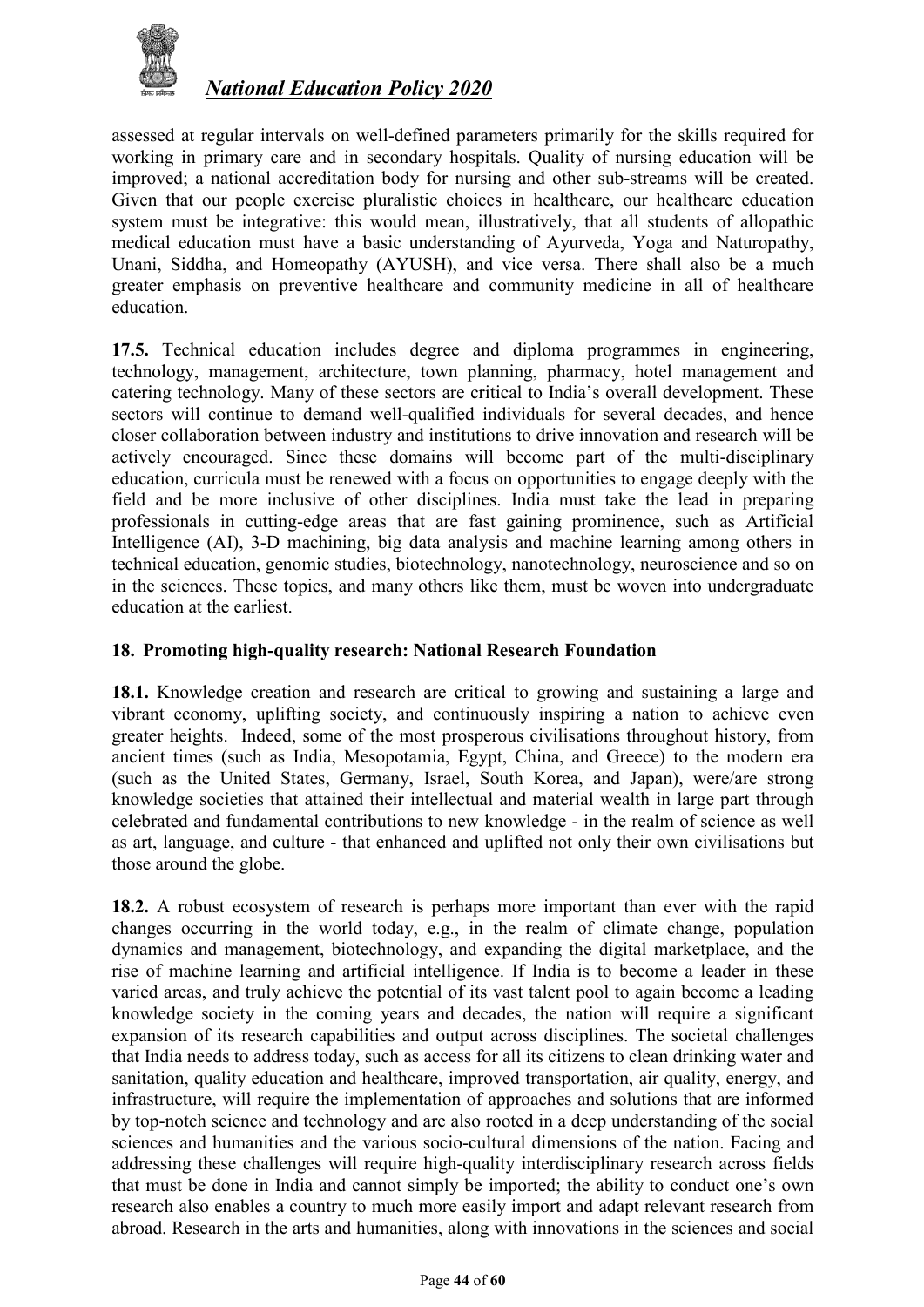assessed at regular intervals on well-defined parameters primarily for the skills required for working in primary care and in secondary hospitals. Quality of nursing education will be improved; a national accreditation body for nursing and other sub-streams will be created. Given that our people exercise pluralistic choices in healthcare, our healthcare education system must be integrative: this would mean, illustratively, that all students of allopathic medical education must have a basic understanding of Ayurveda, Yoga and Naturopathy, Unani, Siddha, and Homeopathy (AYUSH), and vice versa. There shall also be a much greater emphasis on preventive healthcare and community medicine in all of healthcare education.

**17.5.** Technical education includes degree and diploma programmes in engineering, technology, management, architecture, town planning, pharmacy, hotel management and catering technology. Many of these sectors are critical to India's overall development. These sectors will continue to demand well-qualified individuals for several decades, and hence closer collaboration between industry and institutions to drive innovation and research will be actively encouraged. Since these domains will become part of the multi-disciplinary education, curricula must be renewed with a focus on opportunities to engage deeply with the field and be more inclusive of other disciplines. India must take the lead in preparing professionals in cutting-edge areas that are fast gaining prominence, such as Artificial Intelligence (AI), 3-D machining, big data analysis and machine learning among others in technical education, genomic studies, biotechnology, nanotechnology, neuroscience and so on in the sciences. These topics, and many others like them, must be woven into undergraduate education at the earliest.

## 18. Promoting high-quality research: National Research Foundation

**18.1.** Knowledge creation and research are critical to growing and sustaining a large and vibrant economy, uplifting society, and continuously inspiring a nation to achieve even greater heights. Indeed, some of the most prosperous civilisations throughout history, from ancient times (such as India, Mesopotamia, Egypt, China, and Greece) to the modern era (such as the United States, Germany, Israel, South Korea, and Japan), were/are strong knowledge societies that attained their intellectual and material wealth in large part through celebrated and fundamental contributions to new knowledge - in the realm of science as well as art, language, and culture - that enhanced and uplifted not only their own civilisations but those around the globe.

**18.2.** A robust ecosystem of research is perhaps more important than ever with the rapid changes occurring in the world today, e.g., in the realm of climate change, population dynamics and management, biotechnology, and expanding the digital marketplace, and the rise of machine learning and artificial intelligence. If India is to become a leader in these varied areas, and truly achieve the potential of its vast talent pool to again become a leading knowledge society in the coming years and decades, the nation will require a significant expansion of its research capabilities and output across disciplines. The societal challenges that India needs to address today, such as access for all its citizens to clean drinking water and sanitation, quality education and healthcare, improved transportation, air quality, energy, and infrastructure, will require the implementation of approaches and solutions that are informed by top-notch science and technology and are also rooted in a deep understanding of the social sciences and humanities and the various socio-cultural dimensions of the nation. Facing and addressing these challenges will require high-quality interdisciplinary research across fields that must be done in India and cannot simply be imported; the ability to conduct one's own research also enables a country to much more easily import and adapt relevant research from abroad. Research in the arts and humanities, along with innovations in the sciences and social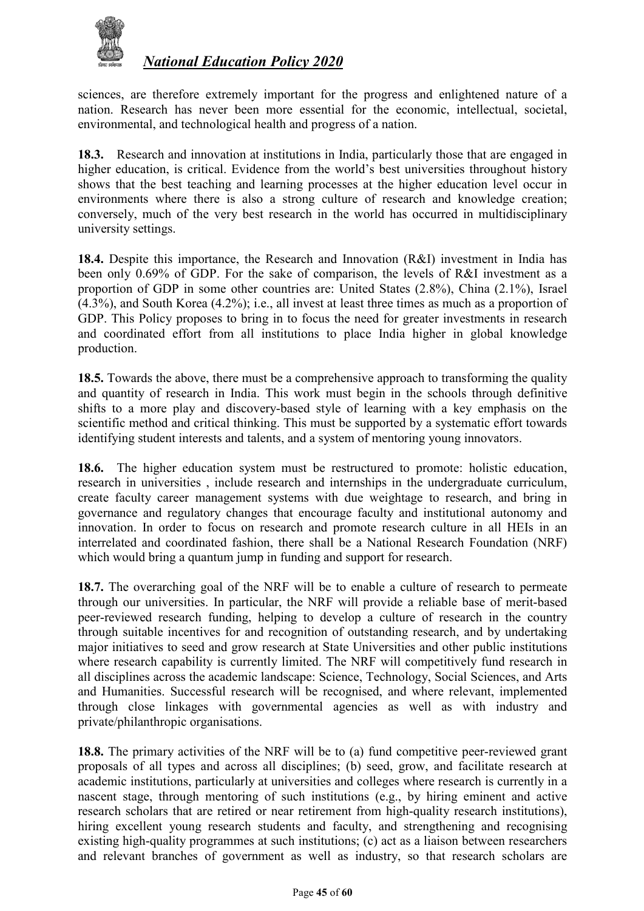sciences, are therefore extremely important for the progress and enlightened nature of a nation. Research has never been more essential for the economic, intellectual, societal, environmental, and technological health and progress of a nation.

**18.3.** Research and innovation at institutions in India, particularly those that are engaged in higher education, is critical. Evidence from the world's best universities throughout history shows that the best teaching and learning processes at the higher education level occur in environments where there is also a strong culture of research and knowledge creation; conversely, much of the very best research in the world has occurred in multidisciplinary university settings.

**18.4.** Despite this importance, the Research and Innovation (R&I) investment in India has been only 0.69% of GDP. For the sake of comparison, the levels of R&I investment as a proportion of GDP in some other countries are: United States (2.8%), China (2.1%), Israel (4.3%), and South Korea (4.2%); i.e., all invest at least three times as much as a proportion of GDP. This Policy proposes to bring in to focus the need for greater investments in research and coordinated effort from all institutions to place India higher in global knowledge production.

**18.5.** Towards the above, there must be a comprehensive approach to transforming the quality and quantity of research in India. This work must begin in the schools through definitive shifts to a more play and discovery-based style of learning with a key emphasis on the scientific method and critical thinking. This must be supported by a systematic effort towards identifying student interests and talents, and a system of mentoring young innovators.

**18.6.** The higher education system must be restructured to promote: holistic education, research in universities , include research and internships in the undergraduate curriculum, create faculty career management systems with due weightage to research, and bring in governance and regulatory changes that encourage faculty and institutional autonomy and innovation. In order to focus on research and promote research culture in all HEIs in an interrelated and coordinated fashion, there shall be a National Research Foundation (NRF) which would bring a quantum jump in funding and support for research.

**18.7.** The overarching goal of the NRF will be to enable a culture of research to permeate through our universities. In particular, the NRF will provide a reliable base of merit-based peer-reviewed research funding, helping to develop a culture of research in the country through suitable incentives for and recognition of outstanding research, and by undertaking major initiatives to seed and grow research at State Universities and other public institutions where research capability is currently limited. The NRF will competitively fund research in all disciplines across the academic landscape: Science, Technology, Social Sciences, and Arts and Humanities. Successful research will be recognised, and where relevant, implemented through close linkages with governmental agencies as well as with industry and private/philanthropic organisations.

**18.8.** The primary activities of the NRF will be to (a) fund competitive peer-reviewed grant proposals of all types and across all disciplines; (b) seed, grow, and facilitate research at academic institutions, particularly at universities and colleges where research is currently in a nascent stage, through mentoring of such institutions (e.g., by hiring eminent and active research scholars that are retired or near retirement from high-quality research institutions), hiring excellent young research students and faculty, and strengthening and recognising existing high-quality programmes at such institutions; (c) act as a liaison between researchers and relevant branches of government as well as industry, so that research scholars are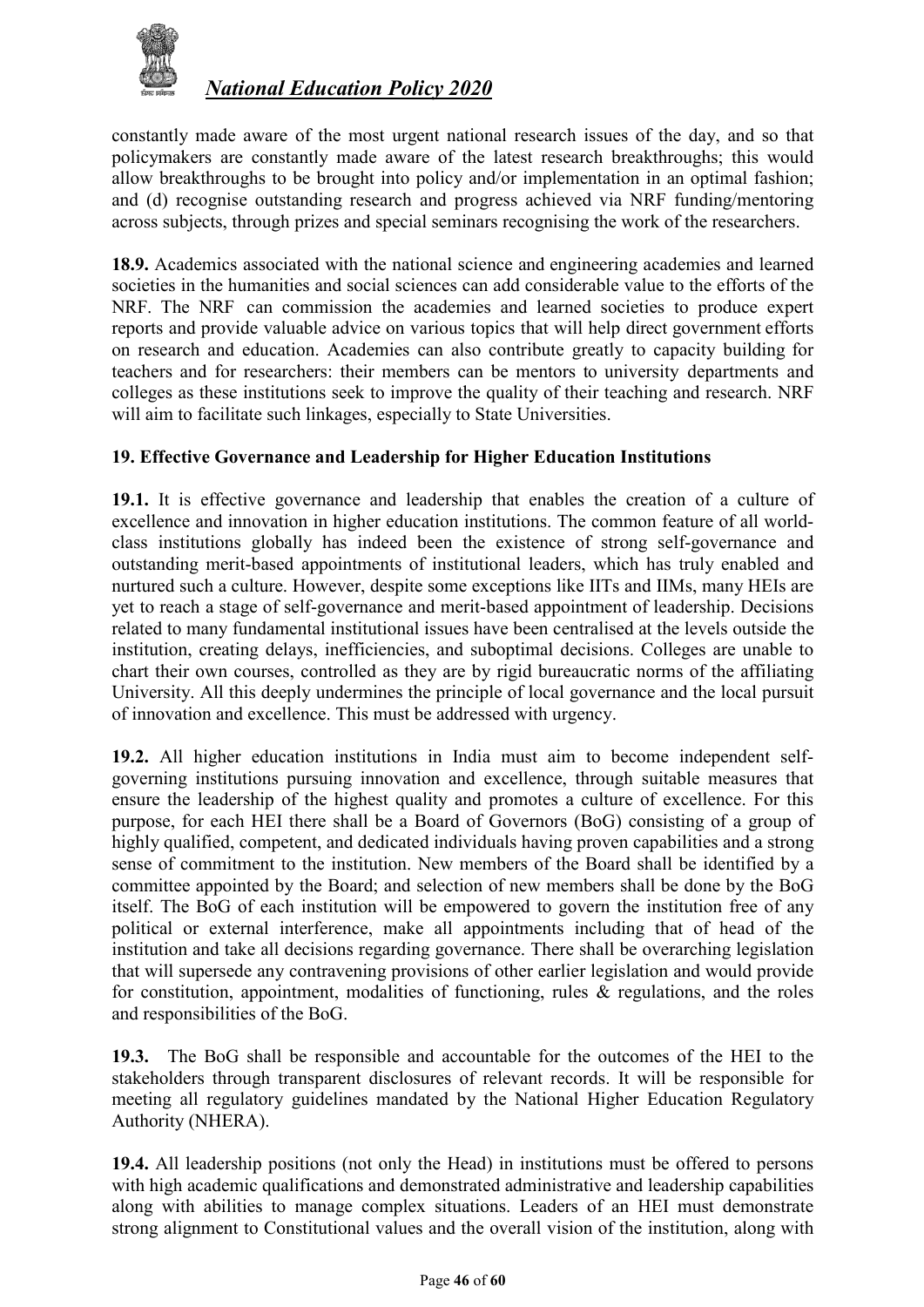constantly made aware of the most urgent national research issues of the day, and so that policymakers are constantly made aware of the latest research breakthroughs; this would allow breakthroughs to be brought into policy and/or implementation in an optimal fashion; and (d) recognise outstanding research and progress achieved via NRF funding/mentoring across subjects, through prizes and special seminars recognising the work of the researchers.

**18.9.** Academics associated with the national science and engineering academies and learned societies in the humanities and social sciences can add considerable value to the efforts of the NRF. The NRF can commission the academies and learned societies to produce expert reports and provide valuable advice on various topics that will help direct government efforts on research and education. Academies can also contribute greatly to capacity building for teachers and for researchers: their members can be mentors to university departments and colleges as these institutions seek to improve the quality of their teaching and research. NRF will aim to facilitate such linkages, especially to State Universities.

## 19. Effective Governance and Leadership for Higher Education Institutions

**19.1.** It is effective governance and leadership that enables the creation of a culture of excellence and innovation in higher education institutions. The common feature of all world-class institutions globally has indeed been the existence of strong self-governance and outstanding merit-based appointments of institutional leaders, which has truly enabled and nurtured such a culture. However, despite some exceptions like IITs and IIMs, many HEIs are yet to reach a stage of self-governance and merit-based appointment of leadership. Decisions related to many fundamental institutional issues have been centralised at the levels outside the institution, creating delays, inefficiencies, and suboptimal decisions. Colleges are unable to chart their own courses, controlled as they are by rigid bureaucratic norms of the affiliating University. All this deeply undermines the principle of local governance and the local pursuit of innovation and excellence. This must be addressed with urgency.

**19.2.** All higher education institutions in India must aim to become independent self-governing institutions pursuing innovation and excellence, through suitable measures that ensure the leadership of the highest quality and promotes a culture of excellence. For this purpose, for each HEI there shall be a Board of Governors (BoG) consisting of a group of highly qualified, competent, and dedicated individuals having proven capabilities and a strong sense of commitment to the institution. New members of the Board shall be identified by a committee appointed by the Board; and selection of new members shall be done by the BoG itself. The BoG of each institution will be empowered to govern the institution free of any political or external interference, make all appointments including that of head of the institution and take all decisions regarding governance. There shall be overarching legislation that will supersede any contravening provisions of other earlier legislation and would provide for constitution, appointment, modalities of functioning, rules & regulations, and the roles and responsibilities of the BoG.

**19.3.** The BoG shall be responsible and accountable for the outcomes of the HEI to the stakeholders through transparent disclosures of relevant records. It will be responsible for meeting all regulatory guidelines mandated by the National Higher Education Regulatory Authority (NHERA).

**19.4.** All leadership positions (not only the Head) in institutions must be offered to persons with high academic qualifications and demonstrated administrative and leadership capabilities along with abilities to manage complex situations. Leaders of an HEI must demonstrate strong alignment to Constitutional values and the overall vision of the institution, along with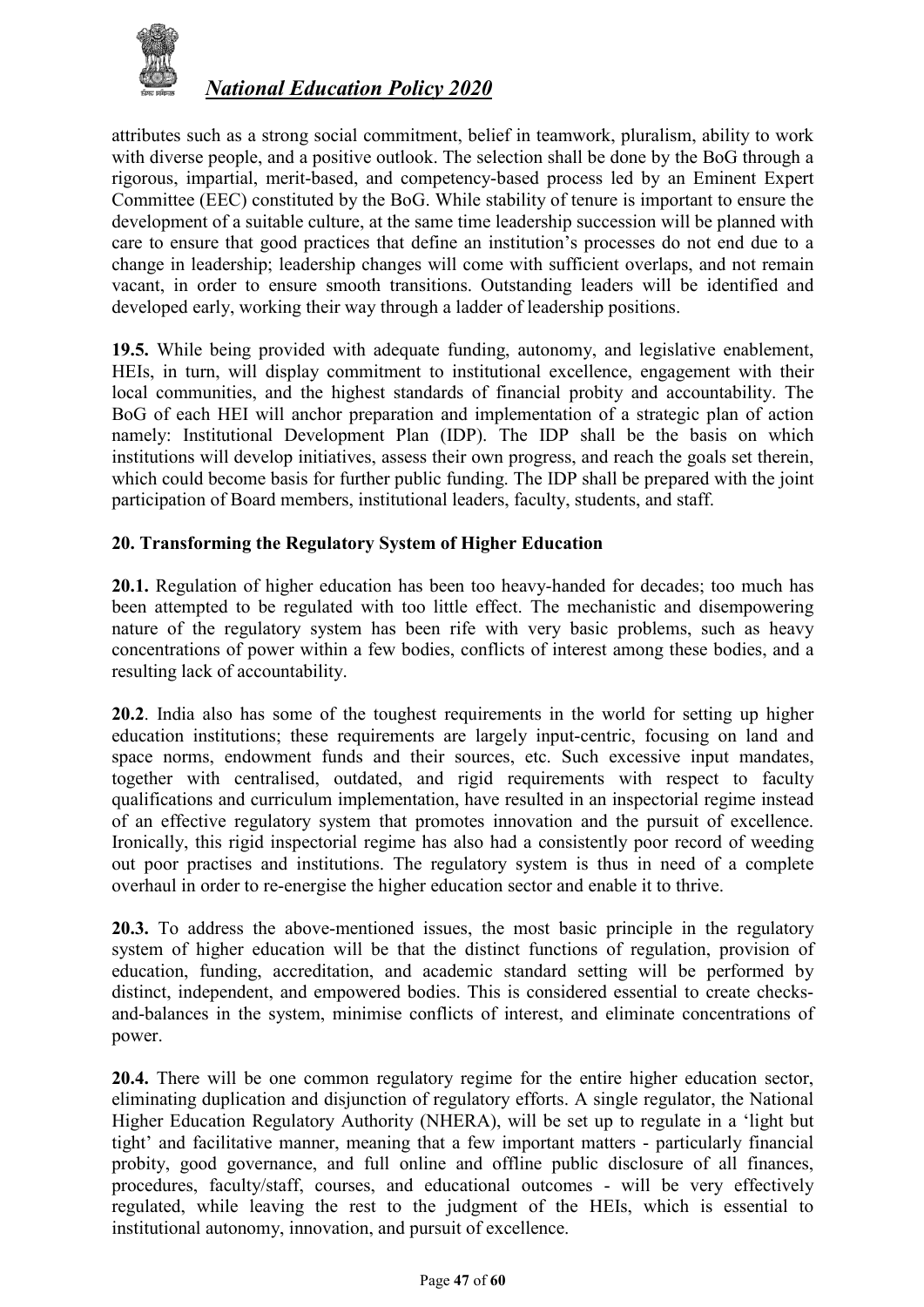attributes such as a strong social commitment, belief in teamwork, pluralism, ability to work with diverse people, and a positive outlook. The selection shall be done by the BoG through a rigorous, impartial, merit-based, and competency-based process led by an Eminent Expert Committee (EEC) constituted by the BoG. While stability of tenure is important to ensure the development of a suitable culture, at the same time leadership succession will be planned with care to ensure that good practices that define an institution's processes do not end due to a change in leadership; leadership changes will come with sufficient overlaps, and not remain vacant, in order to ensure smooth transitions. Outstanding leaders will be identified and developed early, working their way through a ladder of leadership positions.

**19.5.** While being provided with adequate funding, autonomy, and legislative enablement, HEIs, in turn, will display commitment to institutional excellence, engagement with their local communities, and the highest standards of financial probity and accountability. The BoG of each HEI will anchor preparation and implementation of a strategic plan of action namely: Institutional Development Plan (IDP). The IDP shall be the basis on which institutions will develop initiatives, assess their own progress, and reach the goals set therein, which could become basis for further public funding. The IDP shall be prepared with the joint participation of Board members, institutional leaders, faculty, students, and staff.

## 20. Transforming the Regulatory System of Higher Education

**20.1.** Regulation of higher education has been too heavy-handed for decades; too much has been attempted to be regulated with too little effect. The mechanistic and disempowering nature of the regulatory system has been rife with very basic problems, such as heavy concentrations of power within a few bodies, conflicts of interest among these bodies, and a resulting lack of accountability.

**20.2**. India also has some of the toughest requirements in the world for setting up higher education institutions; these requirements are largely input-centric, focusing on land and space norms, endowment funds and their sources, etc. Such excessive input mandates, together with centralised, outdated, and rigid requirements with respect to faculty qualifications and curriculum implementation, have resulted in an inspectorial regime instead of an effective regulatory system that promotes innovation and the pursuit of excellence. Ironically, this rigid inspectorial regime has also had a consistently poor record of weeding out poor practises and institutions. The regulatory system is thus in need of a complete overhaul in order to re-energise the higher education sector and enable it to thrive.

**20.3.** To address the above-mentioned issues, the most basic principle in the regulatory system of higher education will be that the distinct functions of regulation, provision of education, funding, accreditation, and academic standard setting will be performed by distinct, independent, and empowered bodies. This is considered essential to create checks-and-balances in the system, minimise conflicts of interest, and eliminate concentrations of power.

**20.4.** There will be one common regulatory regime for the entire higher education sector, eliminating duplication and disjunction of regulatory efforts. A single regulator, the National Higher Education Regulatory Authority (NHERA), will be set up to regulate in a 'light but tight' and facilitative manner, meaning that a few important matters - particularly financial probity, good governance, and full online and offline public disclosure of all finances, procedures, faculty/staff, courses, and educational outcomes - will be very effectively regulated, while leaving the rest to the judgment of the HEIs, which is essential to institutional autonomy, innovation, and pursuit of excellence.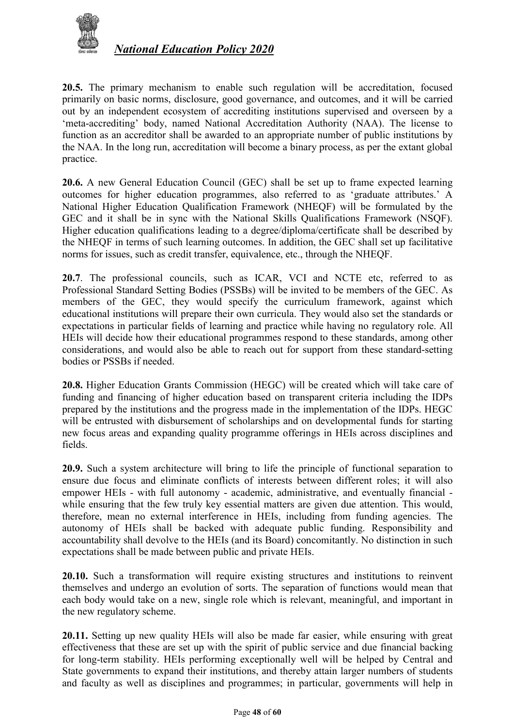**20.5.** The primary mechanism to enable such regulation will be accreditation, focused primarily on basic norms, disclosure, good governance, and outcomes, and it will be carried out by an independent ecosystem of accrediting institutions supervised and overseen by a 'meta-accrediting' body, named National Accreditation Authority (NAA). The license to function as an accreditor shall be awarded to an appropriate number of public institutions by the NAA. In the long run, accreditation will become a binary process, as per the extant global practice.

**20.6.** A new General Education Council (GEC) shall be set up to frame expected learning outcomes for higher education programmes, also referred to as 'graduate attributes.' A National Higher Education Qualification Framework (NHEQF) will be formulated by the GEC and it shall be in sync with the National Skills Qualifications Framework (NSQF). Higher education qualifications leading to a degree/diploma/certificate shall be described by the NHEQF in terms of such learning outcomes. In addition, the GEC shall set up facilitative norms for issues, such as credit transfer, equivalence, etc., through the NHEQF.

**20.7**. The professional councils, such as ICAR, VCI and NCTE etc, referred to as Professional Standard Setting Bodies (PSSBs) will be invited to be members of the GEC. As members of the GEC, they would specify the curriculum framework, against which educational institutions will prepare their own curricula. They would also set the standards or expectations in particular fields of learning and practice while having no regulatory role. All HEIs will decide how their educational programmes respond to these standards, among other considerations, and would also be able to reach out for support from these standard-setting bodies or PSSBs if needed.

**20.8.** Higher Education Grants Commission (HEGC) will be created which will take care of funding and financing of higher education based on transparent criteria including the IDPs prepared by the institutions and the progress made in the implementation of the IDPs. HEGC will be entrusted with disbursement of scholarships and on developmental funds for starting new focus areas and expanding quality programme offerings in HEIs across disciplines and fields.

**20.9.** Such a system architecture will bring to life the principle of functional separation to ensure due focus and eliminate conflicts of interests between different roles; it will also empower HEIs - with full autonomy - academic, administrative, and eventually financial - while ensuring that the few truly key essential matters are given due attention. This would, therefore, mean no external interference in HEIs, including from funding agencies. The autonomy of HEIs shall be backed with adequate public funding. Responsibility and accountability shall devolve to the HEIs (and its Board) concomitantly. No distinction in such expectations shall be made between public and private HEIs.

**20.10.** Such a transformation will require existing structures and institutions to reinvent themselves and undergo an evolution of sorts. The separation of functions would mean that each body would take on a new, single role which is relevant, meaningful, and important in the new regulatory scheme.

**20.11.** Setting up new quality HEIs will also be made far easier, while ensuring with great effectiveness that these are set up with the spirit of public service and due financial backing for long-term stability. HEIs performing exceptionally well will be helped by Central and State governments to expand their institutions, and thereby attain larger numbers of students and faculty as well as disciplines and programmes; in particular, governments will help in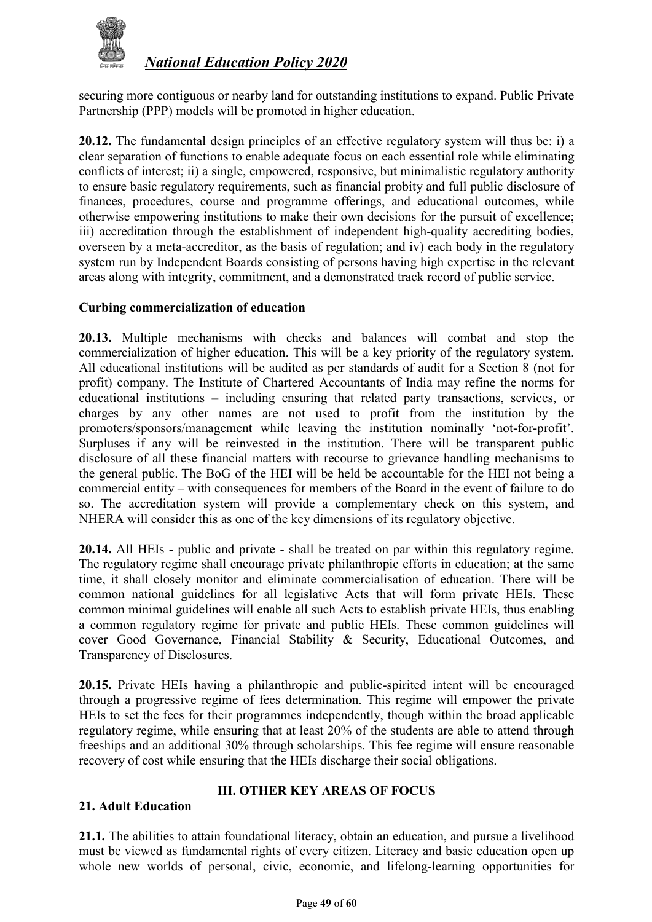securing more contiguous or nearby land for outstanding institutions to expand. Public Private Partnership (PPP) models will be promoted in higher education.

**20.12.** The fundamental design principles of an effective regulatory system will thus be: i) a clear separation of functions to enable adequate focus on each essential role while eliminating conflicts of interest; ii) a single, empowered, responsive, but minimalistic regulatory authority to ensure basic regulatory requirements, such as financial probity and full public disclosure of finances, procedures, course and programme offerings, and educational outcomes, while otherwise empowering institutions to make their own decisions for the pursuit of excellence; iii) accreditation through the establishment of independent high-quality accrediting bodies, overseen by a meta-accreditor, as the basis of regulation; and iv) each body in the regulatory system run by Independent Boards consisting of persons having high expertise in the relevant areas along with integrity, commitment, and a demonstrated track record of public service.

### Curbing commercialization of education

**20.13.** Multiple mechanisms with checks and balances will combat and stop the commercialization of higher education. This will be a key priority of the regulatory system. All educational institutions will be audited as per standards of audit for a Section 8 (not for profit) company. The Institute of Chartered Accountants of India may refine the norms for educational institutions – including ensuring that related party transactions, services, or charges by any other names are not used to profit from the institution by the promoters/sponsors/management while leaving the institution nominally 'not-for-profit'. Surpluses if any will be reinvested in the institution. There will be transparent public disclosure of all these financial matters with recourse to grievance handling mechanisms to the general public. The BoG of the HEI will be held be accountable for the HEI not being a commercial entity – with consequences for members of the Board in the event of failure to do so. The accreditation system will provide a complementary check on this system, and NHERA will consider this as one of the key dimensions of its regulatory objective.

**20.14.** All HEIs - public and private - shall be treated on par within this regulatory regime. The regulatory regime shall encourage private philanthropic efforts in education; at the same time, it shall closely monitor and eliminate commercialisation of education. There will be common national guidelines for all legislative Acts that will form private HEIs. These common minimal guidelines will enable all such Acts to establish private HEIs, thus enabling a common regulatory regime for private and public HEIs. These common guidelines will cover Good Governance, Financial Stability & Security, Educational Outcomes, and Transparency of Disclosures.

**20.15.** Private HEIs having a philanthropic and public-spirited intent will be encouraged through a progressive regime of fees determination. This regime will empower the private HEIs to set the fees for their programmes independently, though within the broad applicable regulatory regime, while ensuring that at least 20% of the students are able to attend through freeships and an additional 30% through scholarships. This fee regime will ensure reasonable recovery of cost while ensuring that the HEIs discharge their social obligations.

## III. OTHER KEY AREAS OF FOCUS

### 21. Adult Education

**21.1.** The abilities to attain foundational literacy, obtain an education, and pursue a livelihood must be viewed as fundamental rights of every citizen. Literacy and basic education open up whole new worlds of personal, civic, economic, and lifelong-learning opportunities for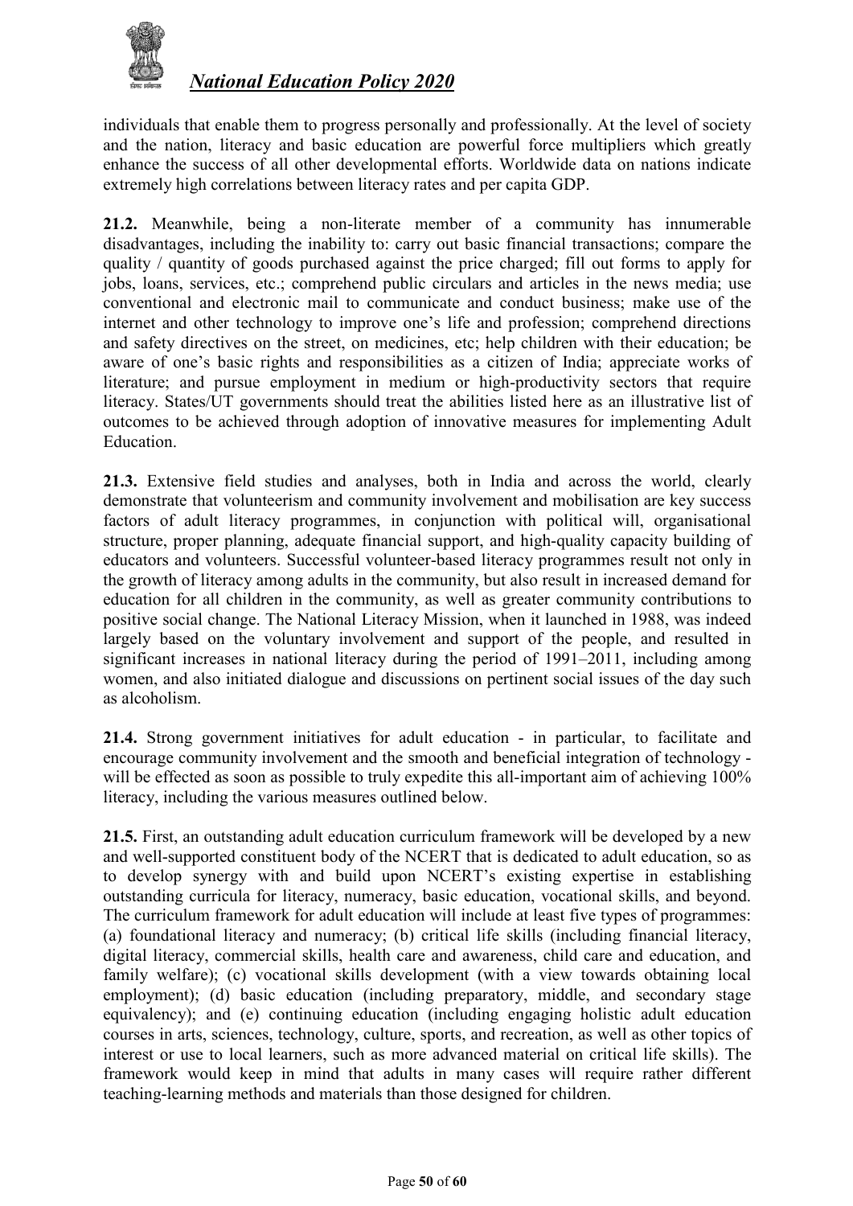individuals that enable them to progress personally and professionally. At the level of society and the nation, literacy and basic education are powerful force multipliers which greatly enhance the success of all other developmental efforts. Worldwide data on nations indicate extremely high correlations between literacy rates and per capita GDP.

**21.2.** Meanwhile, being a non-literate member of a community has innumerable disadvantages, including the inability to: carry out basic financial transactions; compare the quality / quantity of goods purchased against the price charged; fill out forms to apply for jobs, loans, services, etc.; comprehend public circulars and articles in the news media; use conventional and electronic mail to communicate and conduct business; make use of the internet and other technology to improve one's life and profession; comprehend directions and safety directives on the street, on medicines, etc; help children with their education; be aware of one's basic rights and responsibilities as a citizen of India; appreciate works of literature; and pursue employment in medium or high-productivity sectors that require literacy. States/UT governments should treat the abilities listed here as an illustrative list of outcomes to be achieved through adoption of innovative measures for implementing Adult Education.

**21.3.** Extensive field studies and analyses, both in India and across the world, clearly demonstrate that volunteerism and community involvement and mobilisation are key success factors of adult literacy programmes, in conjunction with political will, organisational structure, proper planning, adequate financial support, and high-quality capacity building of educators and volunteers. Successful volunteer-based literacy programmes result not only in the growth of literacy among adults in the community, but also result in increased demand for education for all children in the community, as well as greater community contributions to positive social change. The National Literacy Mission, when it launched in 1988, was indeed largely based on the voluntary involvement and support of the people, and resulted in significant increases in national literacy during the period of 1991–2011, including among women, and also initiated dialogue and discussions on pertinent social issues of the day such as alcoholism.

**21.4.** Strong government initiatives for adult education - in particular, to facilitate and encourage community involvement and the smooth and beneficial integration of technology - will be effected as soon as possible to truly expedite this all-important aim of achieving 100% literacy, including the various measures outlined below.

**21.5.** First, an outstanding adult education curriculum framework will be developed by a new and well-supported constituent body of the NCERT that is dedicated to adult education, so as to develop synergy with and build upon NCERT's existing expertise in establishing outstanding curricula for literacy, numeracy, basic education, vocational skills, and beyond. The curriculum framework for adult education will include at least five types of programmes: (a) foundational literacy and numeracy; (b) critical life skills (including financial literacy, digital literacy, commercial skills, health care and awareness, child care and education, and family welfare); (c) vocational skills development (with a view towards obtaining local employment); (d) basic education (including preparatory, middle, and secondary stage equivalency); and (e) continuing education (including engaging holistic adult education courses in arts, sciences, technology, culture, sports, and recreation, as well as other topics of interest or use to local learners, such as more advanced material on critical life skills). The framework would keep in mind that adults in many cases will require rather different teaching-learning methods and materials than those designed for children.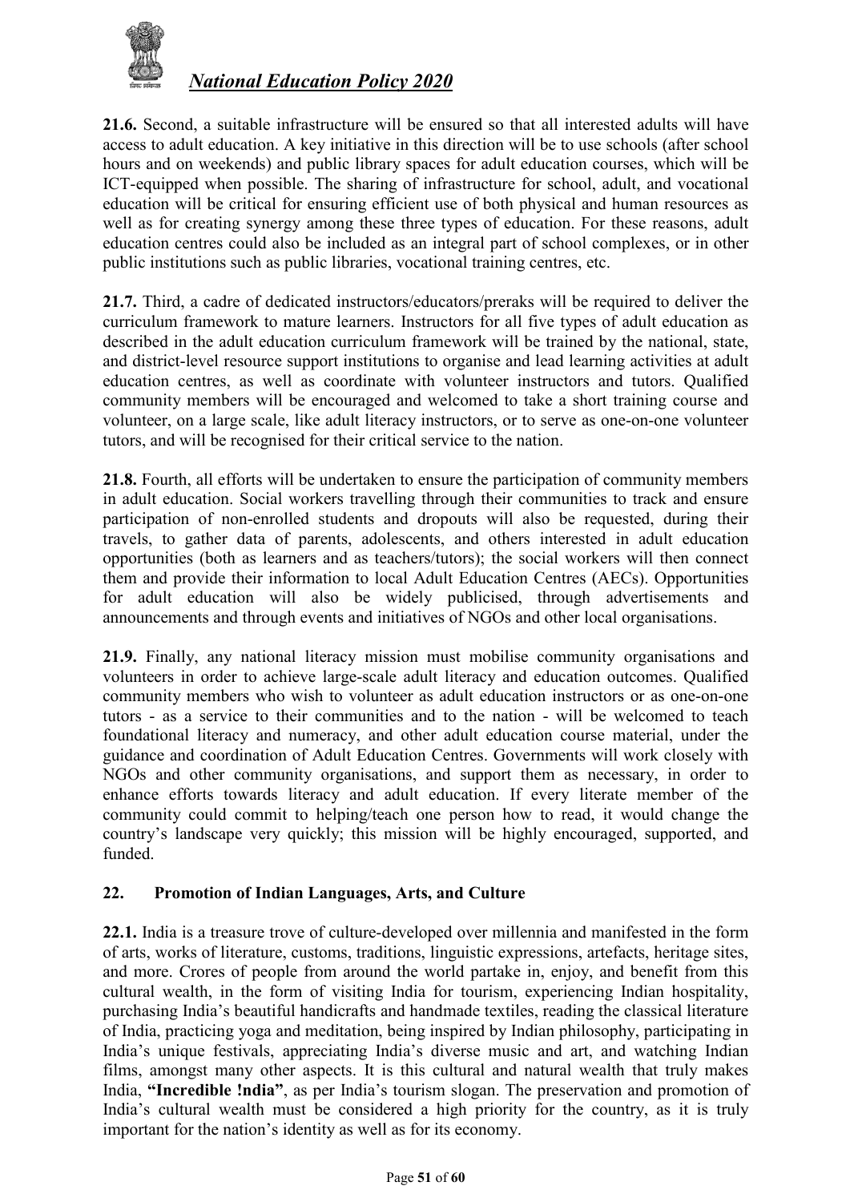**21.6.** Second, a suitable infrastructure will be ensured so that all interested adults will have access to adult education. A key initiative in this direction will be to use schools (after school hours and on weekends) and public library spaces for adult education courses, which will be ICT-equipped when possible. The sharing of infrastructure for school, adult, and vocational education will be critical for ensuring efficient use of both physical and human resources as well as for creating synergy among these three types of education. For these reasons, adult education centres could also be included as an integral part of school complexes, or in other public institutions such as public libraries, vocational training centres, etc.

**21.7.** Third, a cadre of dedicated instructors/educators/preraks will be required to deliver the curriculum framework to mature learners. Instructors for all five types of adult education as described in the adult education curriculum framework will be trained by the national, state, and district-level resource support institutions to organise and lead learning activities at adult education centres, as well as coordinate with volunteer instructors and tutors. Qualified community members will be encouraged and welcomed to take a short training course and volunteer, on a large scale, like adult literacy instructors, or to serve as one-on-one volunteer tutors, and will be recognised for their critical service to the nation.

**21.8.** Fourth, all efforts will be undertaken to ensure the participation of community members in adult education. Social workers travelling through their communities to track and ensure participation of non-enrolled students and dropouts will also be requested, during their travels, to gather data of parents, adolescents, and others interested in adult education opportunities (both as learners and as teachers/tutors); the social workers will then connect them and provide their information to local Adult Education Centres (AECs). Opportunities for adult education will also be widely publicised, through advertisements and announcements and through events and initiatives of NGOs and other local organisations.

**21.9.** Finally, any national literacy mission must mobilise community organisations and volunteers in order to achieve large-scale adult literacy and education outcomes. Qualified community members who wish to volunteer as adult education instructors or as one-on-one tutors - as a service to their communities and to the nation - will be welcomed to teach foundational literacy and numeracy, and other adult education course material, under the guidance and coordination of Adult Education Centres. Governments will work closely with NGOs and other community organisations, and support them as necessary, in order to enhance efforts towards literacy and adult education. If every literate member of the community could commit to helping/teach one person how to read, it would change the country's landscape very quickly; this mission will be highly encouraged, supported, and funded.

## 22. Promotion of Indian Languages, Arts, and Culture

**22.1.** India is a treasure trove of culture-developed over millennia and manifested in the form of arts, works of literature, customs, traditions, linguistic expressions, artefacts, heritage sites, and more. Crores of people from around the world partake in, enjoy, and benefit from this cultural wealth, in the form of visiting India for tourism, experiencing Indian hospitality, purchasing India's beautiful handicrafts and handmade textiles, reading the classical literature of India, practicing yoga and meditation, being inspired by Indian philosophy, participating in India's unique festivals, appreciating India's diverse music and art, and watching Indian films, amongst many other aspects. It is this cultural and natural wealth that truly makes India, **"Incredible !ndia"**, as per India's tourism slogan. The preservation and promotion of India's cultural wealth must be considered a high priority for the country, as it is truly important for the nation's identity as well as for its economy.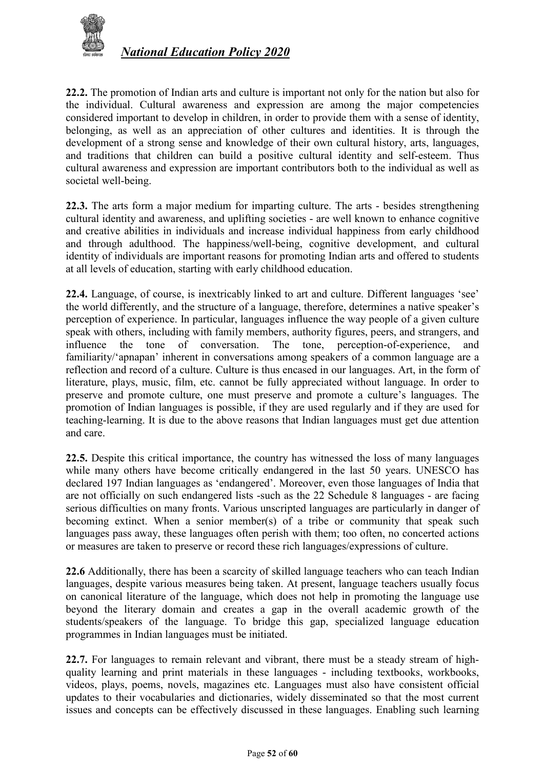**22.2.** The promotion of Indian arts and culture is important not only for the nation but also for the individual. Cultural awareness and expression are among the major competencies considered important to develop in children, in order to provide them with a sense of identity, belonging, as well as an appreciation of other cultures and identities. It is through the development of a strong sense and knowledge of their own cultural history, arts, languages, and traditions that children can build a positive cultural identity and self-esteem. Thus cultural awareness and expression are important contributors both to the individual as well as societal well-being.

**22.3.** The arts form a major medium for imparting culture. The arts - besides strengthening cultural identity and awareness, and uplifting societies - are well known to enhance cognitive and creative abilities in individuals and increase individual happiness from early childhood and through adulthood. The happiness/well-being, cognitive development, and cultural identity of individuals are important reasons for promoting Indian arts and offered to students at all levels of education, starting with early childhood education.

**22.4.** Language, of course, is inextricably linked to art and culture. Different languages 'see' the world differently, and the structure of a language, therefore, determines a native speaker's perception of experience. In particular, languages influence the way people of a given culture speak with others, including with family members, authority figures, peers, and strangers, and influence the tone of conversation. The tone, perception-of-experience, and familiarity/'apnapan' inherent in conversations among speakers of a common language are a reflection and record of a culture. Culture is thus encased in our languages. Art, in the form of literature, plays, music, film, etc. cannot be fully appreciated without language. In order to preserve and promote culture, one must preserve and promote a culture's languages. The promotion of Indian languages is possible, if they are used regularly and if they are used for teaching-learning. It is due to the above reasons that Indian languages must get due attention and care.

**22.5.** Despite this critical importance, the country has witnessed the loss of many languages while many others have become critically endangered in the last 50 years. UNESCO has declared 197 Indian languages as 'endangered'. Moreover, even those languages of India that are not officially on such endangered lists -such as the 22 Schedule 8 languages - are facing serious difficulties on many fronts. Various unscripted languages are particularly in danger of becoming extinct. When a senior member(s) of a tribe or community that speak such languages pass away, these languages often perish with them; too often, no concerted actions or measures are taken to preserve or record these rich languages/expressions of culture.

**22.6** Additionally, there has been a scarcity of skilled language teachers who can teach Indian languages, despite various measures being taken. At present, language teachers usually focus on canonical literature of the language, which does not help in promoting the language use beyond the literary domain and creates a gap in the overall academic growth of the students/speakers of the language. To bridge this gap, specialized language education programmes in Indian languages must be initiated.

**22.7.** For languages to remain relevant and vibrant, there must be a steady stream of high-quality learning and print materials in these languages - including textbooks, workbooks, videos, plays, poems, novels, magazines etc. Languages must also have consistent official updates to their vocabularies and dictionaries, widely disseminated so that the most current issues and concepts can be effectively discussed in these languages. Enabling such learning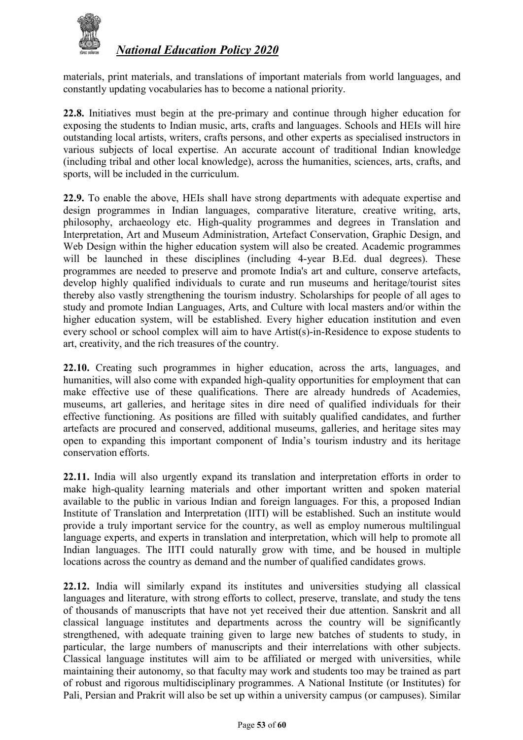materials, print materials, and translations of important materials from world languages, and constantly updating vocabularies has to become a national priority.

**22.8.** Initiatives must begin at the pre-primary and continue through higher education for exposing the students to Indian music, arts, crafts and languages. Schools and HEIs will hire outstanding local artists, writers, crafts persons, and other experts as specialised instructors in various subjects of local expertise. An accurate account of traditional Indian knowledge (including tribal and other local knowledge), across the humanities, sciences, arts, crafts, and sports, will be included in the curriculum.

**22.9.** To enable the above, HEIs shall have strong departments with adequate expertise and design programmes in Indian languages, comparative literature, creative writing, arts, philosophy, archaeology etc. High-quality programmes and degrees in Translation and Interpretation, Art and Museum Administration, Artefact Conservation, Graphic Design, and Web Design within the higher education system will also be created. Academic programmes will be launched in these disciplines (including 4-year B.Ed. dual degrees). These programmes are needed to preserve and promote India's art and culture, conserve artefacts, develop highly qualified individuals to curate and run museums and heritage/tourist sites thereby also vastly strengthening the tourism industry. Scholarships for people of all ages to study and promote Indian Languages, Arts, and Culture with local masters and/or within the higher education system, will be established. Every higher education institution and even every school or school complex will aim to have Artist(s)-in-Residence to expose students to art, creativity, and the rich treasures of the country.

**22.10.** Creating such programmes in higher education, across the arts, languages, and humanities, will also come with expanded high-quality opportunities for employment that can make effective use of these qualifications. There are already hundreds of Academies, museums, art galleries, and heritage sites in dire need of qualified individuals for their effective functioning. As positions are filled with suitably qualified candidates, and further artefacts are procured and conserved, additional museums, galleries, and heritage sites may open to expanding this important component of India's tourism industry and its heritage conservation efforts.

**22.11.** India will also urgently expand its translation and interpretation efforts in order to make high-quality learning materials and other important written and spoken material available to the public in various Indian and foreign languages. For this, a proposed Indian Institute of Translation and Interpretation (IITI) will be established. Such an institute would provide a truly important service for the country, as well as employ numerous multilingual language experts, and experts in translation and interpretation, which will help to promote all Indian languages. The IITI could naturally grow with time, and be housed in multiple locations across the country as demand and the number of qualified candidates grows.

**22.12.** India will similarly expand its institutes and universities studying all classical languages and literature, with strong efforts to collect, preserve, translate, and study the tens of thousands of manuscripts that have not yet received their due attention. Sanskrit and all classical language institutes and departments across the country will be significantly strengthened, with adequate training given to large new batches of students to study, in particular, the large numbers of manuscripts and their interrelations with other subjects. Classical language institutes will aim to be affiliated or merged with universities, while maintaining their autonomy, so that faculty may work and students too may be trained as part of robust and rigorous multidisciplinary programmes. A National Institute (or Institutes) for Pali, Persian and Prakrit will also be set up within a university campus (or campuses). Similar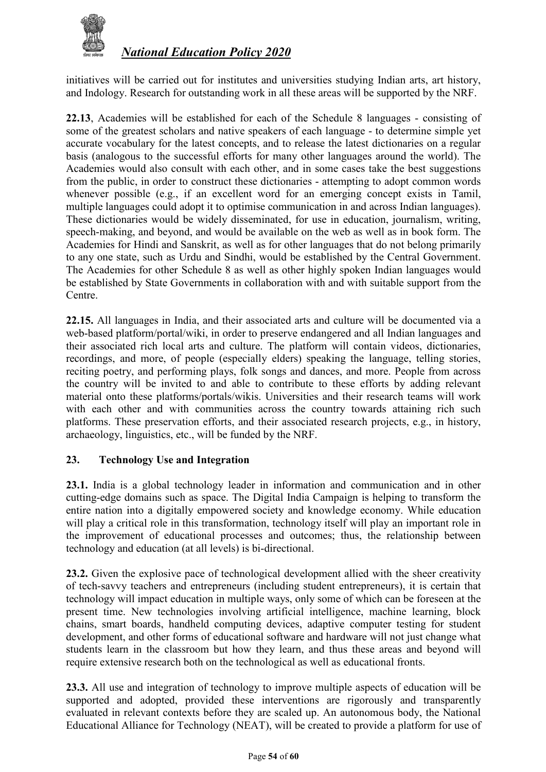initiatives will be carried out for institutes and universities studying Indian arts, art history, and Indology. Research for outstanding work in all these areas will be supported by the NRF.

**22.13**, Academies will be established for each of the Schedule 8 languages - consisting of some of the greatest scholars and native speakers of each language - to determine simple yet accurate vocabulary for the latest concepts, and to release the latest dictionaries on a regular basis (analogous to the successful efforts for many other languages around the world). The Academies would also consult with each other, and in some cases take the best suggestions from the public, in order to construct these dictionaries - attempting to adopt common words whenever possible (e.g., if an excellent word for an emerging concept exists in Tamil, multiple languages could adopt it to optimise communication in and across Indian languages). These dictionaries would be widely disseminated, for use in education, journalism, writing, speech-making, and beyond, and would be available on the web as well as in book form. The Academies for Hindi and Sanskrit, as well as for other languages that do not belong primarily to any one state, such as Urdu and Sindhi, would be established by the Central Government. The Academies for other Schedule 8 as well as other highly spoken Indian languages would be established by State Governments in collaboration with and with suitable support from the Centre.

**22.15.** All languages in India, and their associated arts and culture will be documented via a web-based platform/portal/wiki, in order to preserve endangered and all Indian languages and their associated rich local arts and culture. The platform will contain videos, dictionaries, recordings, and more, of people (especially elders) speaking the language, telling stories, reciting poetry, and performing plays, folk songs and dances, and more. People from across the country will be invited to and able to contribute to these efforts by adding relevant material onto these platforms/portals/wikis. Universities and their research teams will work with each other and with communities across the country towards attaining rich such platforms. These preservation efforts, and their associated research projects, e.g., in history, archaeology, linguistics, etc., will be funded by the NRF.

## 23. Technology Use and Integration

**23.1.** India is a global technology leader in information and communication and in other cutting-edge domains such as space. The Digital India Campaign is helping to transform the entire nation into a digitally empowered society and knowledge economy. While education will play a critical role in this transformation, technology itself will play an important role in the improvement of educational processes and outcomes; thus, the relationship between technology and education (at all levels) is bi-directional.

**23.2.** Given the explosive pace of technological development allied with the sheer creativity of tech-savvy teachers and entrepreneurs (including student entrepreneurs), it is certain that technology will impact education in multiple ways, only some of which can be foreseen at the present time. New technologies involving artificial intelligence, machine learning, block chains, smart boards, handheld computing devices, adaptive computer testing for student development, and other forms of educational software and hardware will not just change what students learn in the classroom but how they learn, and thus these areas and beyond will require extensive research both on the technological as well as educational fronts.

**23.3.** All use and integration of technology to improve multiple aspects of education will be supported and adopted, provided these interventions are rigorously and transparently evaluated in relevant contexts before they are scaled up. An autonomous body, the National Educational Alliance for Technology (NEAT), will be created to provide a platform for use of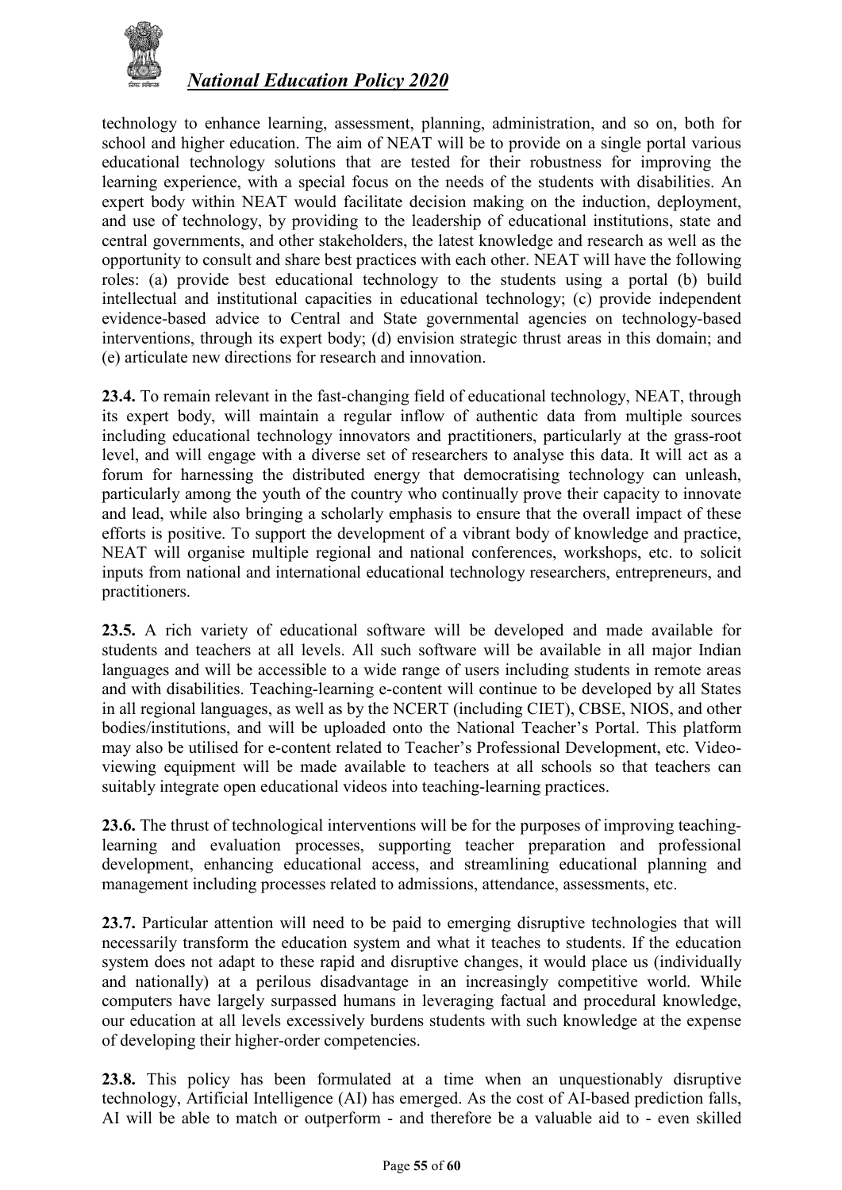technology to enhance learning, assessment, planning, administration, and so on, both for school and higher education. The aim of NEAT will be to provide on a single portal various educational technology solutions that are tested for their robustness for improving the learning experience, with a special focus on the needs of the students with disabilities. An expert body within NEAT would facilitate decision making on the induction, deployment, and use of technology, by providing to the leadership of educational institutions, state and central governments, and other stakeholders, the latest knowledge and research as well as the opportunity to consult and share best practices with each other. NEAT will have the following roles: (a) provide best educational technology to the students using a portal (b) build intellectual and institutional capacities in educational technology; (c) provide independent evidence-based advice to Central and State governmental agencies on technology-based interventions, through its expert body; (d) envision strategic thrust areas in this domain; and (e) articulate new directions for research and innovation.

**23.4.** To remain relevant in the fast-changing field of educational technology, NEAT, through its expert body, will maintain a regular inflow of authentic data from multiple sources including educational technology innovators and practitioners, particularly at the grass-root level, and will engage with a diverse set of researchers to analyse this data. It will act as a forum for harnessing the distributed energy that democratising technology can unleash, particularly among the youth of the country who continually prove their capacity to innovate and lead, while also bringing a scholarly emphasis to ensure that the overall impact of these efforts is positive. To support the development of a vibrant body of knowledge and practice, NEAT will organise multiple regional and national conferences, workshops, etc. to solicit inputs from national and international educational technology researchers, entrepreneurs, and practitioners.

**23.5.** A rich variety of educational software will be developed and made available for students and teachers at all levels. All such software will be available in all major Indian languages and will be accessible to a wide range of users including students in remote areas and with disabilities. Teaching-learning e-content will continue to be developed by all States in all regional languages, as well as by the NCERT (including CIET), CBSE, NIOS, and other bodies/institutions, and will be uploaded onto the National Teacher's Portal. This platform may also be utilised for e-content related to Teacher's Professional Development, etc. Video-viewing equipment will be made available to teachers at all schools so that teachers can suitably integrate open educational videos into teaching-learning practices.

**23.6.** The thrust of technological interventions will be for the purposes of improving teaching-learning and evaluation processes, supporting teacher preparation and professional development, enhancing educational access, and streamlining educational planning and management including processes related to admissions, attendance, assessments, etc.

**23.7.** Particular attention will need to be paid to emerging disruptive technologies that will necessarily transform the education system and what it teaches to students. If the education system does not adapt to these rapid and disruptive changes, it would place us (individually and nationally) at a perilous disadvantage in an increasingly competitive world. While computers have largely surpassed humans in leveraging factual and procedural knowledge, our education at all levels excessively burdens students with such knowledge at the expense of developing their higher-order competencies.

**23.8.** This policy has been formulated at a time when an unquestionably disruptive technology, Artificial Intelligence (AI) has emerged. As the cost of AI-based prediction falls, AI will be able to match or outperform - and therefore be a valuable aid to - even skilled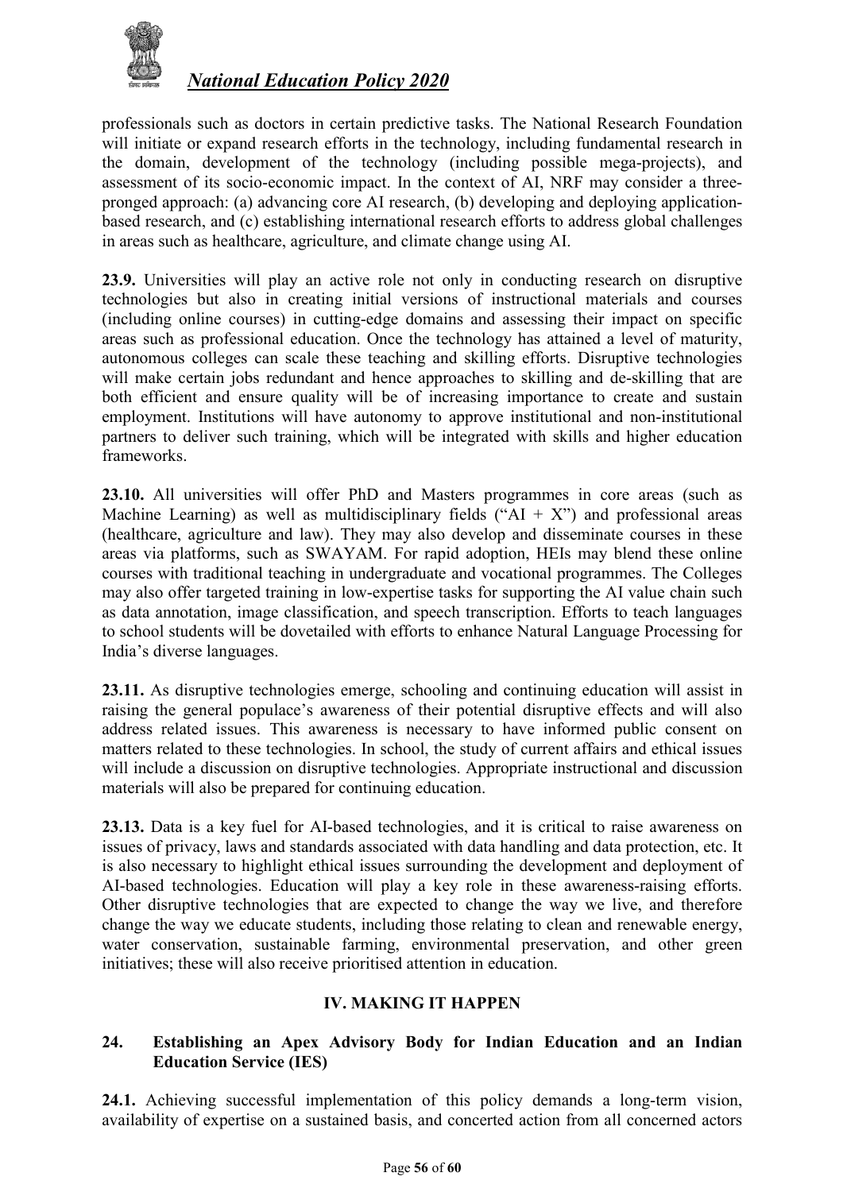professionals such as doctors in certain predictive tasks. The National Research Foundation will initiate or expand research efforts in the technology, including fundamental research in the domain, development of the technology (including possible mega-projects), and assessment of its socio-economic impact. In the context of AI, NRF may consider a three-pronged approach: (a) advancing core AI research, (b) developing and deploying application-based research, and (c) establishing international research efforts to address global challenges in areas such as healthcare, agriculture, and climate change using AI.

**23.9.** Universities will play an active role not only in conducting research on disruptive technologies but also in creating initial versions of instructional materials and courses (including online courses) in cutting-edge domains and assessing their impact on specific areas such as professional education. Once the technology has attained a level of maturity, autonomous colleges can scale these teaching and skilling efforts. Disruptive technologies will make certain jobs redundant and hence approaches to skilling and de-skilling that are both efficient and ensure quality will be of increasing importance to create and sustain employment. Institutions will have autonomy to approve institutional and non-institutional partners to deliver such training, which will be integrated with skills and higher education frameworks.

**23.10.** All universities will offer PhD and Masters programmes in core areas (such as Machine Learning) as well as multidisciplinary fields ("AI + X") and professional areas (healthcare, agriculture and law). They may also develop and disseminate courses in these areas via platforms, such as SWAYAM. For rapid adoption, HEIs may blend these online courses with traditional teaching in undergraduate and vocational programmes. The Colleges may also offer targeted training in low-expertise tasks for supporting the AI value chain such as data annotation, image classification, and speech transcription. Efforts to teach languages to school students will be dovetailed with efforts to enhance Natural Language Processing for India's diverse languages.

**23.11.** As disruptive technologies emerge, schooling and continuing education will assist in raising the general populace's awareness of their potential disruptive effects and will also address related issues. This awareness is necessary to have informed public consent on matters related to these technologies. In school, the study of current affairs and ethical issues will include a discussion on disruptive technologies. Appropriate instructional and discussion materials will also be prepared for continuing education.

**23.13.** Data is a key fuel for AI-based technologies, and it is critical to raise awareness on issues of privacy, laws and standards associated with data handling and data protection, etc. It is also necessary to highlight ethical issues surrounding the development and deployment of AI-based technologies. Education will play a key role in these awareness-raising efforts. Other disruptive technologies that are expected to change the way we live, and therefore change the way we educate students, including those relating to clean and renewable energy, water conservation, sustainable farming, environmental preservation, and other green initiatives; these will also receive prioritised attention in education.

## IV. MAKING IT HAPPEN

### 24. Establishing an Apex Advisory Body for Indian Education and an Indian Education Service (IES)

**24.1.** Achieving successful implementation of this policy demands a long-term vision, availability of expertise on a sustained basis, and concerted action from all concerned actors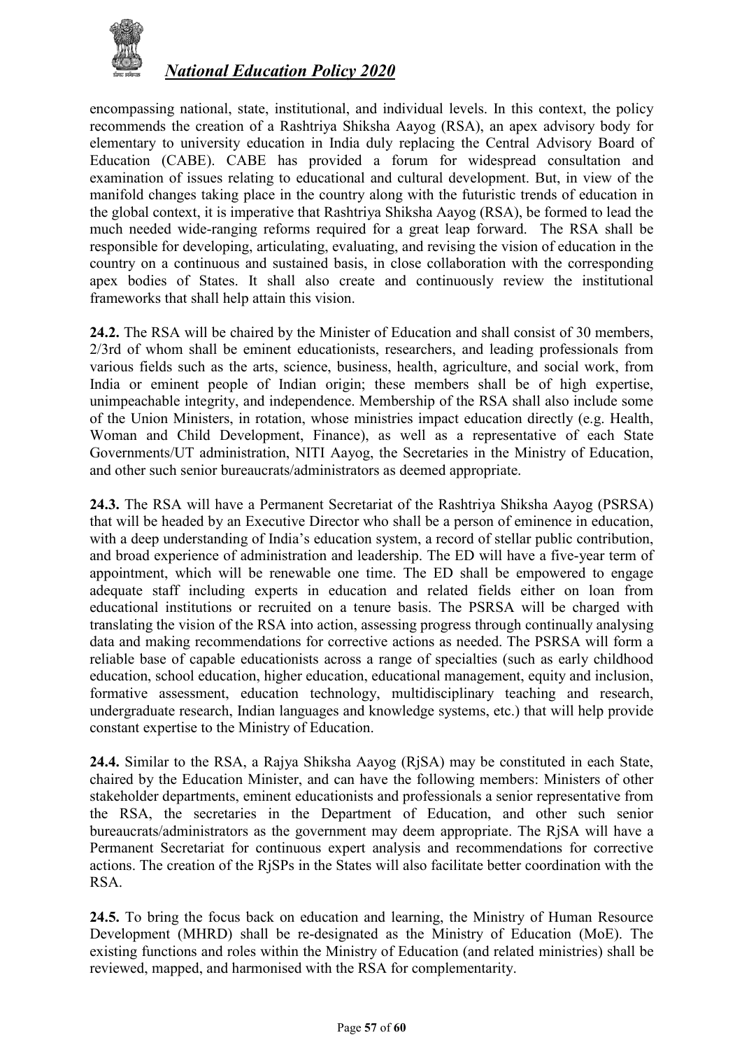encompassing national, state, institutional, and individual levels. In this context, the policy recommends the creation of a Rashtriya Shiksha Aayog (RSA), an apex advisory body for elementary to university education in India duly replacing the Central Advisory Board of Education (CABE). CABE has provided a forum for widespread consultation and examination of issues relating to educational and cultural development. But, in view of the manifold changes taking place in the country along with the futuristic trends of education in the global context, it is imperative that Rashtriya Shiksha Aayog (RSA), be formed to lead the much needed wide-ranging reforms required for a great leap forward. The RSA shall be responsible for developing, articulating, evaluating, and revising the vision of education in the country on a continuous and sustained basis, in close collaboration with the corresponding apex bodies of States. It shall also create and continuously review the institutional frameworks that shall help attain this vision.

**24.2.** The RSA will be chaired by the Minister of Education and shall consist of 30 members, 2/3rd of whom shall be eminent educationists, researchers, and leading professionals from various fields such as the arts, science, business, health, agriculture, and social work, from India or eminent people of Indian origin; these members shall be of high expertise, unimpeachable integrity, and independence. Membership of the RSA shall also include some of the Union Ministers, in rotation, whose ministries impact education directly (e.g. Health, Woman and Child Development, Finance), as well as a representative of each State Governments/UT administration, NITI Aayog, the Secretaries in the Ministry of Education, and other such senior bureaucrats/administrators as deemed appropriate.

**24.3.** The RSA will have a Permanent Secretariat of the Rashtriya Shiksha Aayog (PSRSA) that will be headed by an Executive Director who shall be a person of eminence in education, with a deep understanding of India's education system, a record of stellar public contribution, and broad experience of administration and leadership. The ED will have a five-year term of appointment, which will be renewable one time. The ED shall be empowered to engage adequate staff including experts in education and related fields either on loan from educational institutions or recruited on a tenure basis. The PSRSA will be charged with translating the vision of the RSA into action, assessing progress through continually analysing data and making recommendations for corrective actions as needed. The PSRSA will form a reliable base of capable educationists across a range of specialties (such as early childhood education, school education, higher education, educational management, equity and inclusion, formative assessment, education technology, multidisciplinary teaching and research, undergraduate research, Indian languages and knowledge systems, etc.) that will help provide constant expertise to the Ministry of Education.

**24.4.** Similar to the RSA, a Rajya Shiksha Aayog (RjSA) may be constituted in each State, chaired by the Education Minister, and can have the following members: Ministers of other stakeholder departments, eminent educationists and professionals a senior representative from the RSA, the secretaries in the Department of Education, and other such senior bureaucrats/administrators as the government may deem appropriate. The RjSA will have a Permanent Secretariat for continuous expert analysis and recommendations for corrective actions. The creation of the RjSPs in the States will also facilitate better coordination with the RSA.

**24.5.** To bring the focus back on education and learning, the Ministry of Human Resource Development (MHRD) shall be re-designated as the Ministry of Education (MoE). The existing functions and roles within the Ministry of Education (and related ministries) shall be reviewed, mapped, and harmonised with the RSA for complementarity.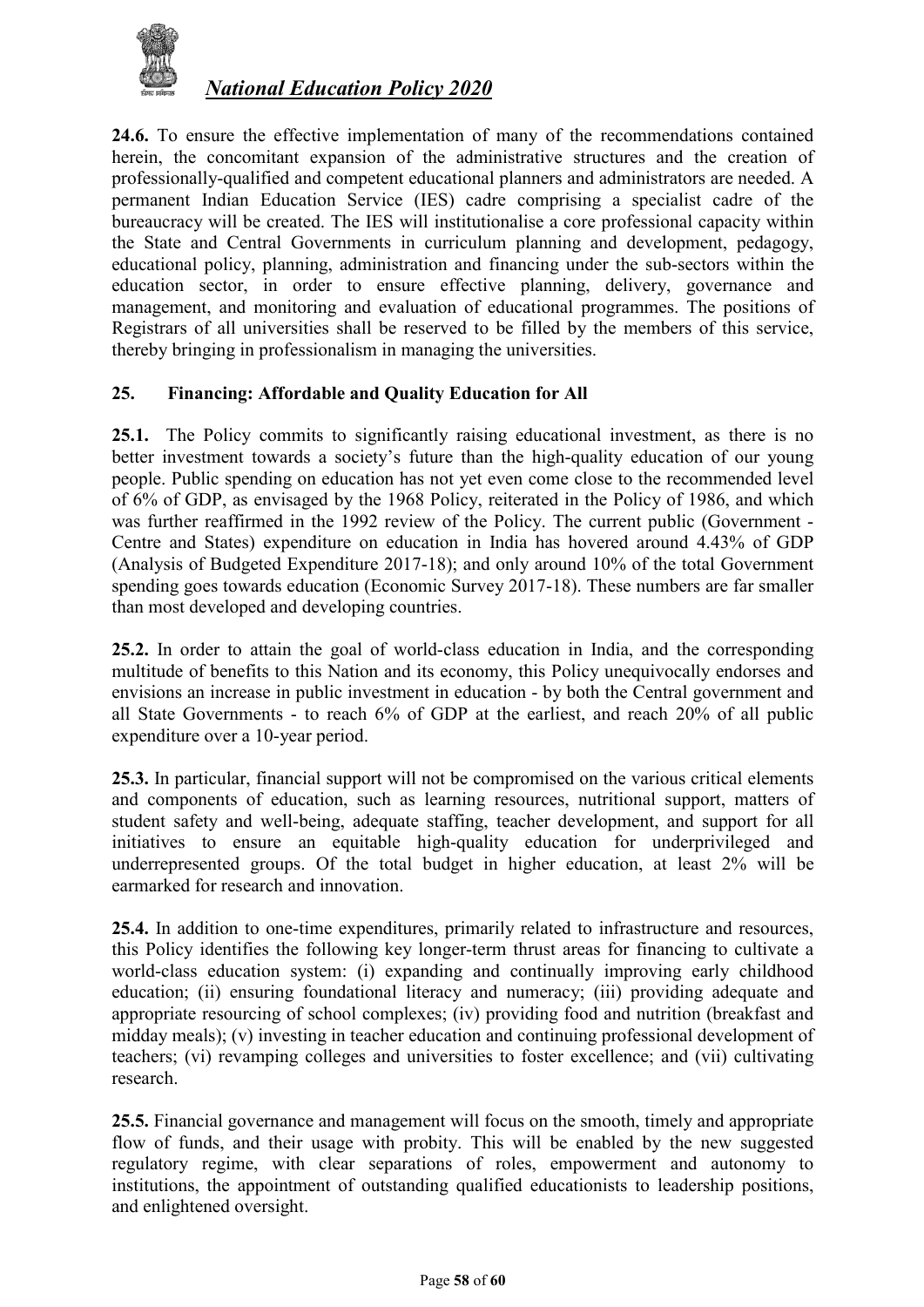**24.6.** To ensure the effective implementation of many of the recommendations contained herein, the concomitant expansion of the administrative structures and the creation of professionally-qualified and competent educational planners and administrators are needed. A permanent Indian Education Service (IES) cadre comprising a specialist cadre of the bureaucracy will be created. The IES will institutionalise a core professional capacity within the State and Central Governments in curriculum planning and development, pedagogy, educational policy, planning, administration and financing under the sub-sectors within the education sector, in order to ensure effective planning, delivery, governance and management, and monitoring and evaluation of educational programmes. The positions of Registrars of all universities shall be reserved to be filled by the members of this service, thereby bringing in professionalism in managing the universities.

## 25. Financing: Affordable and Quality Education for All

**25.1.** The Policy commits to significantly raising educational investment, as there is no better investment towards a society's future than the high-quality education of our young people. Public spending on education has not yet even come close to the recommended level of 6% of GDP, as envisaged by the 1968 Policy, reiterated in the Policy of 1986, and which was further reaffirmed in the 1992 review of the Policy. The current public (Government - Centre and States) expenditure on education in India has hovered around 4.43% of GDP (Analysis of Budgeted Expenditure 2017-18); and only around 10% of the total Government spending goes towards education (Economic Survey 2017-18). These numbers are far smaller than most developed and developing countries.

**25.2.** In order to attain the goal of world-class education in India, and the corresponding multitude of benefits to this Nation and its economy, this Policy unequivocally endorses and envisions an increase in public investment in education - by both the Central government and all State Governments - to reach 6% of GDP at the earliest, and reach 20% of all public expenditure over a 10-year period.

**25.3.** In particular, financial support will not be compromised on the various critical elements and components of education, such as learning resources, nutritional support, matters of student safety and well-being, adequate staffing, teacher development, and support for all initiatives to ensure an equitable high-quality education for underprivileged and underrepresented groups. Of the total budget in higher education, at least 2% will be earmarked for research and innovation.

**25.4.** In addition to one-time expenditures, primarily related to infrastructure and resources, this Policy identifies the following key longer-term thrust areas for financing to cultivate a world-class education system: (i) expanding and continually improving early childhood education; (ii) ensuring foundational literacy and numeracy; (iii) providing adequate and appropriate resourcing of school complexes; (iv) providing food and nutrition (breakfast and midday meals); (v) investing in teacher education and continuing professional development of teachers; (vi) revamping colleges and universities to foster excellence; and (vii) cultivating research.

**25.5.** Financial governance and management will focus on the smooth, timely and appropriate flow of funds, and their usage with probity. This will be enabled by the new suggested regulatory regime, with clear separations of roles, empowerment and autonomy to institutions, the appointment of outstanding qualified educationists to leadership positions, and enlightened oversight.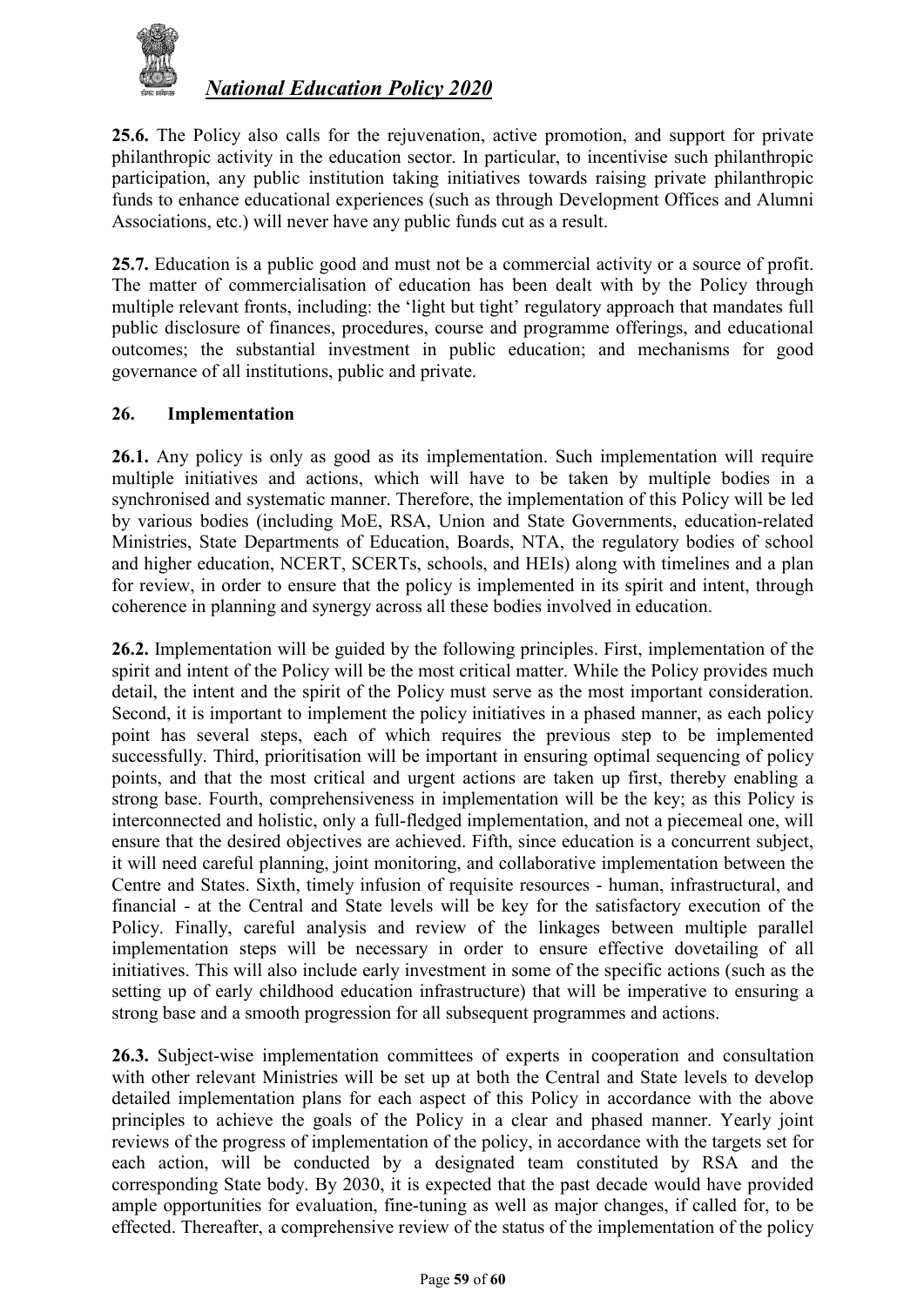**25.6.** The Policy also calls for the rejuvenation, active promotion, and support for private philanthropic activity in the education sector. In particular, to incentivise such philanthropic participation, any public institution taking initiatives towards raising private philanthropic funds to enhance educational experiences (such as through Development Offices and Alumni Associations, etc.) will never have any public funds cut as a result.

**25.7.** Education is a public good and must not be a commercial activity or a source of profit. The matter of commercialisation of education has been dealt with by the Policy through multiple relevant fronts, including: the 'light but tight' regulatory approach that mandates full public disclosure of finances, procedures, course and programme offerings, and educational outcomes; the substantial investment in public education; and mechanisms for good governance of all institutions, public and private.

## 26. Implementation

**26.1.** Any policy is only as good as its implementation. Such implementation will require multiple initiatives and actions, which will have to be taken by multiple bodies in a synchronised and systematic manner. Therefore, the implementation of this Policy will be led by various bodies (including MoE, RSA, Union and State Governments, education-related Ministries, State Departments of Education, Boards, NTA, the regulatory bodies of school and higher education, NCERT, SCERTs, schools, and HEIs) along with timelines and a plan for review, in order to ensure that the policy is implemented in its spirit and intent, through coherence in planning and synergy across all these bodies involved in education.

**26.2.** Implementation will be guided by the following principles. First, implementation of the spirit and intent of the Policy will be the most critical matter. While the Policy provides much detail, the intent and the spirit of the Policy must serve as the most important consideration. Second, it is important to implement the policy initiatives in a phased manner, as each policy point has several steps, each of which requires the previous step to be implemented successfully. Third, prioritisation will be important in ensuring optimal sequencing of policy points, and that the most critical and urgent actions are taken up first, thereby enabling a strong base. Fourth, comprehensiveness in implementation will be the key; as this Policy is interconnected and holistic, only a full-fledged implementation, and not a piecemeal one, will ensure that the desired objectives are achieved. Fifth, since education is a concurrent subject, it will need careful planning, joint monitoring, and collaborative implementation between the Centre and States. Sixth, timely infusion of requisite resources - human, infrastructural, and financial - at the Central and State levels will be key for the satisfactory execution of the Policy. Finally, careful analysis and review of the linkages between multiple parallel implementation steps will be necessary in order to ensure effective dovetailing of all initiatives. This will also include early investment in some of the specific actions (such as the setting up of early childhood education infrastructure) that will be imperative to ensuring a strong base and a smooth progression for all subsequent programmes and actions.

**26.3.** Subject-wise implementation committees of experts in cooperation and consultation with other relevant Ministries will be set up at both the Central and State levels to develop detailed implementation plans for each aspect of this Policy in accordance with the above principles to achieve the goals of the Policy in a clear and phased manner. Yearly joint reviews of the progress of implementation of the policy, in accordance with the targets set for each action, will be conducted by a designated team constituted by RSA and the corresponding State body. By 2030, it is expected that the past decade would have provided ample opportunities for evaluation, fine-tuning as well as major changes, if called for, to be effected. Thereafter, a comprehensive review of the status of the implementation of the policy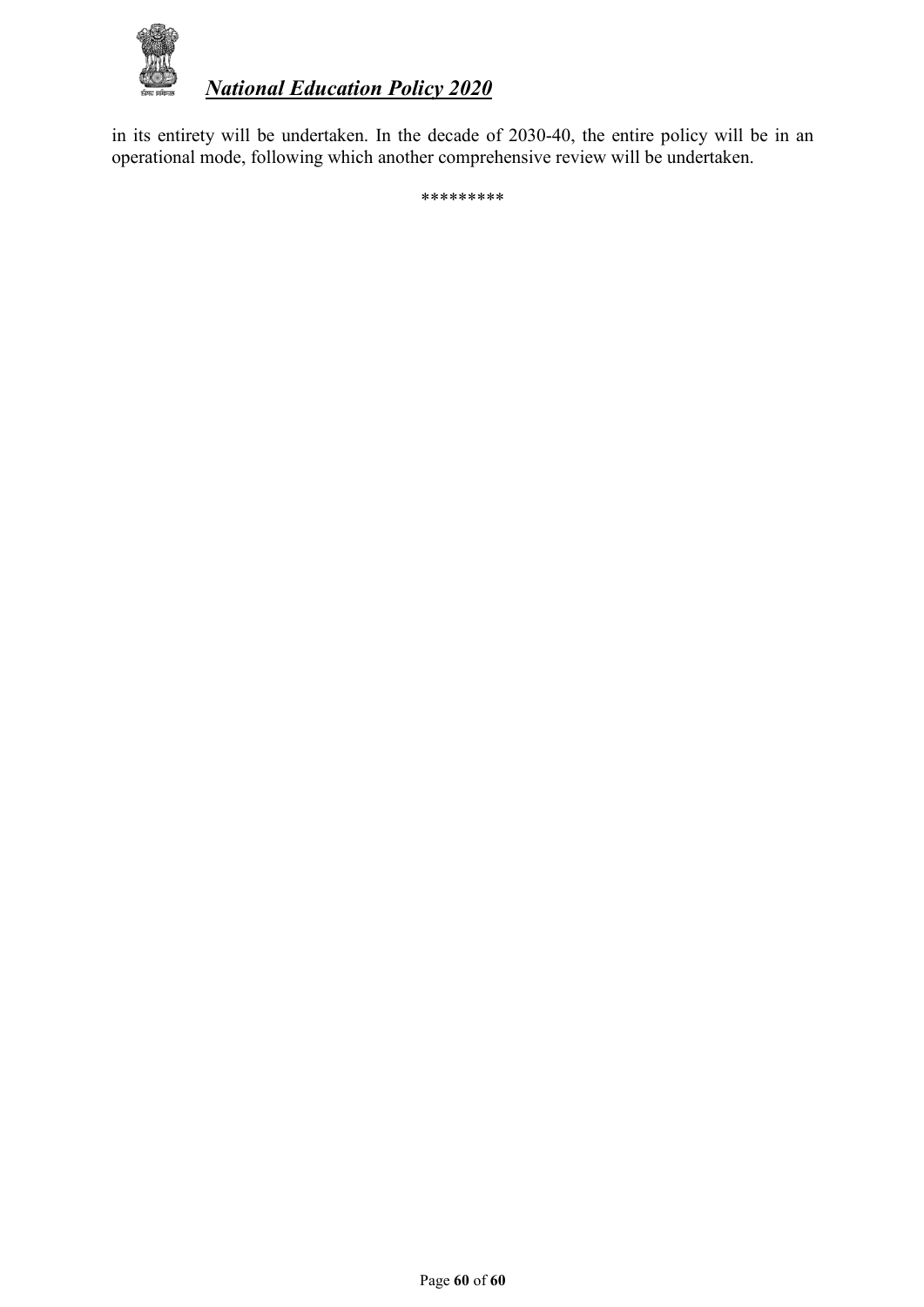in its entirety will be undertaken. In the decade of 2030-40, the entire policy will be in an operational mode, following which another comprehensive review will be undertaken.

*********